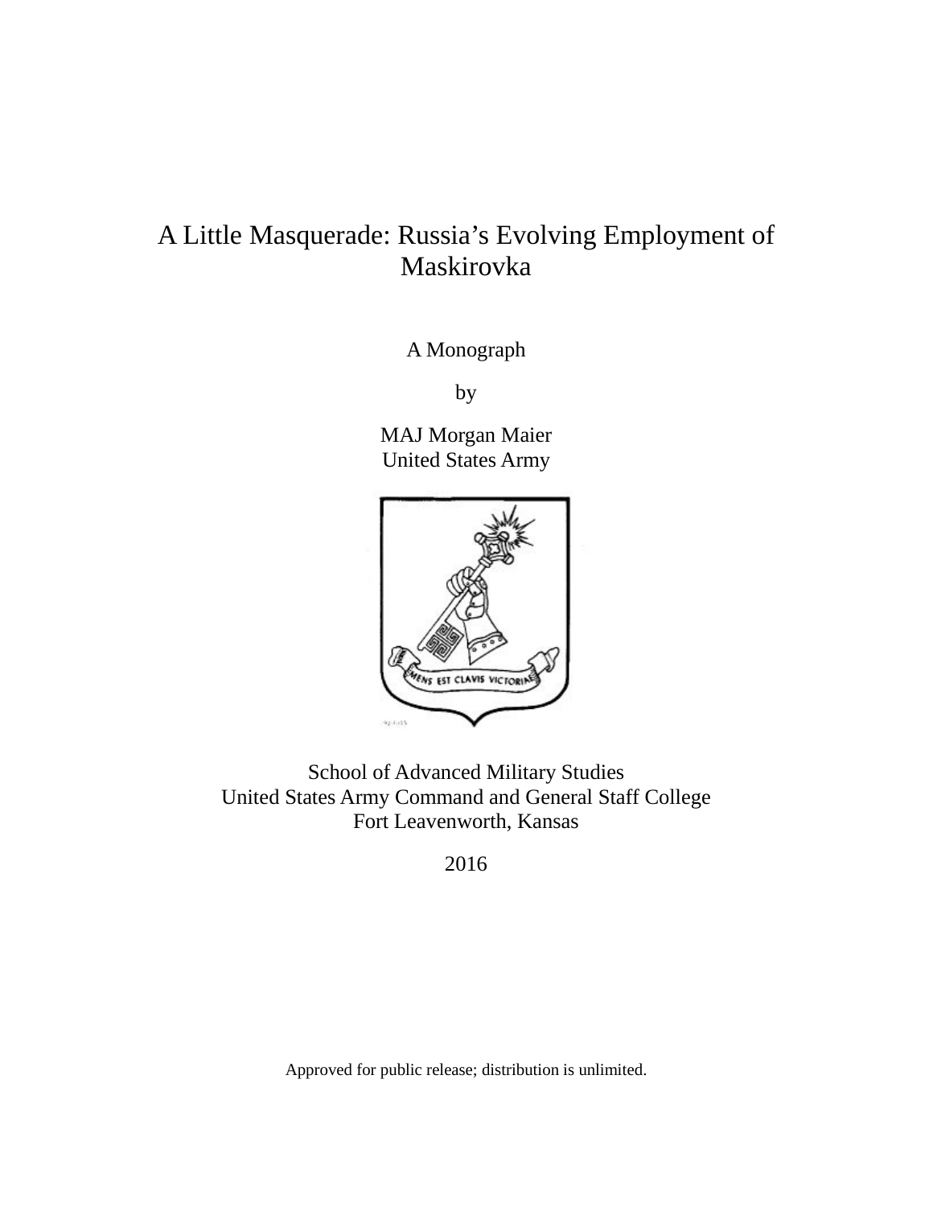# A Little Masquerade: Russia's Evolving Employment of Maskirovka

A Monograph

by

MAJ Morgan Maier
United States Army

School of Advanced Military Studies
United States Army Command and General Staff College
Fort Leavenworth, Kansas

2016

Approved for public release; distribution is unlimited.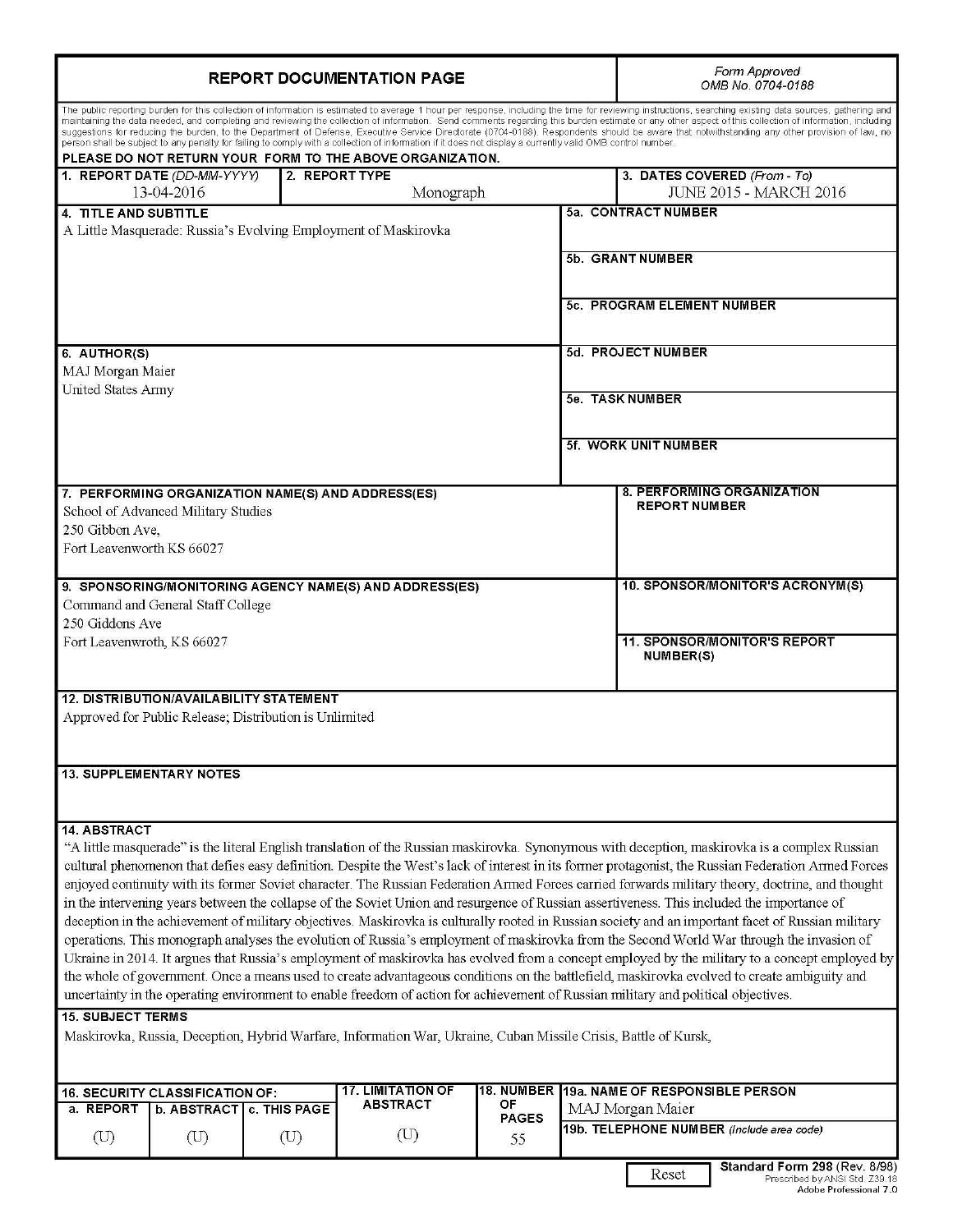# REPORT DOCUMENTATION PAGE

*Form Approved*
*OMB No. 0704-0188*

The public reporting burden for this collection of information is estimated to average 1 hour per response, including the time for reviewing instructions, searching existing data sources, gathering and maintaining the data needed, and completing and reviewing the collection of information. Send comments regarding this burden estimate or any other aspect of this collection of information, including suggestions for reducing the burden, to the Department of Defense, Executive Service Directorate (0704-0188). Respondents should be aware that notwithstanding any other provision of law, no person shall be subject to any penalty for failing to comply with a collection of information if it does not display a currently valid OMB control number.

**PLEASE DO NOT RETURN YOUR FORM TO THE ABOVE ORGANIZATION.**

| 1. REPORT DATE (DD-MM-YYYY) | 2. REPORT TYPE | 3. DATES COVERED (From - To) |
|---|---|---|
| 13-04-2016 | Monograph | JUNE 2015 - MARCH 2016 |

**4. TITLE AND SUBTITLE**
A Little Masquerade: Russia's Evolving Employment of Maskirovka

**5a. CONTRACT NUMBER**

**5b. GRANT NUMBER**

**5c. PROGRAM ELEMENT NUMBER**

**6. AUTHOR(S)**
MAJ Morgan Maier
United States Army

**5d. PROJECT NUMBER**

**5e. TASK NUMBER**

**5f. WORK UNIT NUMBER**

**7. PERFORMING ORGANIZATION NAME(S) AND ADDRESS(ES)**
School of Advanced Military Studies
250 Gibbon Ave,
Fort Leavenworth KS 66027

**8. PERFORMING ORGANIZATION REPORT NUMBER**

**9. SPONSORING/MONITORING AGENCY NAME(S) AND ADDRESS(ES)**
Command and General Staff College
250 Giddons Ave
Fort Leavenwroth, KS 66027

**10. SPONSOR/MONITOR'S ACRONYM(S)**

**11. SPONSOR/MONITOR'S REPORT NUMBER(S)**

**12. DISTRIBUTION/AVAILABILITY STATEMENT**
Approved for Public Release; Distribution is Unlimited

**13. SUPPLEMENTARY NOTES**

**14. ABSTRACT**
"A little masquerade" is the literal English translation of the Russian maskirovka. Synonymous with deception, maskirovka is a complex Russian cultural phenomenon that defies easy definition. Despite the West's lack of interest in its former protagonist, the Russian Federation Armed Forces enjoyed continuity with its former Soviet character. The Russian Federation Armed Forces carried forwards military theory, doctrine, and thought in the intervening years between the collapse of the Soviet Union and resurgence of Russian assertiveness. This included the importance of deception in the achievement of military objectives. Maskirovka is culturally rooted in Russian society and an important facet of Russian military operations. This monograph analyses the evolution of Russia's employment of maskirovka from the Second World War through the invasion of Ukraine in 2014. It argues that Russia's employment of maskirovka has evolved from a concept employed by the military to a concept employed by the whole of government. Once a means used to create advantageous conditions on the battlefield, maskirovka evolved to create ambiguity and uncertainty in the operating environment to enable freedom of action for achievement of Russian military and political objectives.

**15. SUBJECT TERMS**
Maskirovka, Russia, Deception, Hybrid Warfare, Information War, Ukraine, Cuban Missile Crisis, Battle of Kursk,

| 16. SECURITY CLASSIFICATION OF: a. REPORT | b. ABSTRACT | c. THIS PAGE | 17. LIMITATION OF ABSTRACT | 18. NUMBER OF PAGES | 19a. NAME OF RESPONSIBLE PERSON |
|---|---|---|---|---|---|
| (U) | (U) | (U) | (U) | 55 | MAJ Morgan Maier |
| | | | | | 19b. TELEPHONE NUMBER (Include area code) |

Reset

Standard Form 298 (Rev. 8/98)
Prescribed by ANSI Std. Z39.18
Adobe Professional 7.0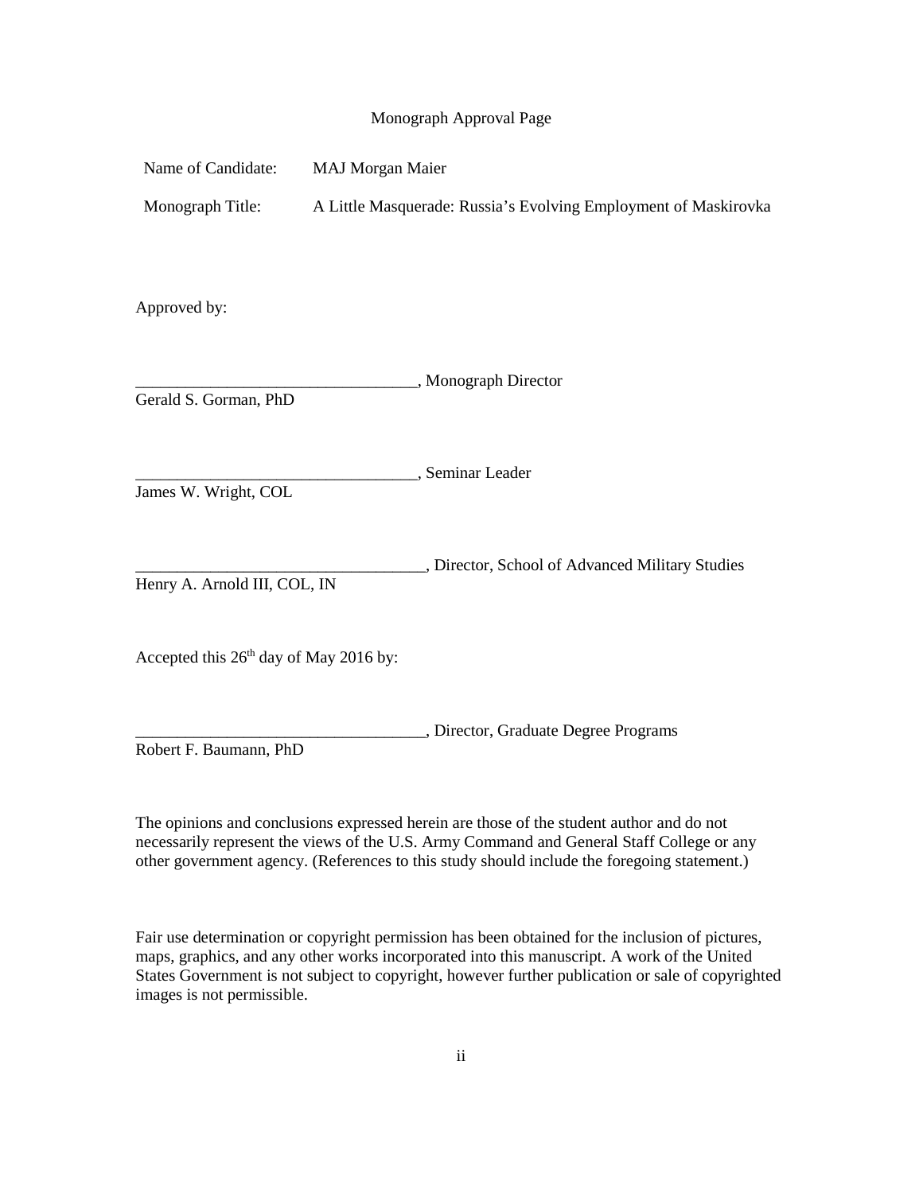# Monograph Approval Page

| | |
|---|---|
| Name of Candidate: | MAJ Morgan Maier |
| Monograph Title: | A Little Masquerade: Russia's Evolving Employment of Maskirovka |

Approved by:

__________________________________, Monograph Director
Gerald S. Gorman, PhD

__________________________________, Seminar Leader
James W. Wright, COL

___________________________________, Director, School of Advanced Military Studies
Henry A. Arnold III, COL, IN

Accepted this 26th day of May 2016 by:

___________________________________, Director, Graduate Degree Programs
Robert F. Baumann, PhD

The opinions and conclusions expressed herein are those of the student author and do not necessarily represent the views of the U.S. Army Command and General Staff College or any other government agency. (References to this study should include the foregoing statement.)

Fair use determination or copyright permission has been obtained for the inclusion of pictures, maps, graphics, and any other works incorporated into this manuscript. A work of the United States Government is not subject to copyright, however further publication or sale of copyrighted images is not permissible.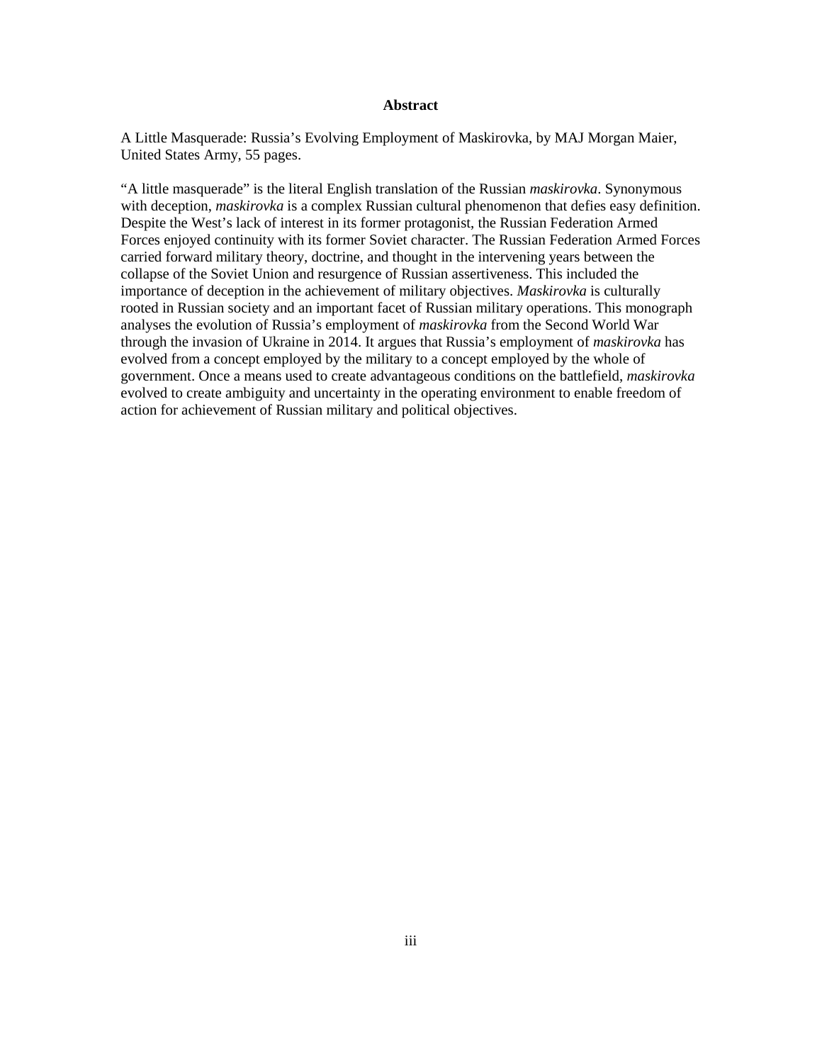## Abstract

A Little Masquerade: Russia's Evolving Employment of Maskirovka, by MAJ Morgan Maier, United States Army, 55 pages.

"A little masquerade" is the literal English translation of the Russian *maskirovka*. Synonymous with deception, *maskirovka* is a complex Russian cultural phenomenon that defies easy definition. Despite the West's lack of interest in its former protagonist, the Russian Federation Armed Forces enjoyed continuity with its former Soviet character. The Russian Federation Armed Forces carried forward military theory, doctrine, and thought in the intervening years between the collapse of the Soviet Union and resurgence of Russian assertiveness. This included the importance of deception in the achievement of military objectives. *Maskirovka* is culturally rooted in Russian society and an important facet of Russian military operations. This monograph analyses the evolution of Russia's employment of *maskirovka* from the Second World War through the invasion of Ukraine in 2014. It argues that Russia's employment of *maskirovka* has evolved from a concept employed by the military to a concept employed by the whole of government. Once a means used to create advantageous conditions on the battlefield, *maskirovka* evolved to create ambiguity and uncertainty in the operating environment to enable freedom of action for achievement of Russian military and political objectives.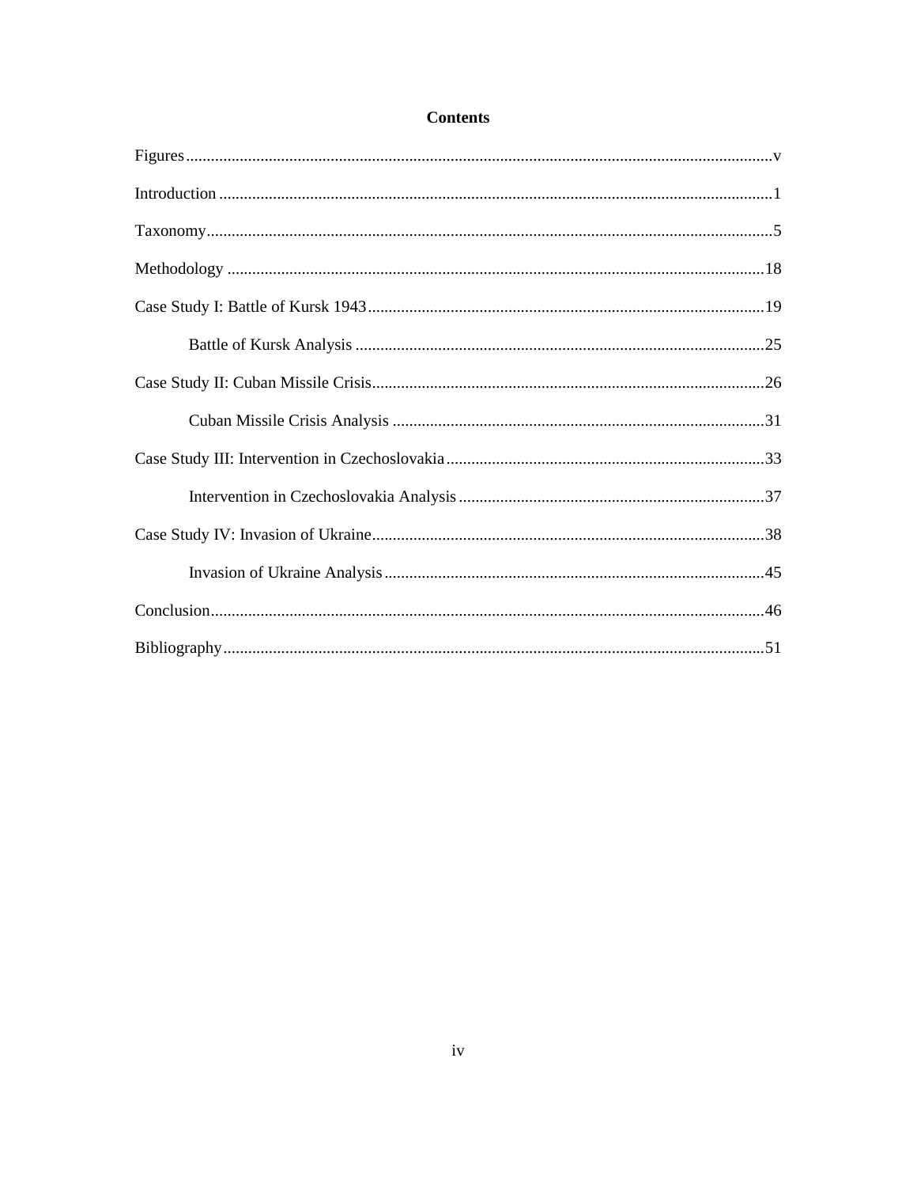# Contents

Figures.....v

Introduction.....1

Taxonomy.....5

Methodology.....18

Case Study I: Battle of Kursk 1943.....19

  Battle of Kursk Analysis.....25

Case Study II: Cuban Missile Crisis.....26

  Cuban Missile Crisis Analysis.....31

Case Study III: Intervention in Czechoslovakia.....33

  Intervention in Czechoslovakia Analysis.....37

Case Study IV: Invasion of Ukraine.....38

  Invasion of Ukraine Analysis.....45

Conclusion.....46

Bibliography.....51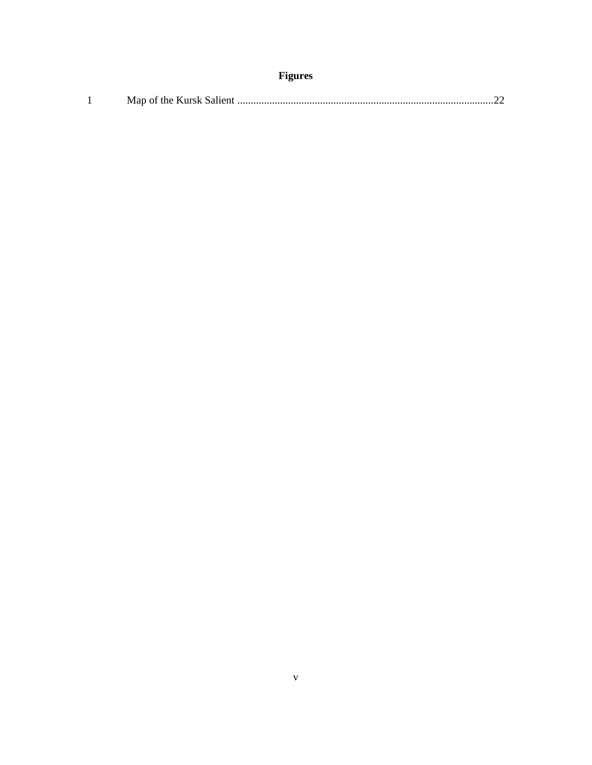## Figures

1 Map of the Kursk Salient ........................................................................................22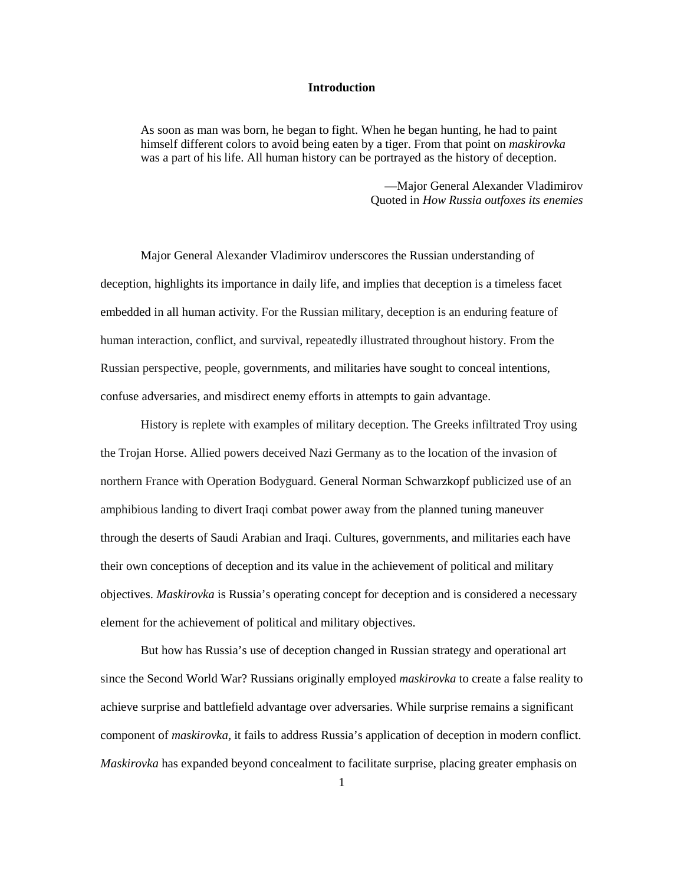# Introduction

> As soon as man was born, he began to fight. When he began hunting, he had to paint himself different colors to avoid being eaten by a tiger. From that point on *maskirovka* was a part of his life. All human history can be portrayed as the history of deception.
>
> —Major General Alexander Vladimirov
> Quoted in *How Russia outfoxes its enemies*

Major General Alexander Vladimirov underscores the Russian understanding of deception, highlights its importance in daily life, and implies that deception is a timeless facet embedded in all human activity. For the Russian military, deception is an enduring feature of human interaction, conflict, and survival, repeatedly illustrated throughout history. From the Russian perspective, people, governments, and militaries have sought to conceal intentions, confuse adversaries, and misdirect enemy efforts in attempts to gain advantage.

History is replete with examples of military deception. The Greeks infiltrated Troy using the Trojan Horse. Allied powers deceived Nazi Germany as to the location of the invasion of northern France with Operation Bodyguard. General Norman Schwarzkopf publicized use of an amphibious landing to divert Iraqi combat power away from the planned tuning maneuver through the deserts of Saudi Arabian and Iraqi. Cultures, governments, and militaries each have their own conceptions of deception and its value in the achievement of political and military objectives. *Maskirovka* is Russia's operating concept for deception and is considered a necessary element for the achievement of political and military objectives.

But how has Russia's use of deception changed in Russian strategy and operational art since the Second World War? Russians originally employed *maskirovka* to create a false reality to achieve surprise and battlefield advantage over adversaries. While surprise remains a significant component of *maskirovka,* it fails to address Russia's application of deception in modern conflict. *Maskirovka* has expanded beyond concealment to facilitate surprise, placing greater emphasis on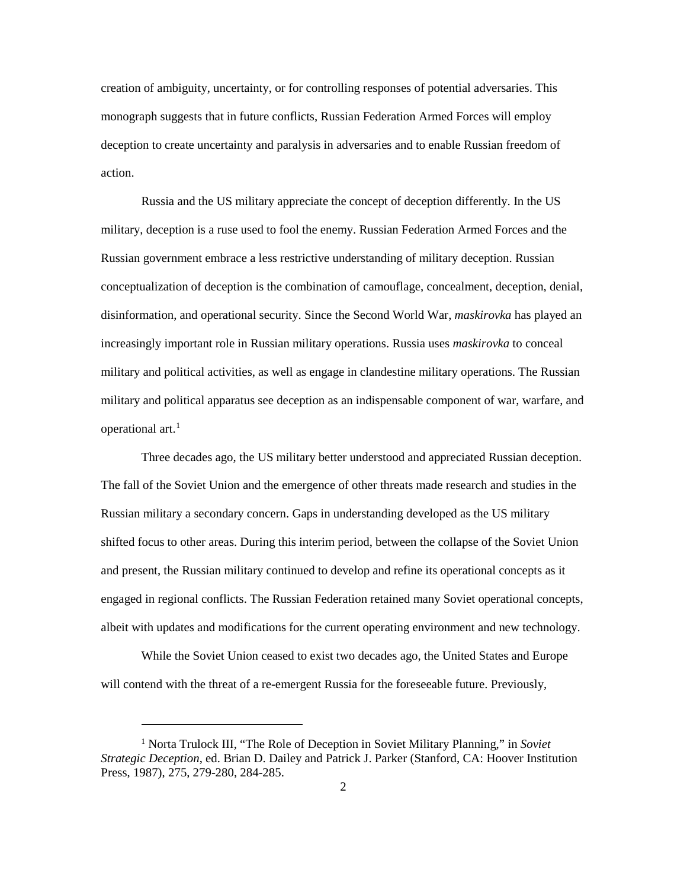creation of ambiguity, uncertainty, or for controlling responses of potential adversaries. This monograph suggests that in future conflicts, Russian Federation Armed Forces will employ deception to create uncertainty and paralysis in adversaries and to enable Russian freedom of action.

Russia and the US military appreciate the concept of deception differently. In the US military, deception is a ruse used to fool the enemy. Russian Federation Armed Forces and the Russian government embrace a less restrictive understanding of military deception. Russian conceptualization of deception is the combination of camouflage, concealment, deception, denial, disinformation, and operational security. Since the Second World War, *maskirovka* has played an increasingly important role in Russian military operations. Russia uses *maskirovka* to conceal military and political activities, as well as engage in clandestine military operations. The Russian military and political apparatus see deception as an indispensable component of war, warfare, and operational art.[1]

Three decades ago, the US military better understood and appreciated Russian deception. The fall of the Soviet Union and the emergence of other threats made research and studies in the Russian military a secondary concern. Gaps in understanding developed as the US military shifted focus to other areas. During this interim period, between the collapse of the Soviet Union and present, the Russian military continued to develop and refine its operational concepts as it engaged in regional conflicts. The Russian Federation retained many Soviet operational concepts, albeit with updates and modifications for the current operating environment and new technology.

While the Soviet Union ceased to exist two decades ago, the United States and Europe will contend with the threat of a re-emergent Russia for the foreseeable future. Previously,

---

[1] Norta Trulock III, "The Role of Deception in Soviet Military Planning," in *Soviet Strategic Deception*, ed. Brian D. Dailey and Patrick J. Parker (Stanford, CA: Hoover Institution Press, 1987), 275, 279-280, 284-285.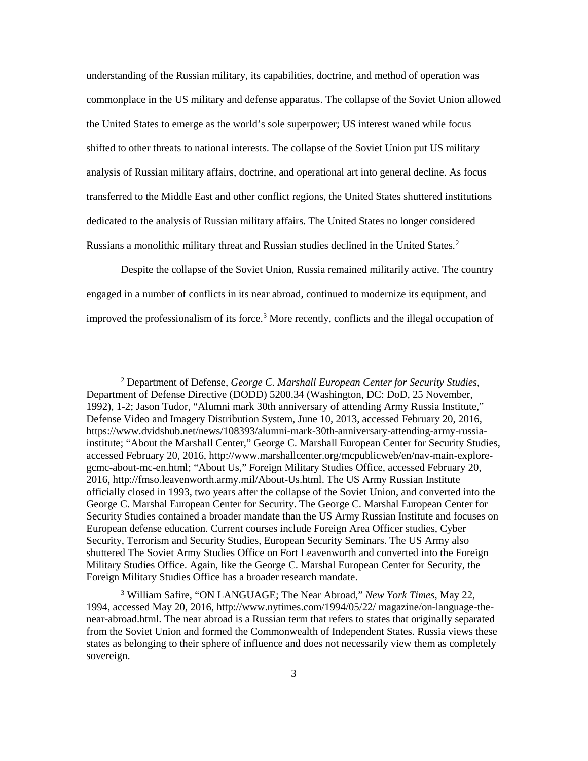understanding of the Russian military, its capabilities, doctrine, and method of operation was commonplace in the US military and defense apparatus. The collapse of the Soviet Union allowed the United States to emerge as the world's sole superpower; US interest waned while focus shifted to other threats to national interests. The collapse of the Soviet Union put US military analysis of Russian military affairs, doctrine, and operational art into general decline. As focus transferred to the Middle East and other conflict regions, the United States shuttered institutions dedicated to the analysis of Russian military affairs. The United States no longer considered Russians a monolithic military threat and Russian studies declined in the United States.[2]

Despite the collapse of the Soviet Union, Russia remained militarily active. The country engaged in a number of conflicts in its near abroad, continued to modernize its equipment, and improved the professionalism of its force.[3] More recently, conflicts and the illegal occupation of

---

[2] Department of Defense, *George C. Marshall European Center for Security Studies*, Department of Defense Directive (DODD) 5200.34 (Washington, DC: DoD, 25 November, 1992), 1-2; Jason Tudor, "Alumni mark 30th anniversary of attending Army Russia Institute," Defense Video and Imagery Distribution System, June 10, 2013, accessed February 20, 2016, https://www.dvidshub.net/news/108393/alumni-mark-30th-anniversary-attending-army-russia-institute; "About the Marshall Center," George C. Marshall European Center for Security Studies, accessed February 20, 2016, http://www.marshallcenter.org/mcpublicweb/en/nav-main-explore-gcmc-about-mc-en.html; "About Us," Foreign Military Studies Office, accessed February 20, 2016, http://fmso.leavenworth.army.mil/About-Us.html. The US Army Russian Institute officially closed in 1993, two years after the collapse of the Soviet Union, and converted into the George C. Marshal European Center for Security. The George C. Marshal European Center for Security Studies contained a broader mandate than the US Army Russian Institute and focuses on European defense education. Current courses include Foreign Area Officer studies, Cyber Security, Terrorism and Security Studies, European Security Seminars. The US Army also shuttered The Soviet Army Studies Office on Fort Leavenworth and converted into the Foreign Military Studies Office. Again, like the George C. Marshal European Center for Security, the Foreign Military Studies Office has a broader research mandate.

[3] William Safire, "ON LANGUAGE; The Near Abroad," *New York Times*, May 22, 1994, accessed May 20, 2016, http://www.nytimes.com/1994/05/22/ magazine/on-language-the-near-abroad.html. The near abroad is a Russian term that refers to states that originally separated from the Soviet Union and formed the Commonwealth of Independent States. Russia views these states as belonging to their sphere of influence and does not necessarily view them as completely sovereign.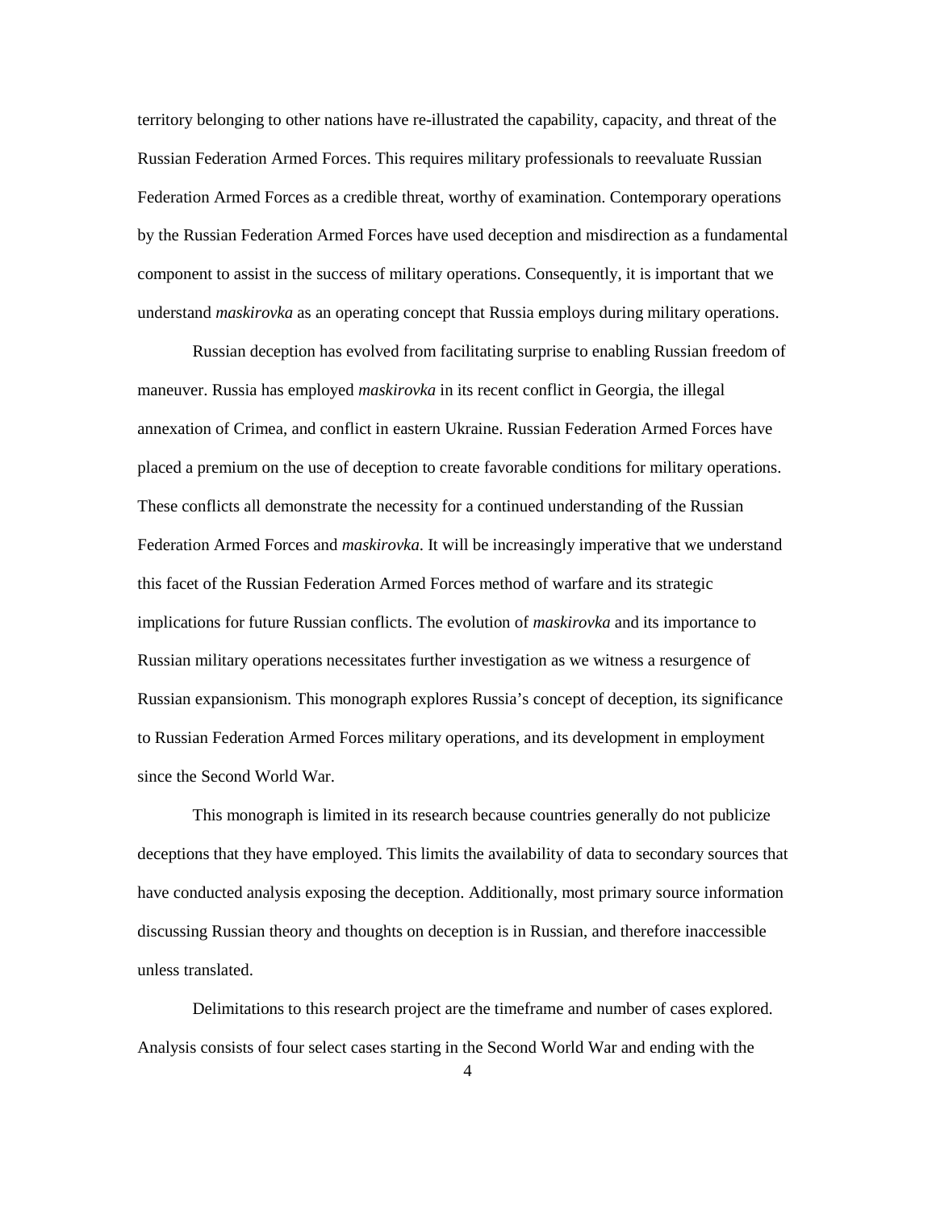territory belonging to other nations have re-illustrated the capability, capacity, and threat of the Russian Federation Armed Forces. This requires military professionals to reevaluate Russian Federation Armed Forces as a credible threat, worthy of examination. Contemporary operations by the Russian Federation Armed Forces have used deception and misdirection as a fundamental component to assist in the success of military operations. Consequently, it is important that we understand *maskirovka* as an operating concept that Russia employs during military operations.

Russian deception has evolved from facilitating surprise to enabling Russian freedom of maneuver. Russia has employed *maskirovka* in its recent conflict in Georgia, the illegal annexation of Crimea, and conflict in eastern Ukraine. Russian Federation Armed Forces have placed a premium on the use of deception to create favorable conditions for military operations. These conflicts all demonstrate the necessity for a continued understanding of the Russian Federation Armed Forces and *maskirovka*. It will be increasingly imperative that we understand this facet of the Russian Federation Armed Forces method of warfare and its strategic implications for future Russian conflicts. The evolution of *maskirovka* and its importance to Russian military operations necessitates further investigation as we witness a resurgence of Russian expansionism. This monograph explores Russia's concept of deception, its significance to Russian Federation Armed Forces military operations, and its development in employment since the Second World War.

This monograph is limited in its research because countries generally do not publicize deceptions that they have employed. This limits the availability of data to secondary sources that have conducted analysis exposing the deception. Additionally, most primary source information discussing Russian theory and thoughts on deception is in Russian, and therefore inaccessible unless translated.

Delimitations to this research project are the timeframe and number of cases explored. Analysis consists of four select cases starting in the Second World War and ending with the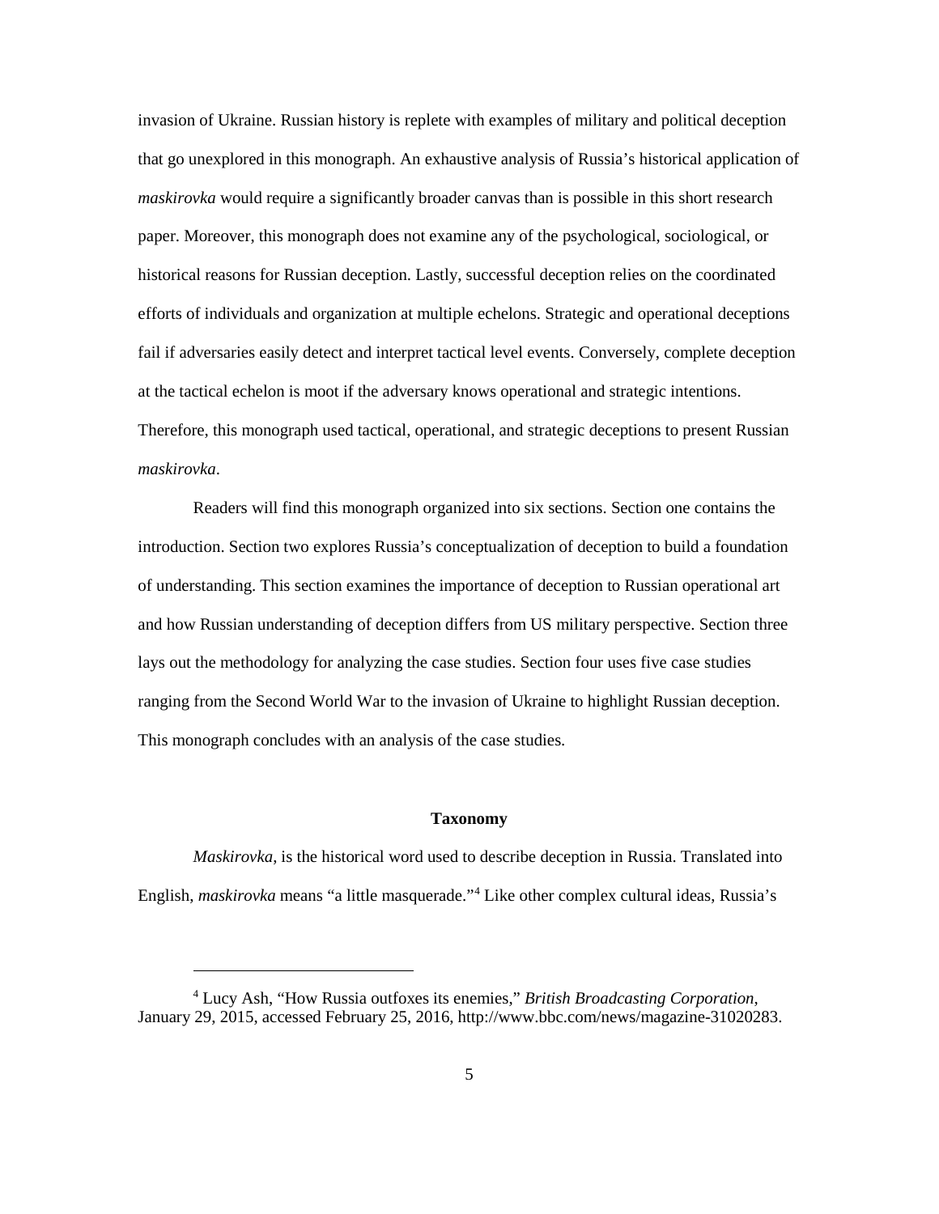invasion of Ukraine. Russian history is replete with examples of military and political deception that go unexplored in this monograph. An exhaustive analysis of Russia's historical application of *maskirovka* would require a significantly broader canvas than is possible in this short research paper. Moreover, this monograph does not examine any of the psychological, sociological, or historical reasons for Russian deception. Lastly, successful deception relies on the coordinated efforts of individuals and organization at multiple echelons. Strategic and operational deceptions fail if adversaries easily detect and interpret tactical level events. Conversely, complete deception at the tactical echelon is moot if the adversary knows operational and strategic intentions. Therefore, this monograph used tactical, operational, and strategic deceptions to present Russian *maskirovka*.

Readers will find this monograph organized into six sections. Section one contains the introduction. Section two explores Russia's conceptualization of deception to build a foundation of understanding. This section examines the importance of deception to Russian operational art and how Russian understanding of deception differs from US military perspective. Section three lays out the methodology for analyzing the case studies. Section four uses five case studies ranging from the Second World War to the invasion of Ukraine to highlight Russian deception. This monograph concludes with an analysis of the case studies.

## Taxonomy

*Maskirovka*, is the historical word used to describe deception in Russia. Translated into English, *maskirovka* means "a little masquerade."[4] Like other complex cultural ideas, Russia's

---

[4] Lucy Ash, "How Russia outfoxes its enemies," *British Broadcasting Corporation*, January 29, 2015, accessed February 25, 2016, http://www.bbc.com/news/magazine-31020283.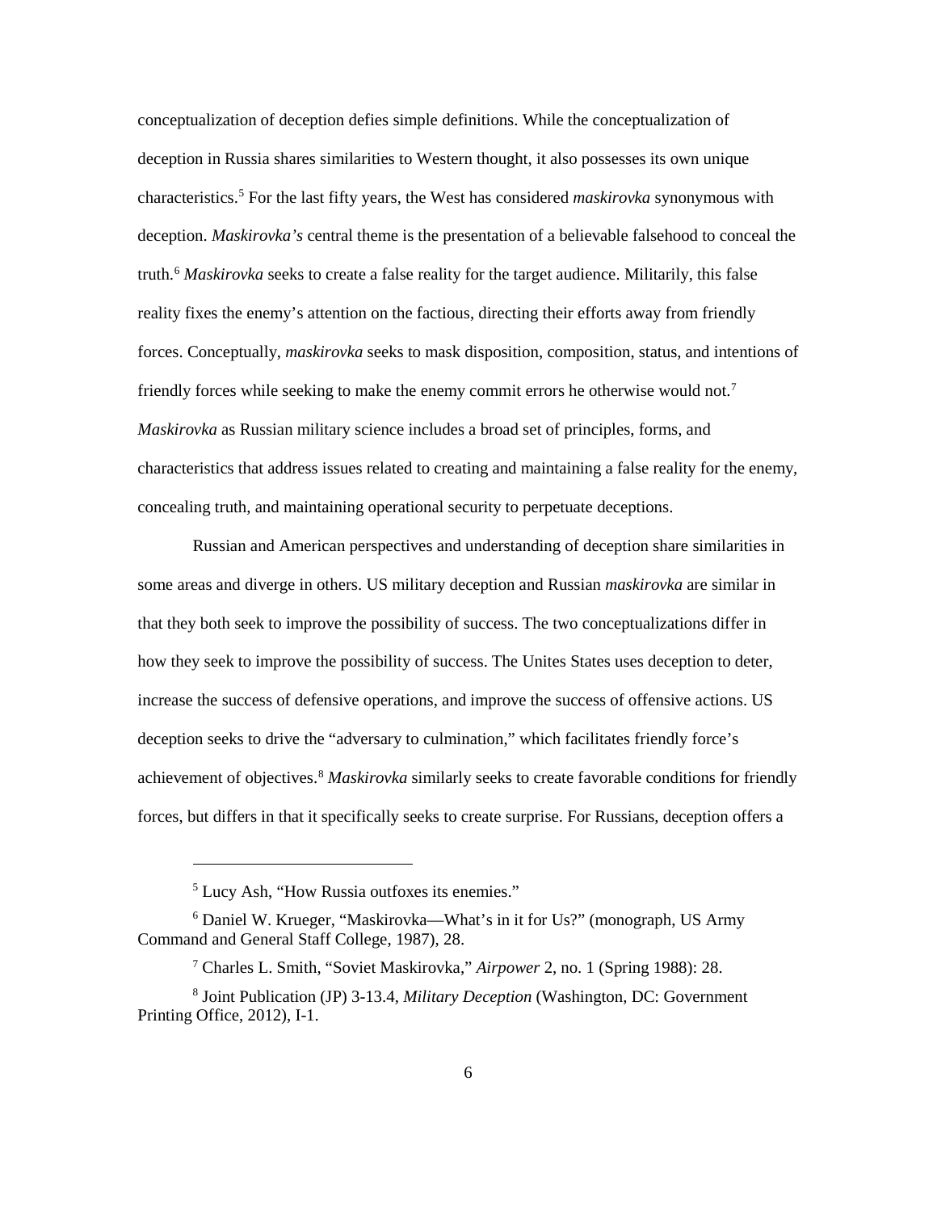conceptualization of deception defies simple definitions. While the conceptualization of deception in Russia shares similarities to Western thought, it also possesses its own unique characteristics.[5] For the last fifty years, the West has considered *maskirovka* synonymous with deception. *Maskirovka's* central theme is the presentation of a believable falsehood to conceal the truth.[6] *Maskirovka* seeks to create a false reality for the target audience. Militarily, this false reality fixes the enemy's attention on the factious, directing their efforts away from friendly forces. Conceptually, *maskirovka* seeks to mask disposition, composition, status, and intentions of friendly forces while seeking to make the enemy commit errors he otherwise would not.[7] *Maskirovka* as Russian military science includes a broad set of principles, forms, and characteristics that address issues related to creating and maintaining a false reality for the enemy, concealing truth, and maintaining operational security to perpetuate deceptions.

Russian and American perspectives and understanding of deception share similarities in some areas and diverge in others. US military deception and Russian *maskirovka* are similar in that they both seek to improve the possibility of success. The two conceptualizations differ in how they seek to improve the possibility of success. The Unites States uses deception to deter, increase the success of defensive operations, and improve the success of offensive actions. US deception seeks to drive the "adversary to culmination," which facilitates friendly force's achievement of objectives.[8] *Maskirovka* similarly seeks to create favorable conditions for friendly forces, but differs in that it specifically seeks to create surprise. For Russians, deception offers a

---

[5] Lucy Ash, "How Russia outfoxes its enemies."

[6] Daniel W. Krueger, "Maskirovka—What's in it for Us?" (monograph, US Army Command and General Staff College, 1987), 28.

[7] Charles L. Smith, "Soviet Maskirovka," *Airpower* 2, no. 1 (Spring 1988): 28.

[8] Joint Publication (JP) 3-13.4, *Military Deception* (Washington, DC: Government Printing Office, 2012), I-1.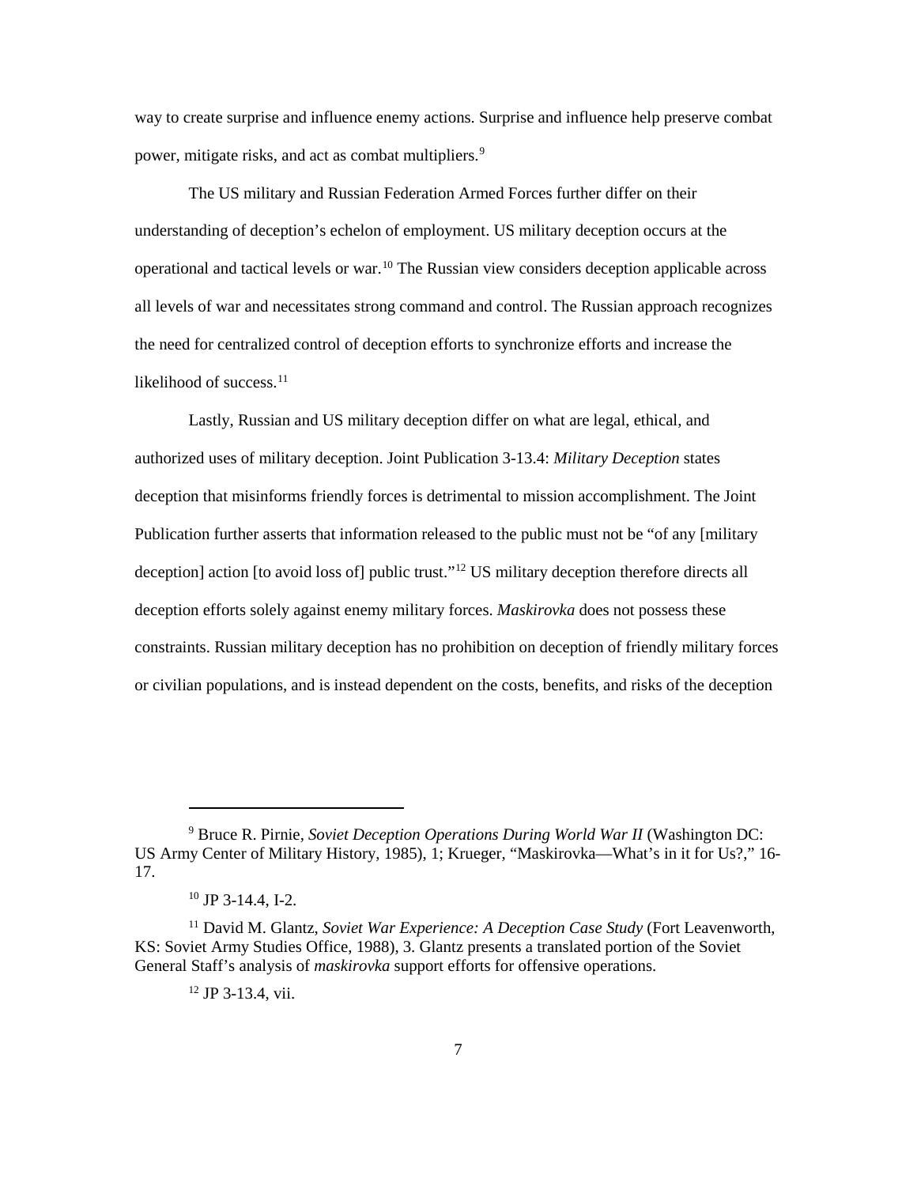way to create surprise and influence enemy actions. Surprise and influence help preserve combat power, mitigate risks, and act as combat multipliers.[9]

The US military and Russian Federation Armed Forces further differ on their understanding of deception's echelon of employment. US military deception occurs at the operational and tactical levels or war.[10] The Russian view considers deception applicable across all levels of war and necessitates strong command and control. The Russian approach recognizes the need for centralized control of deception efforts to synchronize efforts and increase the likelihood of success.[11]

Lastly, Russian and US military deception differ on what are legal, ethical, and authorized uses of military deception. Joint Publication 3-13.4: *Military Deception* states deception that misinforms friendly forces is detrimental to mission accomplishment. The Joint Publication further asserts that information released to the public must not be "of any [military deception] action [to avoid loss of] public trust."[12] US military deception therefore directs all deception efforts solely against enemy military forces. *Maskirovka* does not possess these constraints. Russian military deception has no prohibition on deception of friendly military forces or civilian populations, and is instead dependent on the costs, benefits, and risks of the deception

---

[9] Bruce R. Pirnie, *Soviet Deception Operations During World War II* (Washington DC: US Army Center of Military History, 1985), 1; Krueger, "Maskirovka—What's in it for Us?," 16-17.

[10] JP 3-14.4, I-2.

[11] David M. Glantz, *Soviet War Experience: A Deception Case Study* (Fort Leavenworth, KS: Soviet Army Studies Office, 1988), 3. Glantz presents a translated portion of the Soviet General Staff's analysis of *maskirovka* support efforts for offensive operations.

[12] JP 3-13.4, vii.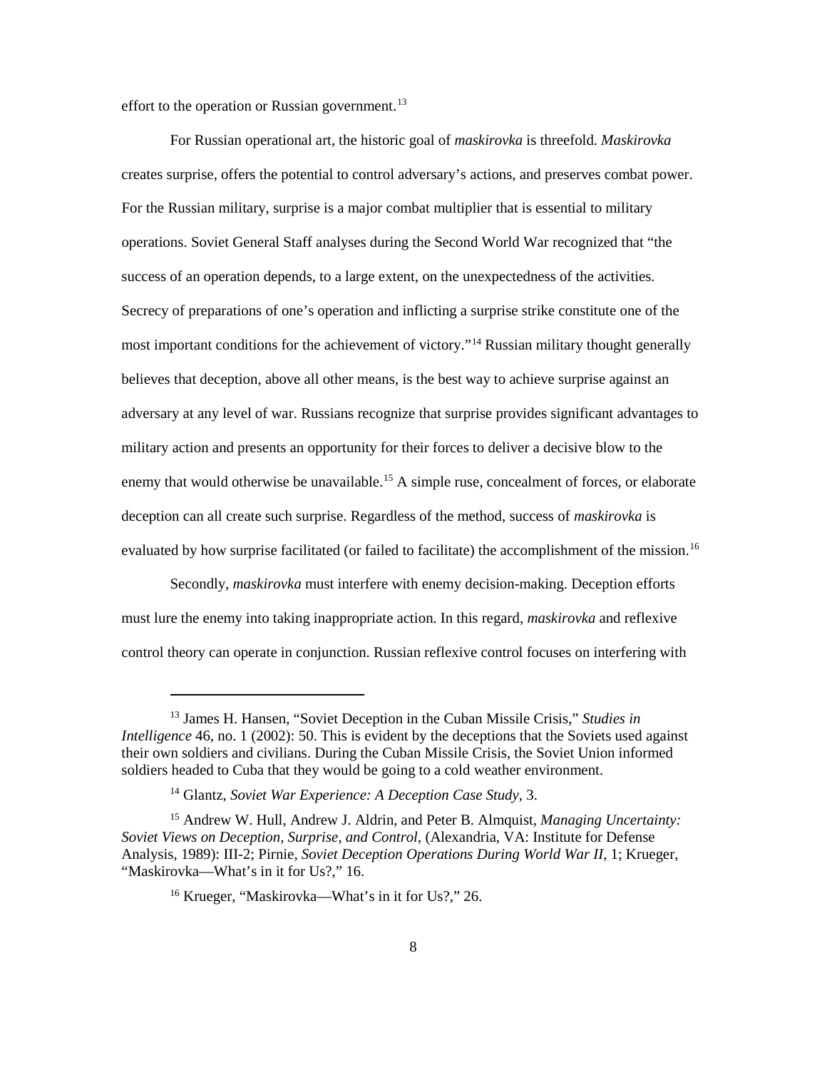effort to the operation or Russian government.[13]

For Russian operational art, the historic goal of *maskirovka* is threefold. *Maskirovka* creates surprise, offers the potential to control adversary's actions, and preserves combat power. For the Russian military, surprise is a major combat multiplier that is essential to military operations. Soviet General Staff analyses during the Second World War recognized that "the success of an operation depends, to a large extent, on the unexpectedness of the activities. Secrecy of preparations of one's operation and inflicting a surprise strike constitute one of the most important conditions for the achievement of victory."[14] Russian military thought generally believes that deception, above all other means, is the best way to achieve surprise against an adversary at any level of war. Russians recognize that surprise provides significant advantages to military action and presents an opportunity for their forces to deliver a decisive blow to the enemy that would otherwise be unavailable.[15] A simple ruse, concealment of forces, or elaborate deception can all create such surprise. Regardless of the method, success of *maskirovka* is evaluated by how surprise facilitated (or failed to facilitate) the accomplishment of the mission.[16]

Secondly, *maskirovka* must interfere with enemy decision-making. Deception efforts must lure the enemy into taking inappropriate action. In this regard, *maskirovka* and reflexive control theory can operate in conjunction. Russian reflexive control focuses on interfering with

---

[13] James H. Hansen, "Soviet Deception in the Cuban Missile Crisis," *Studies in Intelligence* 46, no. 1 (2002): 50. This is evident by the deceptions that the Soviets used against their own soldiers and civilians. During the Cuban Missile Crisis, the Soviet Union informed soldiers headed to Cuba that they would be going to a cold weather environment.

[14] Glantz, *Soviet War Experience: A Deception Case Study*, 3.

[15] Andrew W. Hull, Andrew J. Aldrin, and Peter B. Almquist, *Managing Uncertainty: Soviet Views on Deception, Surprise, and Control*, (Alexandria, VA: Institute for Defense Analysis, 1989): III-2; Pirnie, *Soviet Deception Operations During World War II*, 1; Krueger, "Maskirovka—What's in it for Us?," 16.

[16] Krueger, "Maskirovka—What's in it for Us?," 26.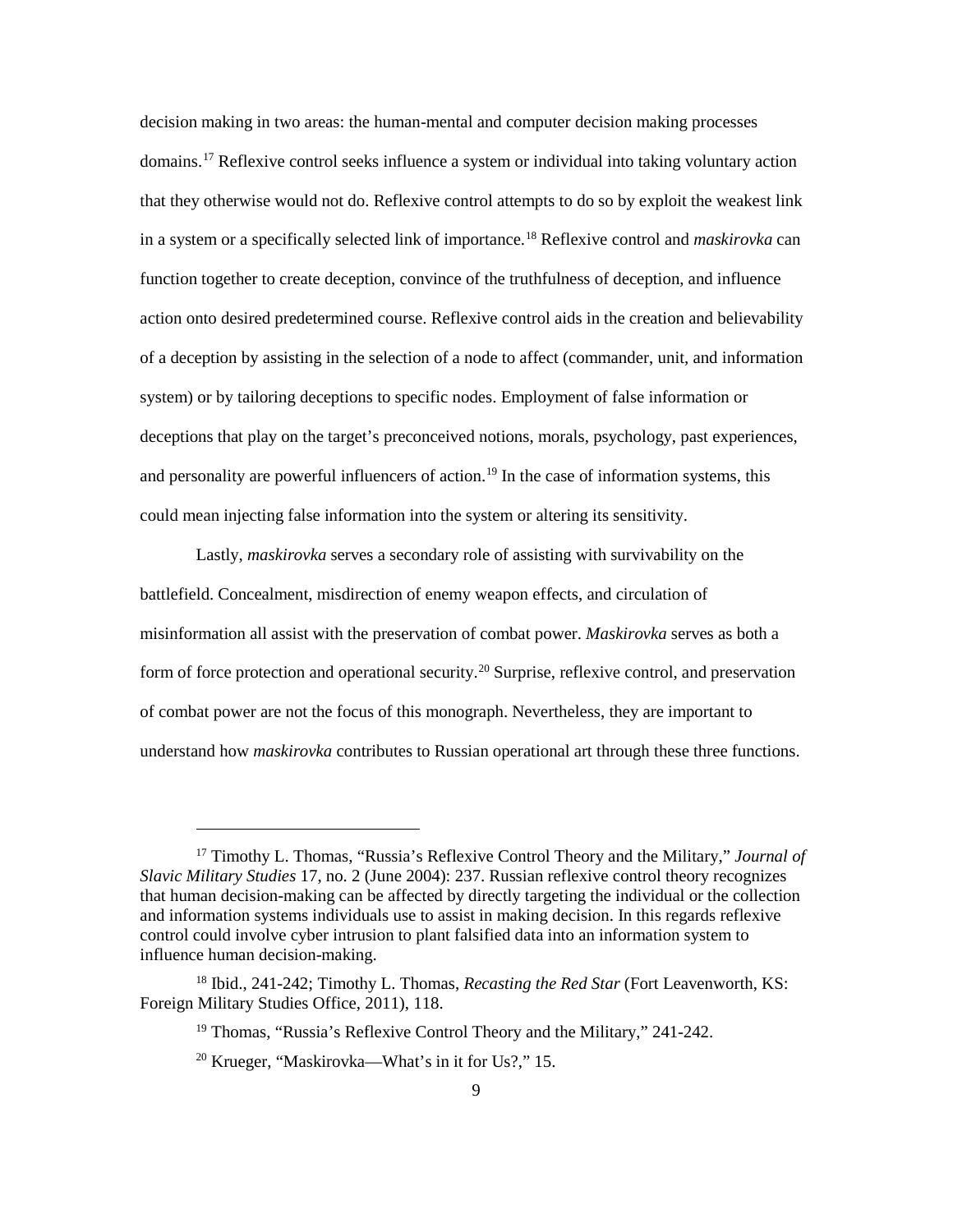decision making in two areas: the human-mental and computer decision making processes domains.[17] Reflexive control seeks influence a system or individual into taking voluntary action that they otherwise would not do. Reflexive control attempts to do so by exploit the weakest link in a system or a specifically selected link of importance.[18] Reflexive control and *maskirovka* can function together to create deception, convince of the truthfulness of deception, and influence action onto desired predetermined course. Reflexive control aids in the creation and believability of a deception by assisting in the selection of a node to affect (commander, unit, and information system) or by tailoring deceptions to specific nodes. Employment of false information or deceptions that play on the target's preconceived notions, morals, psychology, past experiences, and personality are powerful influencers of action.[19] In the case of information systems, this could mean injecting false information into the system or altering its sensitivity.

Lastly, *maskirovka* serves a secondary role of assisting with survivability on the battlefield. Concealment, misdirection of enemy weapon effects, and circulation of misinformation all assist with the preservation of combat power. *Maskirovka* serves as both a form of force protection and operational security.[20] Surprise, reflexive control, and preservation of combat power are not the focus of this monograph. Nevertheless, they are important to understand how *maskirovka* contributes to Russian operational art through these three functions.

---

[17] Timothy L. Thomas, "Russia's Reflexive Control Theory and the Military," *Journal of Slavic Military Studies* 17, no. 2 (June 2004): 237. Russian reflexive control theory recognizes that human decision-making can be affected by directly targeting the individual or the collection and information systems individuals use to assist in making decision. In this regards reflexive control could involve cyber intrusion to plant falsified data into an information system to influence human decision-making.

[18] Ibid., 241-242; Timothy L. Thomas, *Recasting the Red Star* (Fort Leavenworth, KS: Foreign Military Studies Office, 2011), 118.

[19] Thomas, "Russia's Reflexive Control Theory and the Military," 241-242.

[20] Krueger, "Maskirovka—What's in it for Us?," 15.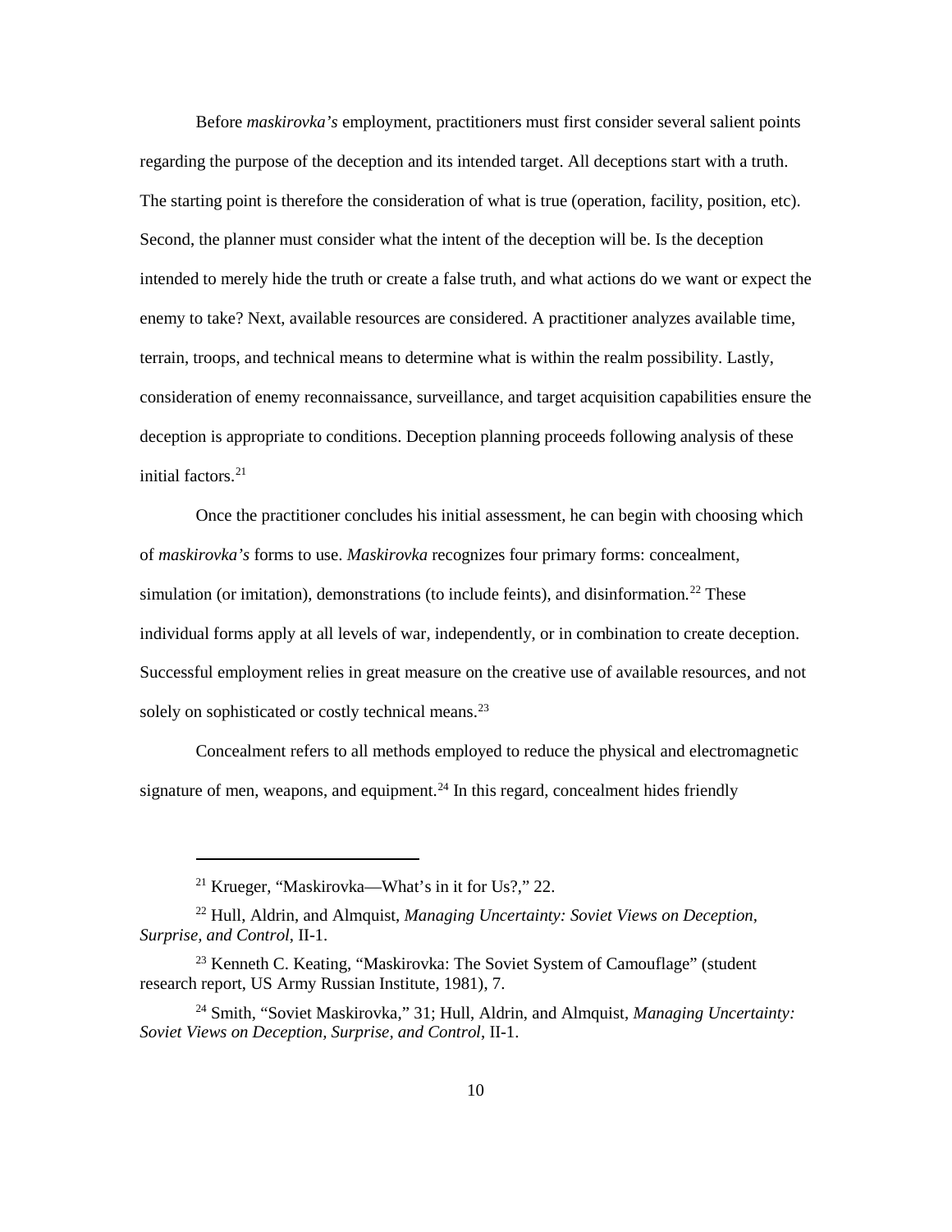Before *maskirovka's* employment, practitioners must first consider several salient points regarding the purpose of the deception and its intended target. All deceptions start with a truth. The starting point is therefore the consideration of what is true (operation, facility, position, etc). Second, the planner must consider what the intent of the deception will be. Is the deception intended to merely hide the truth or create a false truth, and what actions do we want or expect the enemy to take? Next, available resources are considered. A practitioner analyzes available time, terrain, troops, and technical means to determine what is within the realm possibility. Lastly, consideration of enemy reconnaissance, surveillance, and target acquisition capabilities ensure the deception is appropriate to conditions. Deception planning proceeds following analysis of these initial factors.[21]

Once the practitioner concludes his initial assessment, he can begin with choosing which of *maskirovka's* forms to use. *Maskirovka* recognizes four primary forms: concealment, simulation (or imitation), demonstrations (to include feints), and disinformation.[22] These individual forms apply at all levels of war, independently, or in combination to create deception. Successful employment relies in great measure on the creative use of available resources, and not solely on sophisticated or costly technical means.[23]

Concealment refers to all methods employed to reduce the physical and electromagnetic signature of men, weapons, and equipment.[24] In this regard, concealment hides friendly

---

[21] Krueger, "Maskirovka—What's in it for Us?," 22.

[22] Hull, Aldrin, and Almquist, *Managing Uncertainty: Soviet Views on Deception, Surprise, and Control*, II-1.

[23] Kenneth C. Keating, "Maskirovka: The Soviet System of Camouflage" (student research report, US Army Russian Institute, 1981), 7.

[24] Smith, "Soviet Maskirovka," 31; Hull, Aldrin, and Almquist, *Managing Uncertainty: Soviet Views on Deception, Surprise, and Control*, II-1.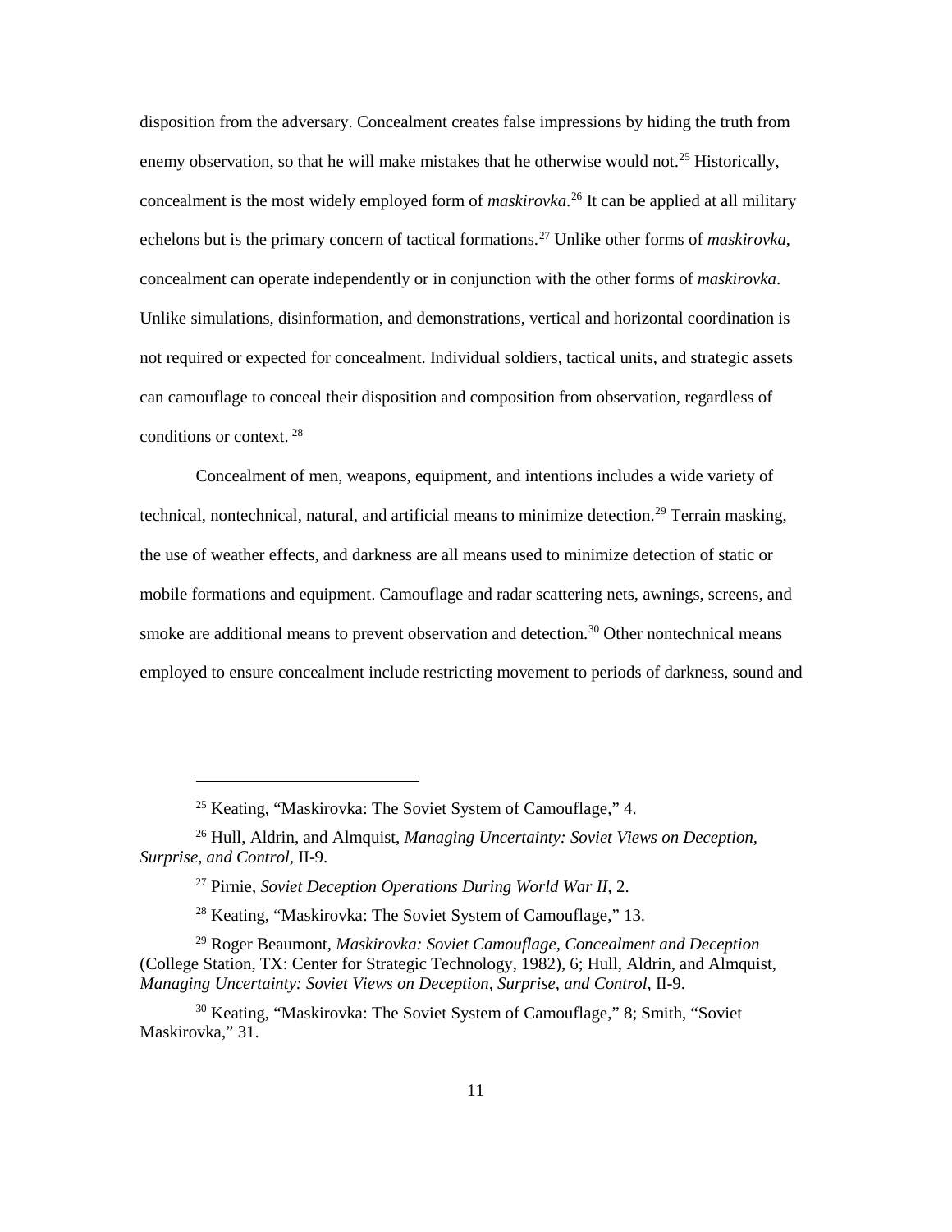disposition from the adversary. Concealment creates false impressions by hiding the truth from enemy observation, so that he will make mistakes that he otherwise would not.[25] Historically, concealment is the most widely employed form of *maskirovka*.[26] It can be applied at all military echelons but is the primary concern of tactical formations.[27] Unlike other forms of *maskirovka*, concealment can operate independently or in conjunction with the other forms of *maskirovka*. Unlike simulations, disinformation, and demonstrations, vertical and horizontal coordination is not required or expected for concealment. Individual soldiers, tactical units, and strategic assets can camouflage to conceal their disposition and composition from observation, regardless of conditions or context. [28]

Concealment of men, weapons, equipment, and intentions includes a wide variety of technical, nontechnical, natural, and artificial means to minimize detection.[29] Terrain masking, the use of weather effects, and darkness are all means used to minimize detection of static or mobile formations and equipment. Camouflage and radar scattering nets, awnings, screens, and smoke are additional means to prevent observation and detection.[30] Other nontechnical means employed to ensure concealment include restricting movement to periods of darkness, sound and

---

[25] Keating, "Maskirovka: The Soviet System of Camouflage," 4.

[26] Hull, Aldrin, and Almquist, *Managing Uncertainty: Soviet Views on Deception, Surprise, and Control*, II-9.

[27] Pirnie, *Soviet Deception Operations During World War II*, 2.

[28] Keating, "Maskirovka: The Soviet System of Camouflage," 13.

[29] Roger Beaumont, *Maskirovka: Soviet Camouflage, Concealment and Deception* (College Station, TX: Center for Strategic Technology, 1982), 6; Hull, Aldrin, and Almquist, *Managing Uncertainty: Soviet Views on Deception, Surprise, and Control*, II-9.

[30] Keating, "Maskirovka: The Soviet System of Camouflage," 8; Smith, "Soviet Maskirovka," 31.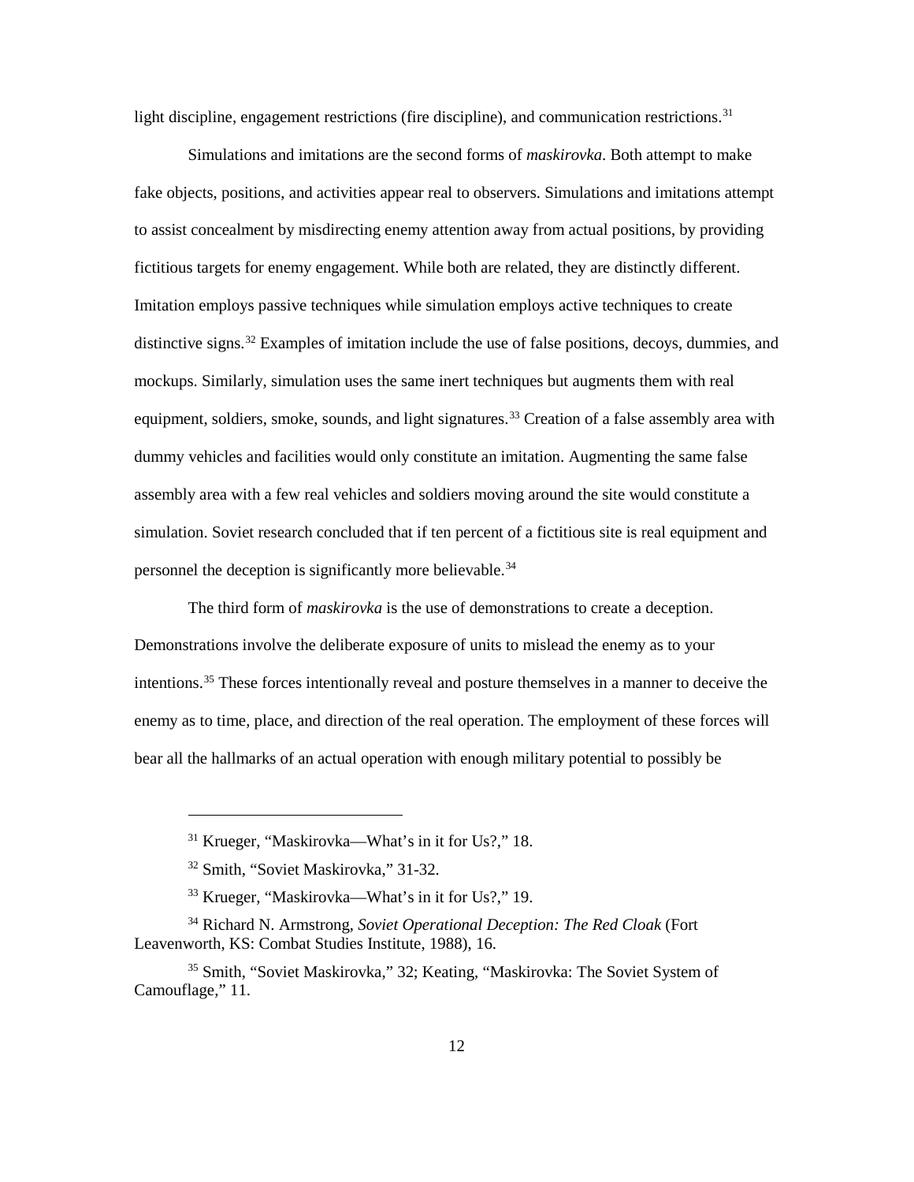light discipline, engagement restrictions (fire discipline), and communication restrictions.[31]

Simulations and imitations are the second forms of *maskirovka*. Both attempt to make fake objects, positions, and activities appear real to observers. Simulations and imitations attempt to assist concealment by misdirecting enemy attention away from actual positions, by providing fictitious targets for enemy engagement. While both are related, they are distinctly different. Imitation employs passive techniques while simulation employs active techniques to create distinctive signs.[32] Examples of imitation include the use of false positions, decoys, dummies, and mockups. Similarly, simulation uses the same inert techniques but augments them with real equipment, soldiers, smoke, sounds, and light signatures.[33] Creation of a false assembly area with dummy vehicles and facilities would only constitute an imitation. Augmenting the same false assembly area with a few real vehicles and soldiers moving around the site would constitute a simulation. Soviet research concluded that if ten percent of a fictitious site is real equipment and personnel the deception is significantly more believable.[34]

The third form of *maskirovka* is the use of demonstrations to create a deception. Demonstrations involve the deliberate exposure of units to mislead the enemy as to your intentions.[35] These forces intentionally reveal and posture themselves in a manner to deceive the enemy as to time, place, and direction of the real operation. The employment of these forces will bear all the hallmarks of an actual operation with enough military potential to possibly be

---

[31] Krueger, "Maskirovka—What's in it for Us?," 18.

[32] Smith, "Soviet Maskirovka," 31-32.

[33] Krueger, "Maskirovka—What's in it for Us?," 19.

[34] Richard N. Armstrong, *Soviet Operational Deception: The Red Cloak* (Fort Leavenworth, KS: Combat Studies Institute, 1988), 16.

[35] Smith, "Soviet Maskirovka," 32; Keating, "Maskirovka: The Soviet System of Camouflage," 11.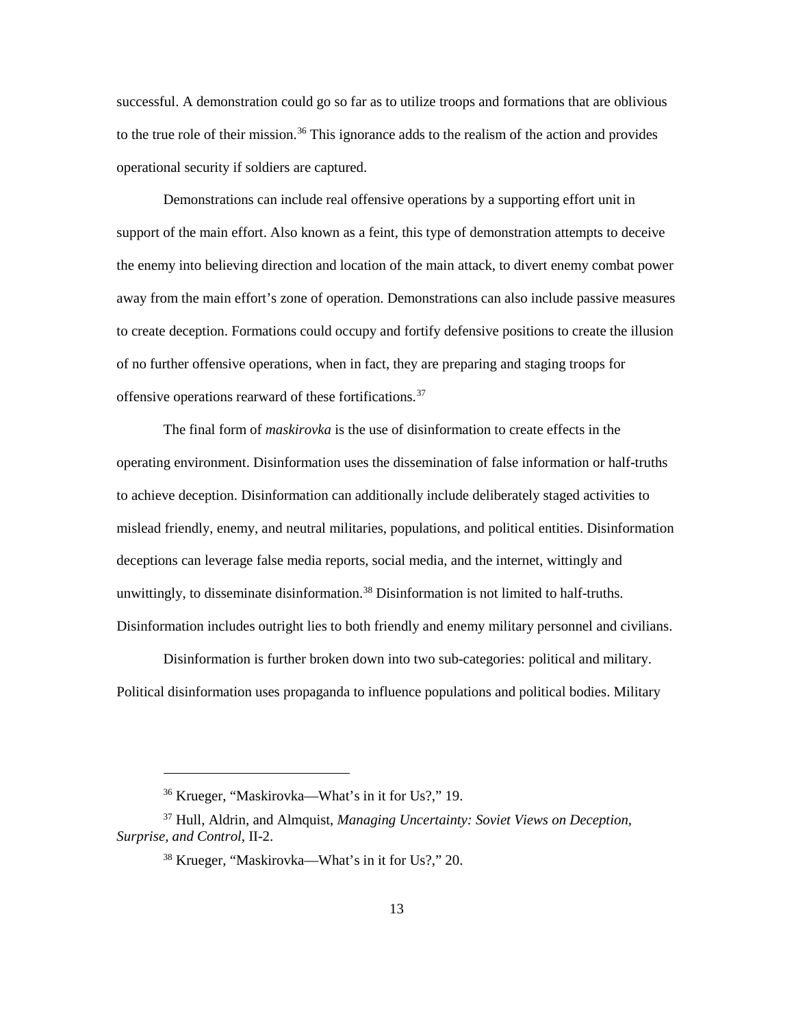successful. A demonstration could go so far as to utilize troops and formations that are oblivious to the true role of their mission.[36] This ignorance adds to the realism of the action and provides operational security if soldiers are captured.

Demonstrations can include real offensive operations by a supporting effort unit in support of the main effort. Also known as a feint, this type of demonstration attempts to deceive the enemy into believing direction and location of the main attack, to divert enemy combat power away from the main effort's zone of operation. Demonstrations can also include passive measures to create deception. Formations could occupy and fortify defensive positions to create the illusion of no further offensive operations, when in fact, they are preparing and staging troops for offensive operations rearward of these fortifications.[37]

The final form of *maskirovka* is the use of disinformation to create effects in the operating environment. Disinformation uses the dissemination of false information or half-truths to achieve deception. Disinformation can additionally include deliberately staged activities to mislead friendly, enemy, and neutral militaries, populations, and political entities. Disinformation deceptions can leverage false media reports, social media, and the internet, wittingly and unwittingly, to disseminate disinformation.[38] Disinformation is not limited to half-truths. Disinformation includes outright lies to both friendly and enemy military personnel and civilians.

Disinformation is further broken down into two sub-categories: political and military. Political disinformation uses propaganda to influence populations and political bodies. Military

---

[36] Krueger, "Maskirovka—What's in it for Us?," 19.

[37] Hull, Aldrin, and Almquist, *Managing Uncertainty: Soviet Views on Deception, Surprise, and Control*, II-2.

[38] Krueger, "Maskirovka—What's in it for Us?," 20.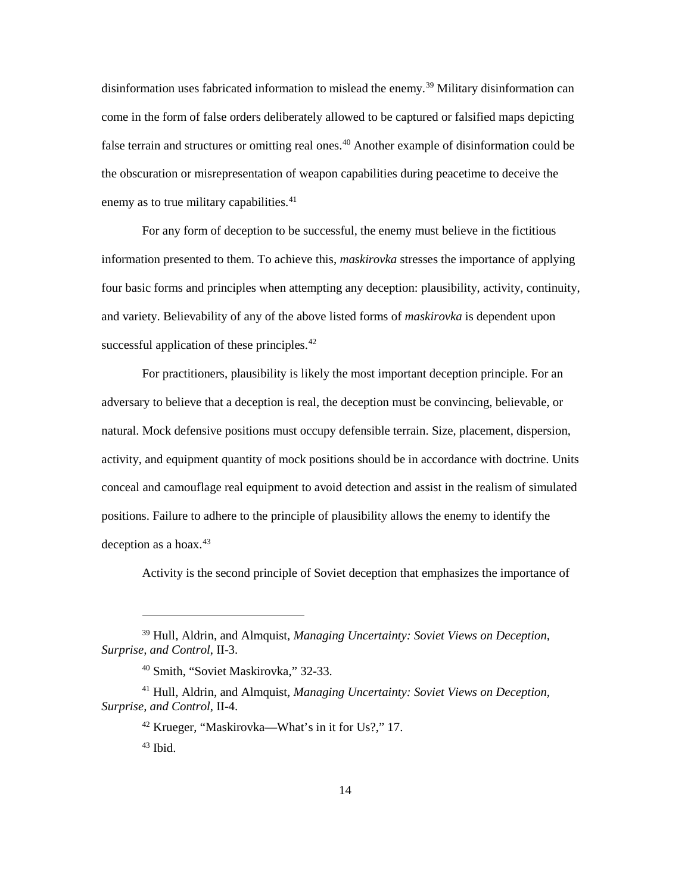disinformation uses fabricated information to mislead the enemy.[39] Military disinformation can come in the form of false orders deliberately allowed to be captured or falsified maps depicting false terrain and structures or omitting real ones.[40] Another example of disinformation could be the obscuration or misrepresentation of weapon capabilities during peacetime to deceive the enemy as to true military capabilities.[41]

For any form of deception to be successful, the enemy must believe in the fictitious information presented to them. To achieve this, *maskirovka* stresses the importance of applying four basic forms and principles when attempting any deception: plausibility, activity, continuity, and variety. Believability of any of the above listed forms of *maskirovka* is dependent upon successful application of these principles.[42]

For practitioners, plausibility is likely the most important deception principle. For an adversary to believe that a deception is real, the deception must be convincing, believable, or natural. Mock defensive positions must occupy defensible terrain. Size, placement, dispersion, activity, and equipment quantity of mock positions should be in accordance with doctrine. Units conceal and camouflage real equipment to avoid detection and assist in the realism of simulated positions. Failure to adhere to the principle of plausibility allows the enemy to identify the deception as a hoax.[43]

Activity is the second principle of Soviet deception that emphasizes the importance of

---

[39] Hull, Aldrin, and Almquist, *Managing Uncertainty: Soviet Views on Deception, Surprise, and Control*, II-3.

[40] Smith, "Soviet Maskirovka," 32-33.

[41] Hull, Aldrin, and Almquist, *Managing Uncertainty: Soviet Views on Deception, Surprise, and Control*, II-4.

[42] Krueger, "Maskirovka—What's in it for Us?," 17.

[43] Ibid.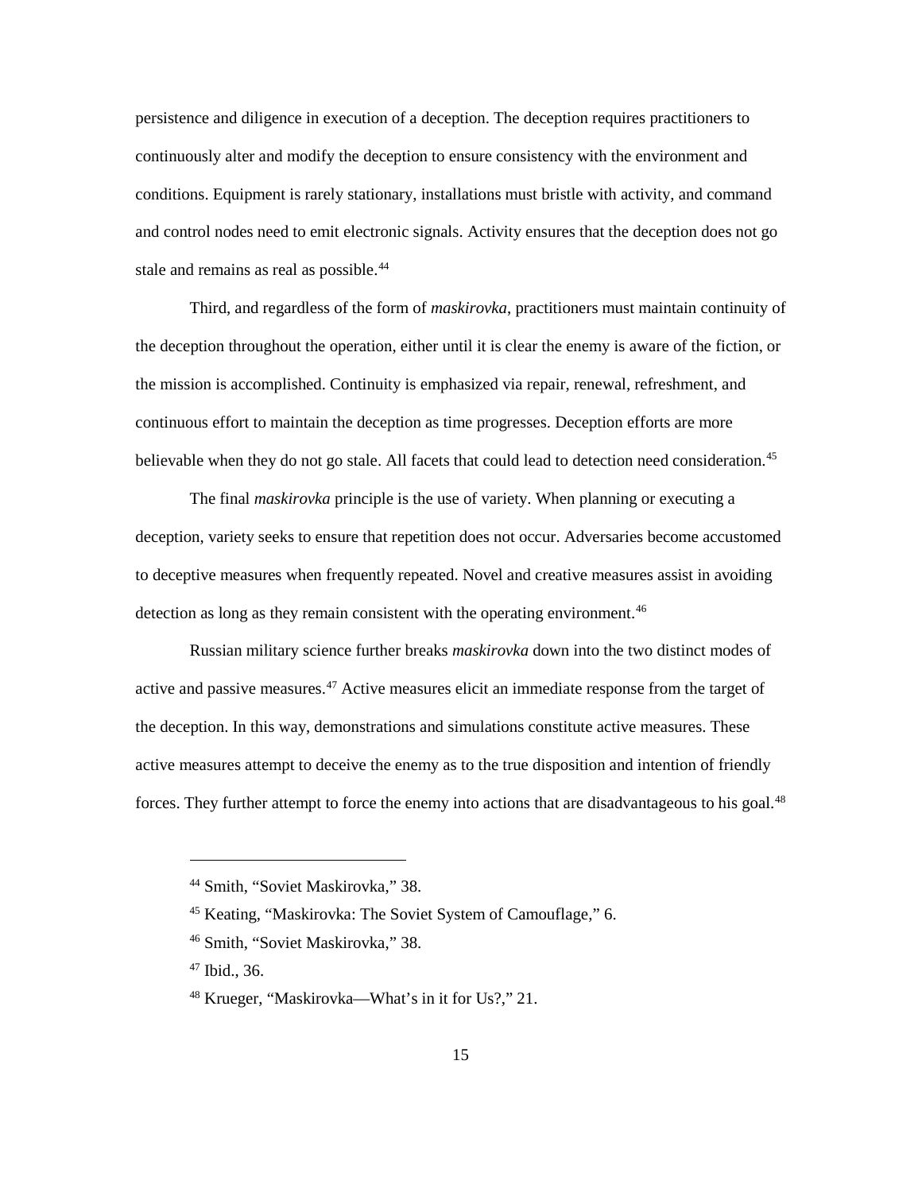persistence and diligence in execution of a deception. The deception requires practitioners to continuously alter and modify the deception to ensure consistency with the environment and conditions. Equipment is rarely stationary, installations must bristle with activity, and command and control nodes need to emit electronic signals. Activity ensures that the deception does not go stale and remains as real as possible.[44]

Third, and regardless of the form of *maskirovka*, practitioners must maintain continuity of the deception throughout the operation, either until it is clear the enemy is aware of the fiction, or the mission is accomplished. Continuity is emphasized via repair, renewal, refreshment, and continuous effort to maintain the deception as time progresses. Deception efforts are more believable when they do not go stale. All facets that could lead to detection need consideration.[45]

The final *maskirovka* principle is the use of variety. When planning or executing a deception, variety seeks to ensure that repetition does not occur. Adversaries become accustomed to deceptive measures when frequently repeated. Novel and creative measures assist in avoiding detection as long as they remain consistent with the operating environment.[46]

Russian military science further breaks *maskirovka* down into the two distinct modes of active and passive measures.[47] Active measures elicit an immediate response from the target of the deception. In this way, demonstrations and simulations constitute active measures. These active measures attempt to deceive the enemy as to the true disposition and intention of friendly forces. They further attempt to force the enemy into actions that are disadvantageous to his goal.[48]

---

[44] Smith, "Soviet Maskirovka," 38.

[45] Keating, "Maskirovka: The Soviet System of Camouflage," 6.

[46] Smith, "Soviet Maskirovka," 38.

[47] Ibid., 36.

[48] Krueger, "Maskirovka—What's in it for Us?," 21.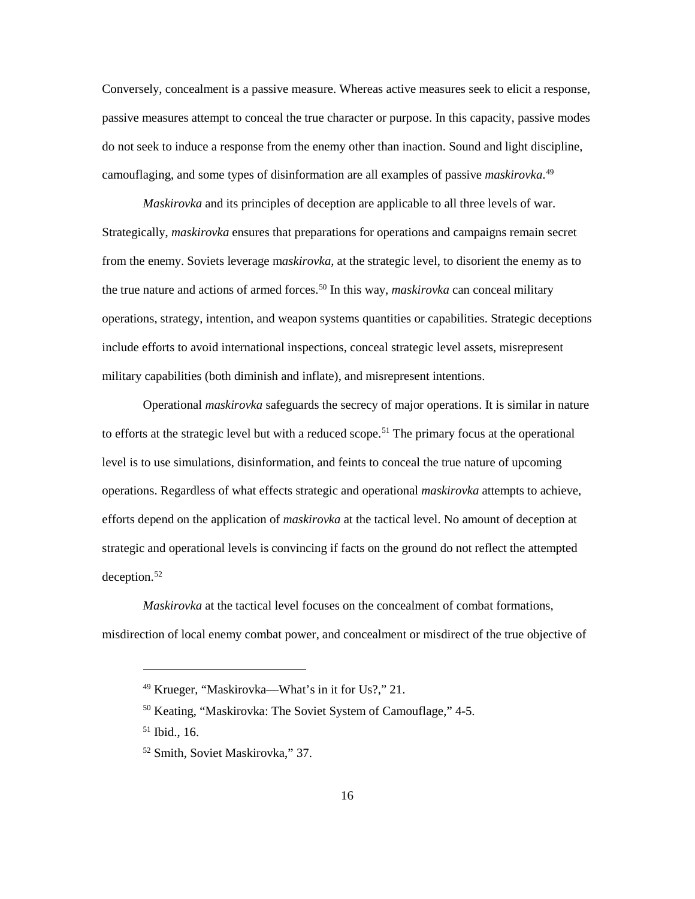Conversely, concealment is a passive measure. Whereas active measures seek to elicit a response, passive measures attempt to conceal the true character or purpose. In this capacity, passive modes do not seek to induce a response from the enemy other than inaction. Sound and light discipline, camouflaging, and some types of disinformation are all examples of passive *maskirovka*.[49]

*Maskirovka* and its principles of deception are applicable to all three levels of war. Strategically, *maskirovka* ensures that preparations for operations and campaigns remain secret from the enemy. Soviets leverage m*askirovka,* at the strategic level, to disorient the enemy as to the true nature and actions of armed forces.[50] In this way, *maskirovka* can conceal military operations, strategy, intention, and weapon systems quantities or capabilities. Strategic deceptions include efforts to avoid international inspections, conceal strategic level assets, misrepresent military capabilities (both diminish and inflate), and misrepresent intentions.

Operational *maskirovka* safeguards the secrecy of major operations. It is similar in nature to efforts at the strategic level but with a reduced scope.[51] The primary focus at the operational level is to use simulations, disinformation, and feints to conceal the true nature of upcoming operations. Regardless of what effects strategic and operational *maskirovka* attempts to achieve, efforts depend on the application of *maskirovka* at the tactical level. No amount of deception at strategic and operational levels is convincing if facts on the ground do not reflect the attempted deception.[52]

*Maskirovka* at the tactical level focuses on the concealment of combat formations, misdirection of local enemy combat power, and concealment or misdirect of the true objective of

---

[49] Krueger, "Maskirovka—What's in it for Us?," 21.

[50] Keating, "Maskirovka: The Soviet System of Camouflage," 4-5.

[51] Ibid., 16.

[52] Smith, Soviet Maskirovka," 37.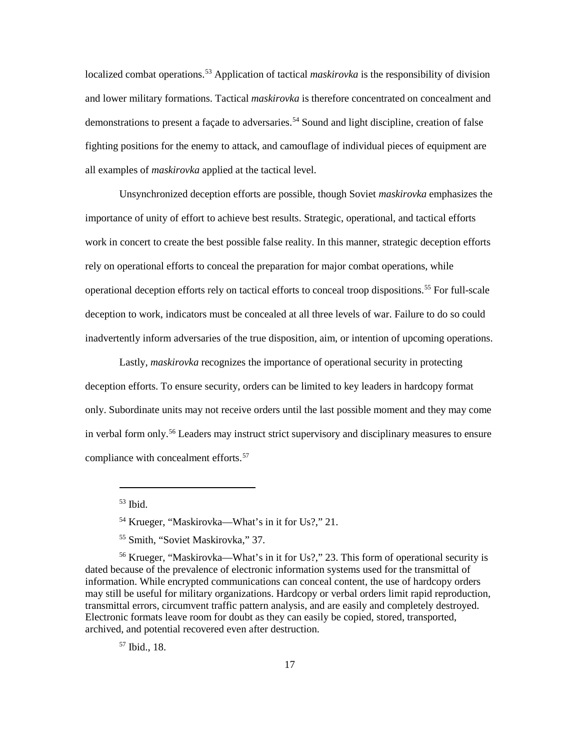localized combat operations.[53] Application of tactical *maskirovka* is the responsibility of division and lower military formations. Tactical *maskirovka* is therefore concentrated on concealment and demonstrations to present a façade to adversaries.[54] Sound and light discipline, creation of false fighting positions for the enemy to attack, and camouflage of individual pieces of equipment are all examples of *maskirovka* applied at the tactical level.

Unsynchronized deception efforts are possible, though Soviet *maskirovka* emphasizes the importance of unity of effort to achieve best results. Strategic, operational, and tactical efforts work in concert to create the best possible false reality. In this manner, strategic deception efforts rely on operational efforts to conceal the preparation for major combat operations, while operational deception efforts rely on tactical efforts to conceal troop dispositions.[55] For full-scale deception to work, indicators must be concealed at all three levels of war. Failure to do so could inadvertently inform adversaries of the true disposition, aim, or intention of upcoming operations.

Lastly, *maskirovka* recognizes the importance of operational security in protecting deception efforts. To ensure security, orders can be limited to key leaders in hardcopy format only. Subordinate units may not receive orders until the last possible moment and they may come in verbal form only.[56] Leaders may instruct strict supervisory and disciplinary measures to ensure compliance with concealment efforts.[57]

---

[53] Ibid.

[54] Krueger, "Maskirovka—What's in it for Us?," 21.

[55] Smith, "Soviet Maskirovka," 37.

[56] Krueger, "Maskirovka—What's in it for Us?," 23. This form of operational security is dated because of the prevalence of electronic information systems used for the transmittal of information. While encrypted communications can conceal content, the use of hardcopy orders may still be useful for military organizations. Hardcopy or verbal orders limit rapid reproduction, transmittal errors, circumvent traffic pattern analysis, and are easily and completely destroyed. Electronic formats leave room for doubt as they can easily be copied, stored, transported, archived, and potential recovered even after destruction.

[57] Ibid., 18.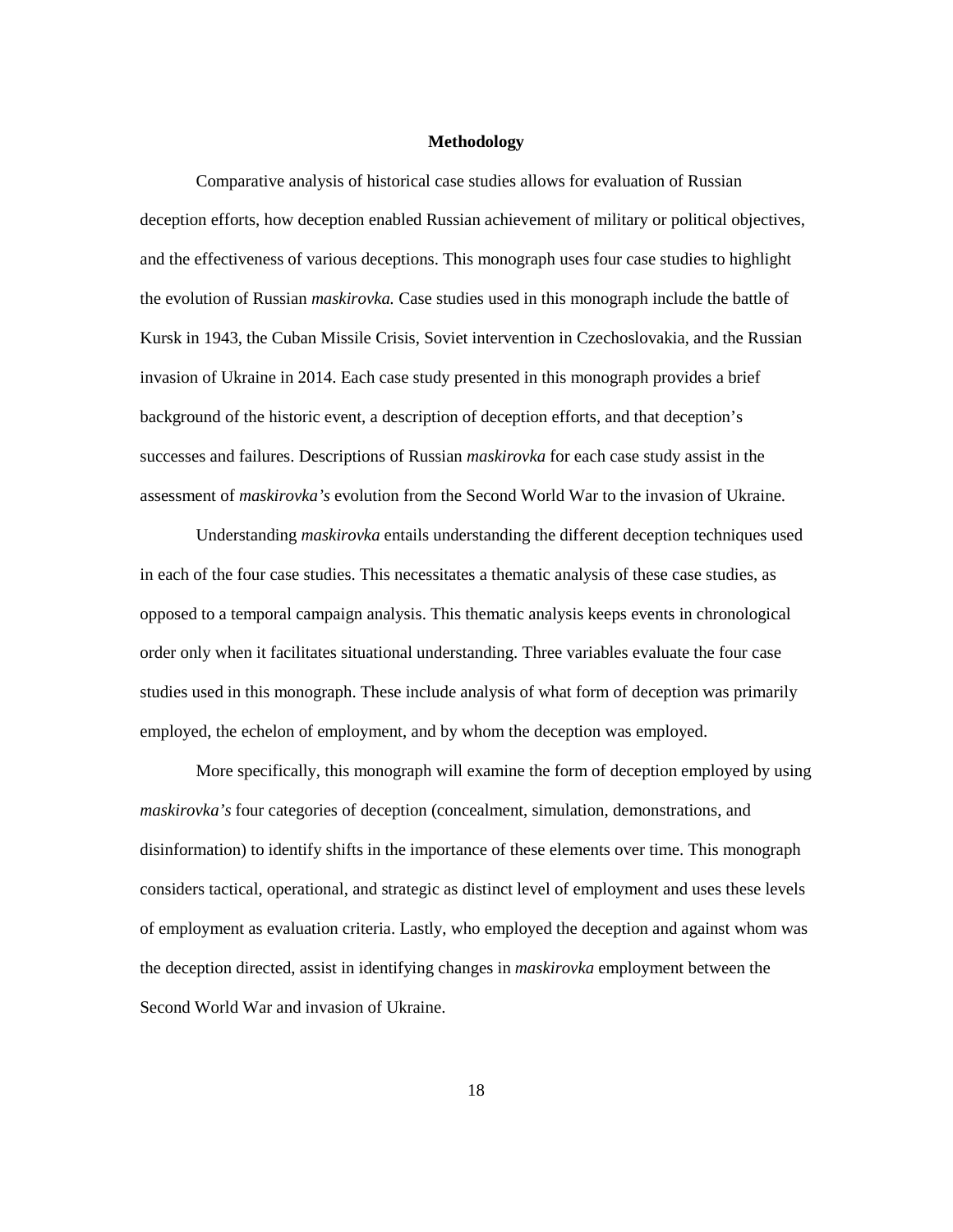# Methodology

Comparative analysis of historical case studies allows for evaluation of Russian deception efforts, how deception enabled Russian achievement of military or political objectives, and the effectiveness of various deceptions. This monograph uses four case studies to highlight the evolution of Russian *maskirovka.* Case studies used in this monograph include the battle of Kursk in 1943, the Cuban Missile Crisis, Soviet intervention in Czechoslovakia, and the Russian invasion of Ukraine in 2014. Each case study presented in this monograph provides a brief background of the historic event, a description of deception efforts, and that deception's successes and failures. Descriptions of Russian *maskirovka* for each case study assist in the assessment of *maskirovka's* evolution from the Second World War to the invasion of Ukraine.

Understanding *maskirovka* entails understanding the different deception techniques used in each of the four case studies. This necessitates a thematic analysis of these case studies, as opposed to a temporal campaign analysis. This thematic analysis keeps events in chronological order only when it facilitates situational understanding. Three variables evaluate the four case studies used in this monograph. These include analysis of what form of deception was primarily employed, the echelon of employment, and by whom the deception was employed.

More specifically, this monograph will examine the form of deception employed by using *maskirovka's* four categories of deception (concealment, simulation, demonstrations, and disinformation) to identify shifts in the importance of these elements over time. This monograph considers tactical, operational, and strategic as distinct level of employment and uses these levels of employment as evaluation criteria. Lastly, who employed the deception and against whom was the deception directed, assist in identifying changes in *maskirovka* employment between the Second World War and invasion of Ukraine.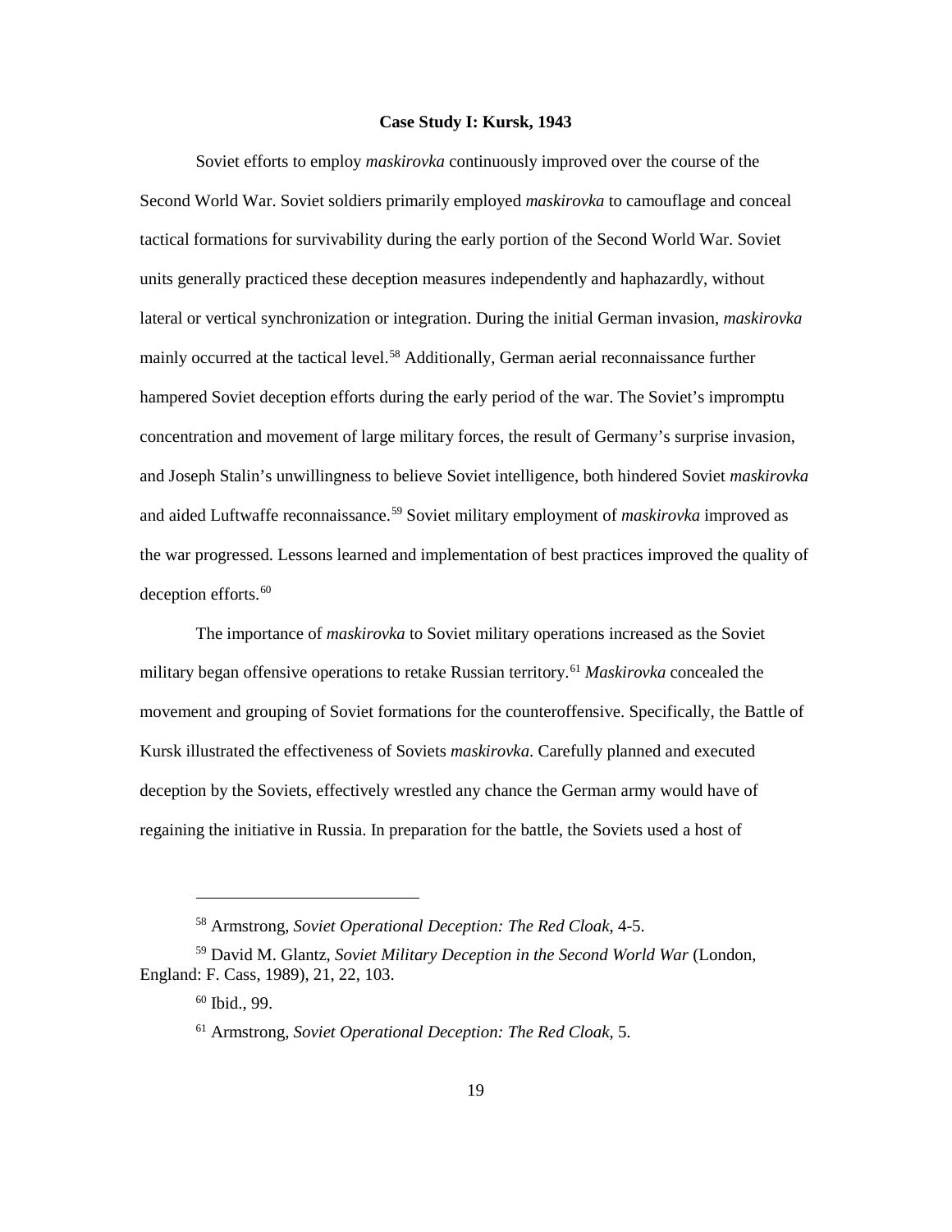## Case Study I: Kursk, 1943

Soviet efforts to employ *maskirovka* continuously improved over the course of the Second World War. Soviet soldiers primarily employed *maskirovka* to camouflage and conceal tactical formations for survivability during the early portion of the Second World War. Soviet units generally practiced these deception measures independently and haphazardly, without lateral or vertical synchronization or integration. During the initial German invasion, *maskirovka* mainly occurred at the tactical level.[58] Additionally, German aerial reconnaissance further hampered Soviet deception efforts during the early period of the war. The Soviet's impromptu concentration and movement of large military forces, the result of Germany's surprise invasion, and Joseph Stalin's unwillingness to believe Soviet intelligence, both hindered Soviet *maskirovka* and aided Luftwaffe reconnaissance.[59] Soviet military employment of *maskirovka* improved as the war progressed. Lessons learned and implementation of best practices improved the quality of deception efforts.[60]

The importance of *maskirovka* to Soviet military operations increased as the Soviet military began offensive operations to retake Russian territory.[61] *Maskirovka* concealed the movement and grouping of Soviet formations for the counteroffensive. Specifically, the Battle of Kursk illustrated the effectiveness of Soviets *maskirovka*. Carefully planned and executed deception by the Soviets, effectively wrestled any chance the German army would have of regaining the initiative in Russia. In preparation for the battle, the Soviets used a host of

---

[58] Armstrong, *Soviet Operational Deception: The Red Cloak*, 4-5.

[59] David M. Glantz, *Soviet Military Deception in the Second World War* (London, England: F. Cass, 1989), 21, 22, 103.

[60] Ibid., 99.

[61] Armstrong, *Soviet Operational Deception: The Red Cloak*, 5.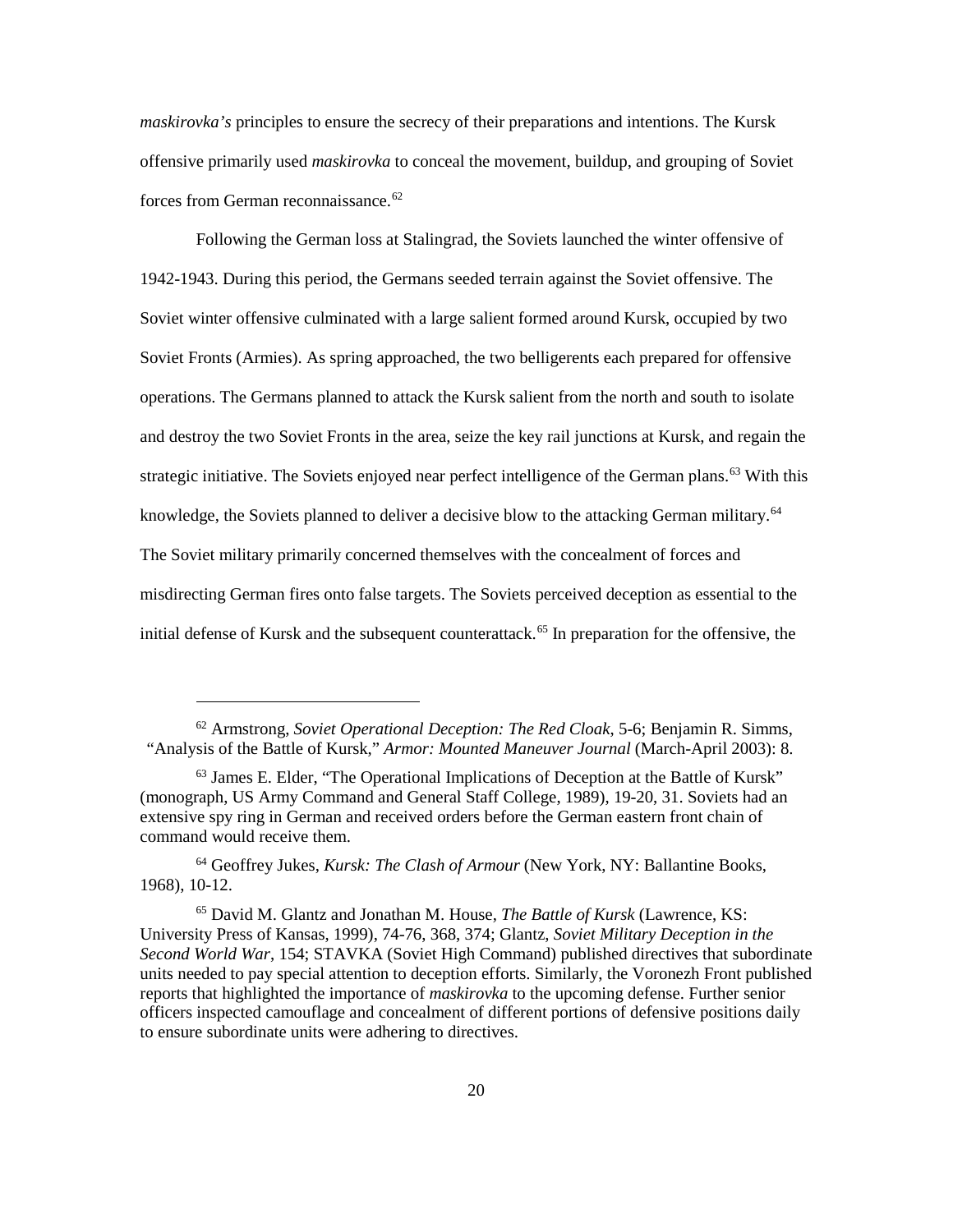*maskirovka's* principles to ensure the secrecy of their preparations and intentions. The Kursk offensive primarily used *maskirovka* to conceal the movement, buildup, and grouping of Soviet forces from German reconnaissance.[62]

Following the German loss at Stalingrad, the Soviets launched the winter offensive of 1942-1943. During this period, the Germans seeded terrain against the Soviet offensive. The Soviet winter offensive culminated with a large salient formed around Kursk, occupied by two Soviet Fronts (Armies). As spring approached, the two belligerents each prepared for offensive operations. The Germans planned to attack the Kursk salient from the north and south to isolate and destroy the two Soviet Fronts in the area, seize the key rail junctions at Kursk, and regain the strategic initiative. The Soviets enjoyed near perfect intelligence of the German plans.[63] With this knowledge, the Soviets planned to deliver a decisive blow to the attacking German military.[64] The Soviet military primarily concerned themselves with the concealment of forces and misdirecting German fires onto false targets. The Soviets perceived deception as essential to the initial defense of Kursk and the subsequent counterattack.[65] In preparation for the offensive, the

---

[62] Armstrong, *Soviet Operational Deception: The Red Cloak*, 5-6; Benjamin R. Simms, "Analysis of the Battle of Kursk," *Armor: Mounted Maneuver Journal* (March-April 2003): 8.

[63] James E. Elder, "The Operational Implications of Deception at the Battle of Kursk" (monograph, US Army Command and General Staff College, 1989), 19-20, 31. Soviets had an extensive spy ring in German and received orders before the German eastern front chain of command would receive them.

[64] Geoffrey Jukes, *Kursk: The Clash of Armour* (New York, NY: Ballantine Books, 1968), 10-12.

[65] David M. Glantz and Jonathan M. House, *The Battle of Kursk* (Lawrence, KS: University Press of Kansas, 1999), 74-76, 368, 374; Glantz, *Soviet Military Deception in the Second World War*, 154; STAVKA (Soviet High Command) published directives that subordinate units needed to pay special attention to deception efforts. Similarly, the Voronezh Front published reports that highlighted the importance of *maskirovka* to the upcoming defense. Further senior officers inspected camouflage and concealment of different portions of defensive positions daily to ensure subordinate units were adhering to directives.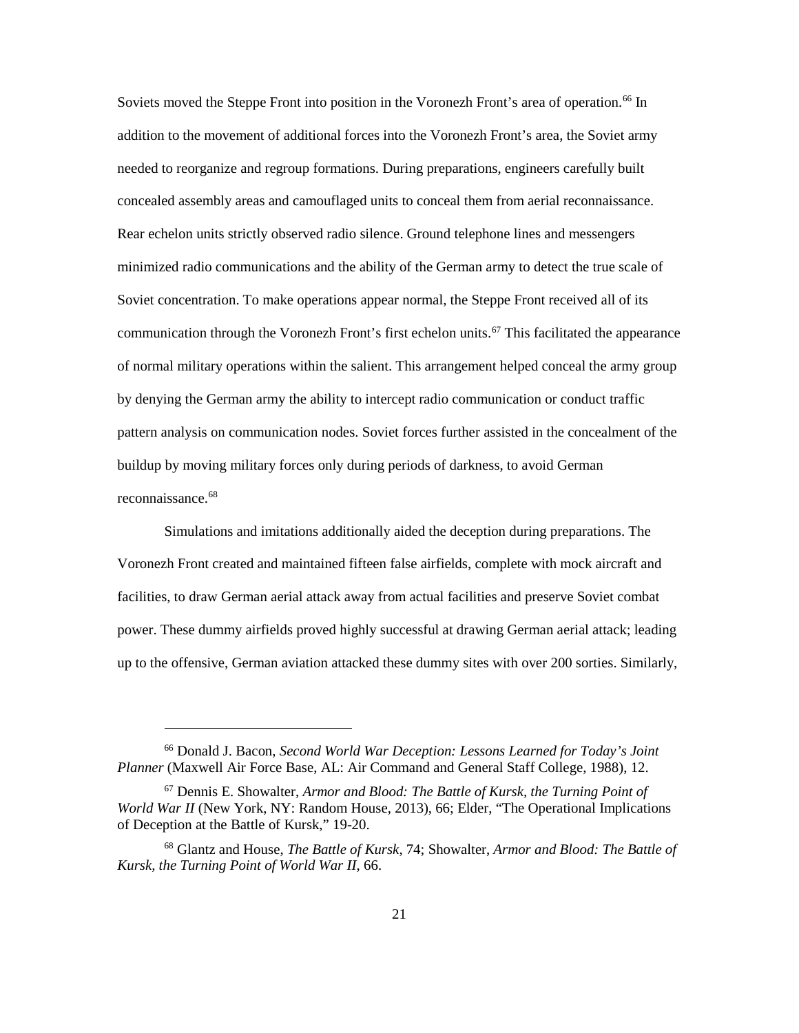Soviets moved the Steppe Front into position in the Voronezh Front's area of operation.[66] In addition to the movement of additional forces into the Voronezh Front's area, the Soviet army needed to reorganize and regroup formations. During preparations, engineers carefully built concealed assembly areas and camouflaged units to conceal them from aerial reconnaissance. Rear echelon units strictly observed radio silence. Ground telephone lines and messengers minimized radio communications and the ability of the German army to detect the true scale of Soviet concentration. To make operations appear normal, the Steppe Front received all of its communication through the Voronezh Front's first echelon units.[67] This facilitated the appearance of normal military operations within the salient. This arrangement helped conceal the army group by denying the German army the ability to intercept radio communication or conduct traffic pattern analysis on communication nodes. Soviet forces further assisted in the concealment of the buildup by moving military forces only during periods of darkness, to avoid German reconnaissance.[68]

Simulations and imitations additionally aided the deception during preparations. The Voronezh Front created and maintained fifteen false airfields, complete with mock aircraft and facilities, to draw German aerial attack away from actual facilities and preserve Soviet combat power. These dummy airfields proved highly successful at drawing German aerial attack; leading up to the offensive, German aviation attacked these dummy sites with over 200 sorties. Similarly,

---

[66] Donald J. Bacon, *Second World War Deception: Lessons Learned for Today's Joint Planner* (Maxwell Air Force Base, AL: Air Command and General Staff College, 1988), 12.

[67] Dennis E. Showalter, *Armor and Blood: The Battle of Kursk, the Turning Point of World War II* (New York, NY: Random House, 2013), 66; Elder, "The Operational Implications of Deception at the Battle of Kursk," 19-20.

[68] Glantz and House, *The Battle of Kursk*, 74; Showalter, *Armor and Blood: The Battle of Kursk, the Turning Point of World War II*, 66.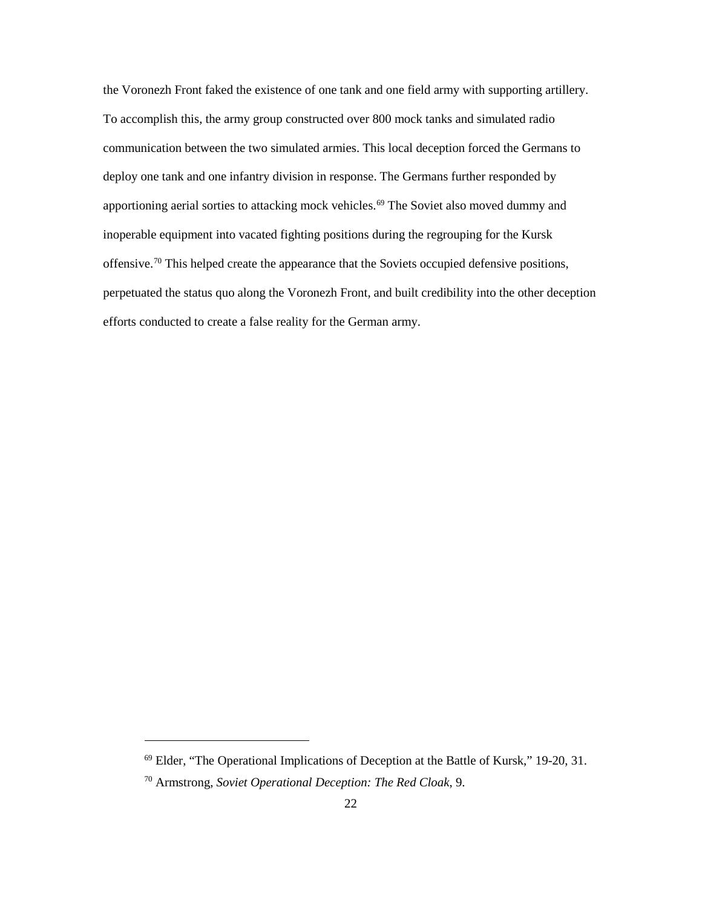the Voronezh Front faked the existence of one tank and one field army with supporting artillery. To accomplish this, the army group constructed over 800 mock tanks and simulated radio communication between the two simulated armies. This local deception forced the Germans to deploy one tank and one infantry division in response. The Germans further responded by apportioning aerial sorties to attacking mock vehicles.[69] The Soviet also moved dummy and inoperable equipment into vacated fighting positions during the regrouping for the Kursk offensive.[70] This helped create the appearance that the Soviets occupied defensive positions, perpetuated the status quo along the Voronezh Front, and built credibility into the other deception efforts conducted to create a false reality for the German army.

---

[69] Elder, "The Operational Implications of Deception at the Battle of Kursk," 19-20, 31.

[70] Armstrong, *Soviet Operational Deception: The Red Cloak*, 9.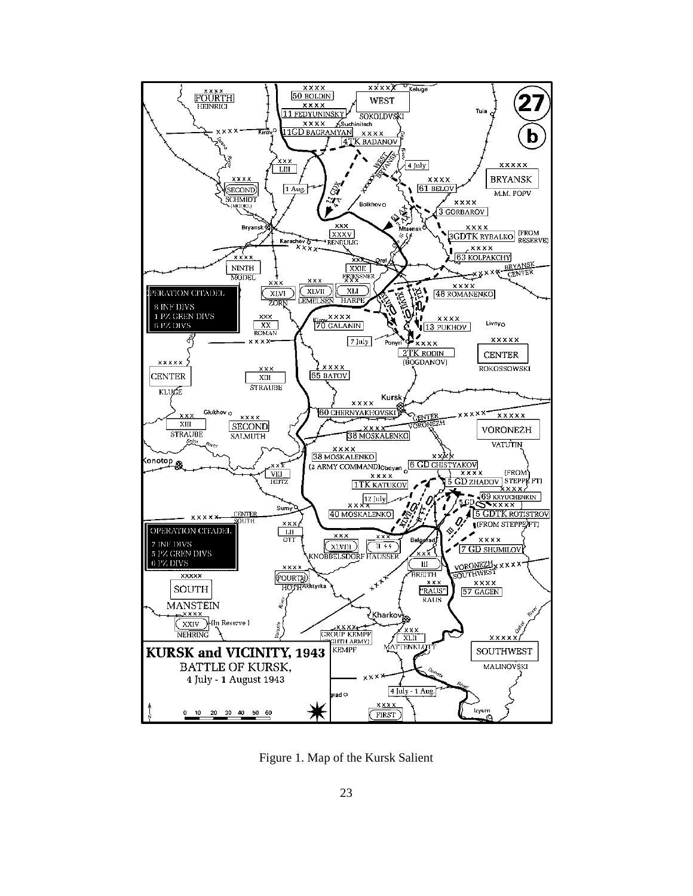Figure 1. Map of the Kursk Salient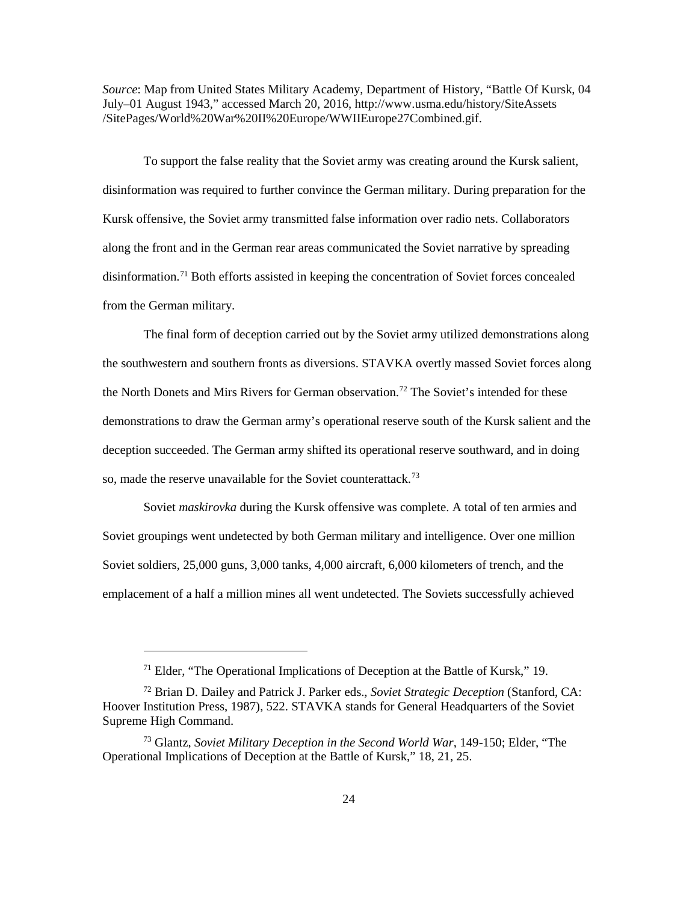*Source*: Map from United States Military Academy, Department of History, "Battle Of Kursk, 04 July–01 August 1943," accessed March 20, 2016, http://www.usma.edu/history/SiteAssets/SitePages/World%20War%20II%20Europe/WWIIEurope27Combined.gif.

To support the false reality that the Soviet army was creating around the Kursk salient, disinformation was required to further convince the German military. During preparation for the Kursk offensive, the Soviet army transmitted false information over radio nets. Collaborators along the front and in the German rear areas communicated the Soviet narrative by spreading disinformation.[71] Both efforts assisted in keeping the concentration of Soviet forces concealed from the German military.

The final form of deception carried out by the Soviet army utilized demonstrations along the southwestern and southern fronts as diversions. STAVKA overtly massed Soviet forces along the North Donets and Mirs Rivers for German observation.[72] The Soviet's intended for these demonstrations to draw the German army's operational reserve south of the Kursk salient and the deception succeeded. The German army shifted its operational reserve southward, and in doing so, made the reserve unavailable for the Soviet counterattack.[73]

Soviet *maskirovka* during the Kursk offensive was complete. A total of ten armies and Soviet groupings went undetected by both German military and intelligence. Over one million Soviet soldiers, 25,000 guns, 3,000 tanks, 4,000 aircraft, 6,000 kilometers of trench, and the emplacement of a half a million mines all went undetected. The Soviets successfully achieved

---

[71] Elder, "The Operational Implications of Deception at the Battle of Kursk," 19.

[72] Brian D. Dailey and Patrick J. Parker eds., *Soviet Strategic Deception* (Stanford, CA: Hoover Institution Press, 1987), 522. STAVKA stands for General Headquarters of the Soviet Supreme High Command.

[73] Glantz, *Soviet Military Deception in the Second World War*, 149-150; Elder, "The Operational Implications of Deception at the Battle of Kursk," 18, 21, 25.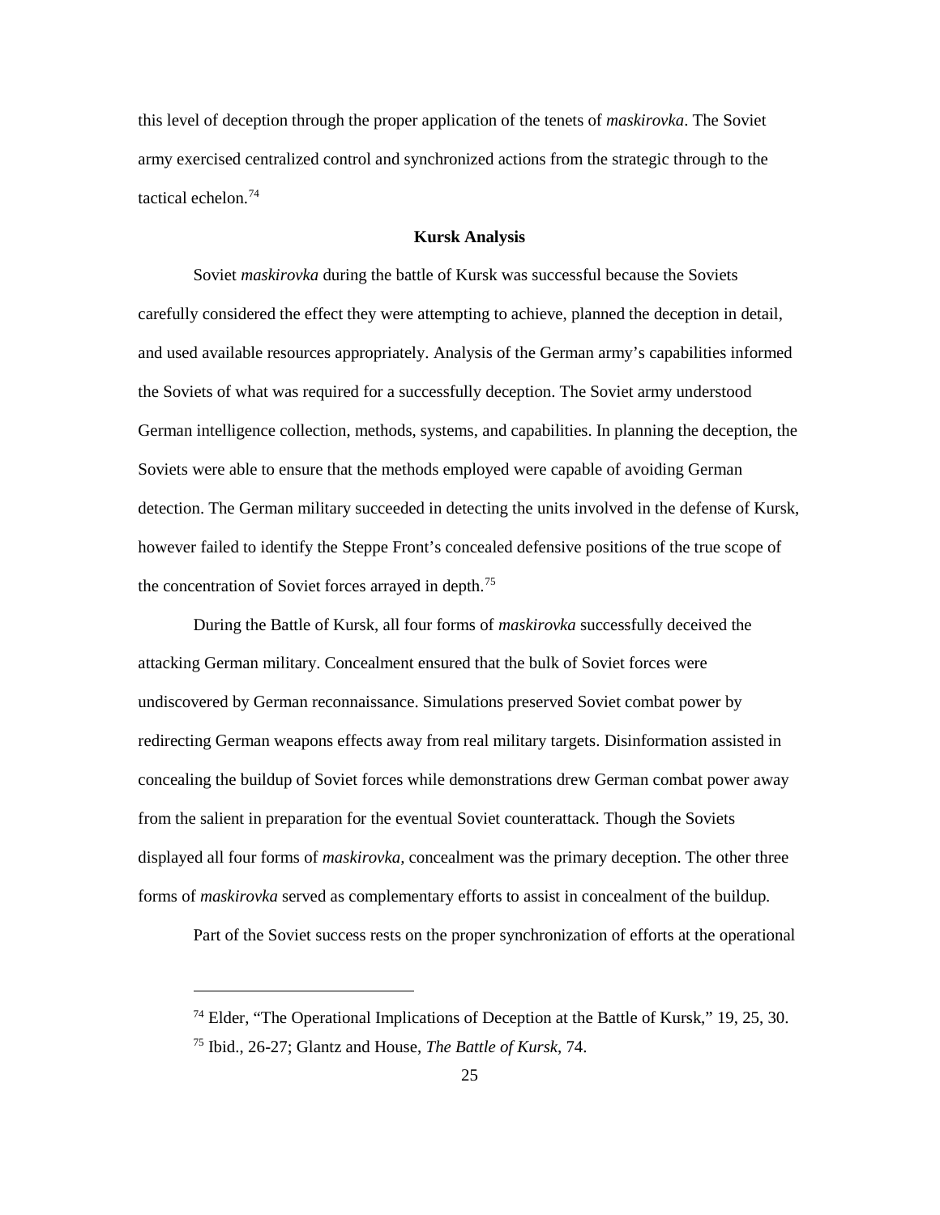this level of deception through the proper application of the tenets of *maskirovka*. The Soviet army exercised centralized control and synchronized actions from the strategic through to the tactical echelon.[74]

## Kursk Analysis

Soviet *maskirovka* during the battle of Kursk was successful because the Soviets carefully considered the effect they were attempting to achieve, planned the deception in detail, and used available resources appropriately. Analysis of the German army's capabilities informed the Soviets of what was required for a successfully deception. The Soviet army understood German intelligence collection, methods, systems, and capabilities. In planning the deception, the Soviets were able to ensure that the methods employed were capable of avoiding German detection. The German military succeeded in detecting the units involved in the defense of Kursk, however failed to identify the Steppe Front's concealed defensive positions of the true scope of the concentration of Soviet forces arrayed in depth.[75]

During the Battle of Kursk, all four forms of *maskirovka* successfully deceived the attacking German military. Concealment ensured that the bulk of Soviet forces were undiscovered by German reconnaissance. Simulations preserved Soviet combat power by redirecting German weapons effects away from real military targets. Disinformation assisted in concealing the buildup of Soviet forces while demonstrations drew German combat power away from the salient in preparation for the eventual Soviet counterattack. Though the Soviets displayed all four forms of *maskirovka,* concealment was the primary deception. The other three forms of *maskirovka* served as complementary efforts to assist in concealment of the buildup.

Part of the Soviet success rests on the proper synchronization of efforts at the operational

---

[74] Elder, "The Operational Implications of Deception at the Battle of Kursk," 19, 25, 30.

[75] Ibid., 26-27; Glantz and House, *The Battle of Kursk*, 74.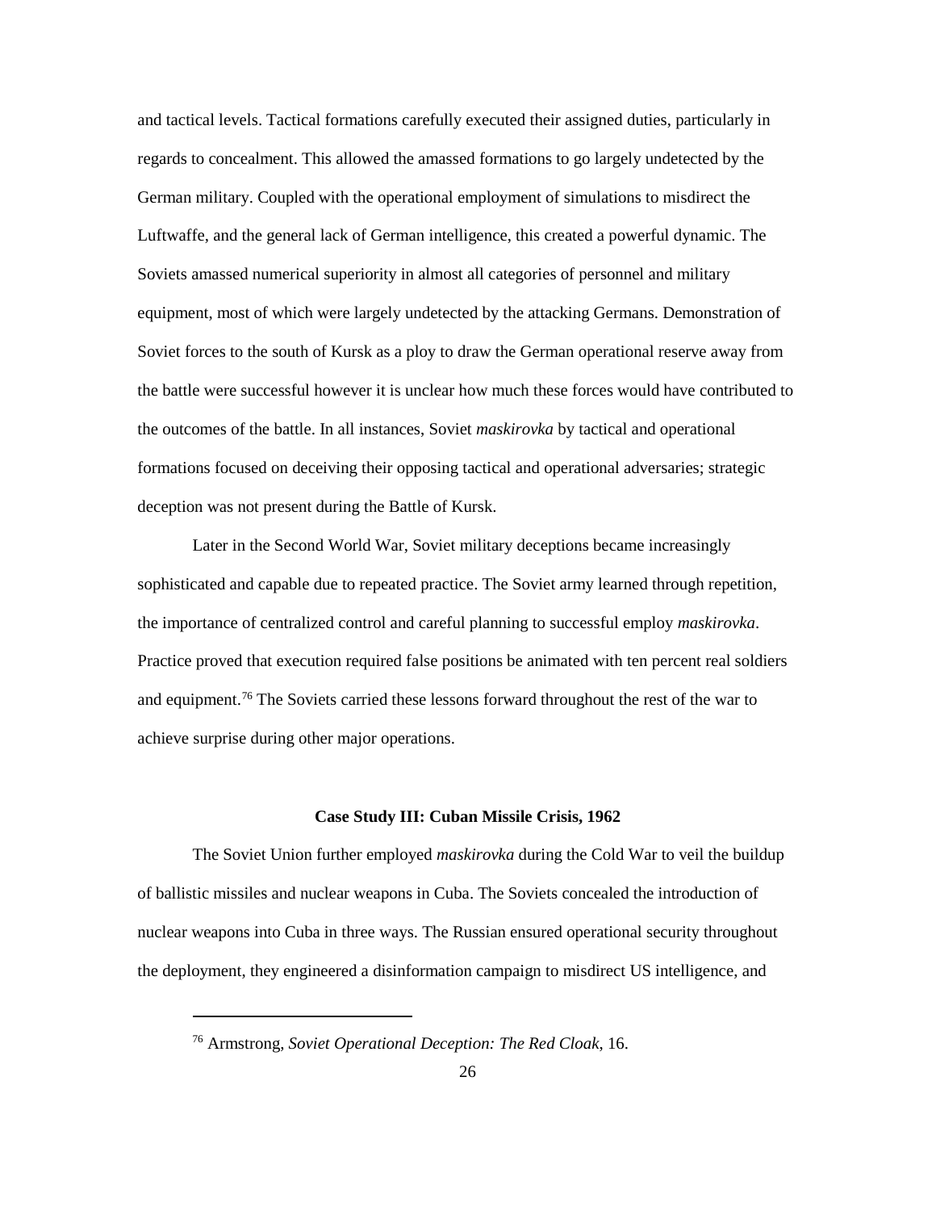and tactical levels. Tactical formations carefully executed their assigned duties, particularly in regards to concealment. This allowed the amassed formations to go largely undetected by the German military. Coupled with the operational employment of simulations to misdirect the Luftwaffe, and the general lack of German intelligence, this created a powerful dynamic. The Soviets amassed numerical superiority in almost all categories of personnel and military equipment, most of which were largely undetected by the attacking Germans. Demonstration of Soviet forces to the south of Kursk as a ploy to draw the German operational reserve away from the battle were successful however it is unclear how much these forces would have contributed to the outcomes of the battle. In all instances, Soviet *maskirovka* by tactical and operational formations focused on deceiving their opposing tactical and operational adversaries; strategic deception was not present during the Battle of Kursk.

Later in the Second World War, Soviet military deceptions became increasingly sophisticated and capable due to repeated practice. The Soviet army learned through repetition, the importance of centralized control and careful planning to successful employ *maskirovka*. Practice proved that execution required false positions be animated with ten percent real soldiers and equipment.[76] The Soviets carried these lessons forward throughout the rest of the war to achieve surprise during other major operations.

### Case Study III: Cuban Missile Crisis, 1962

The Soviet Union further employed *maskirovka* during the Cold War to veil the buildup of ballistic missiles and nuclear weapons in Cuba. The Soviets concealed the introduction of nuclear weapons into Cuba in three ways. The Russian ensured operational security throughout the deployment, they engineered a disinformation campaign to misdirect US intelligence, and

---

[76] Armstrong, *Soviet Operational Deception: The Red Cloak*, 16.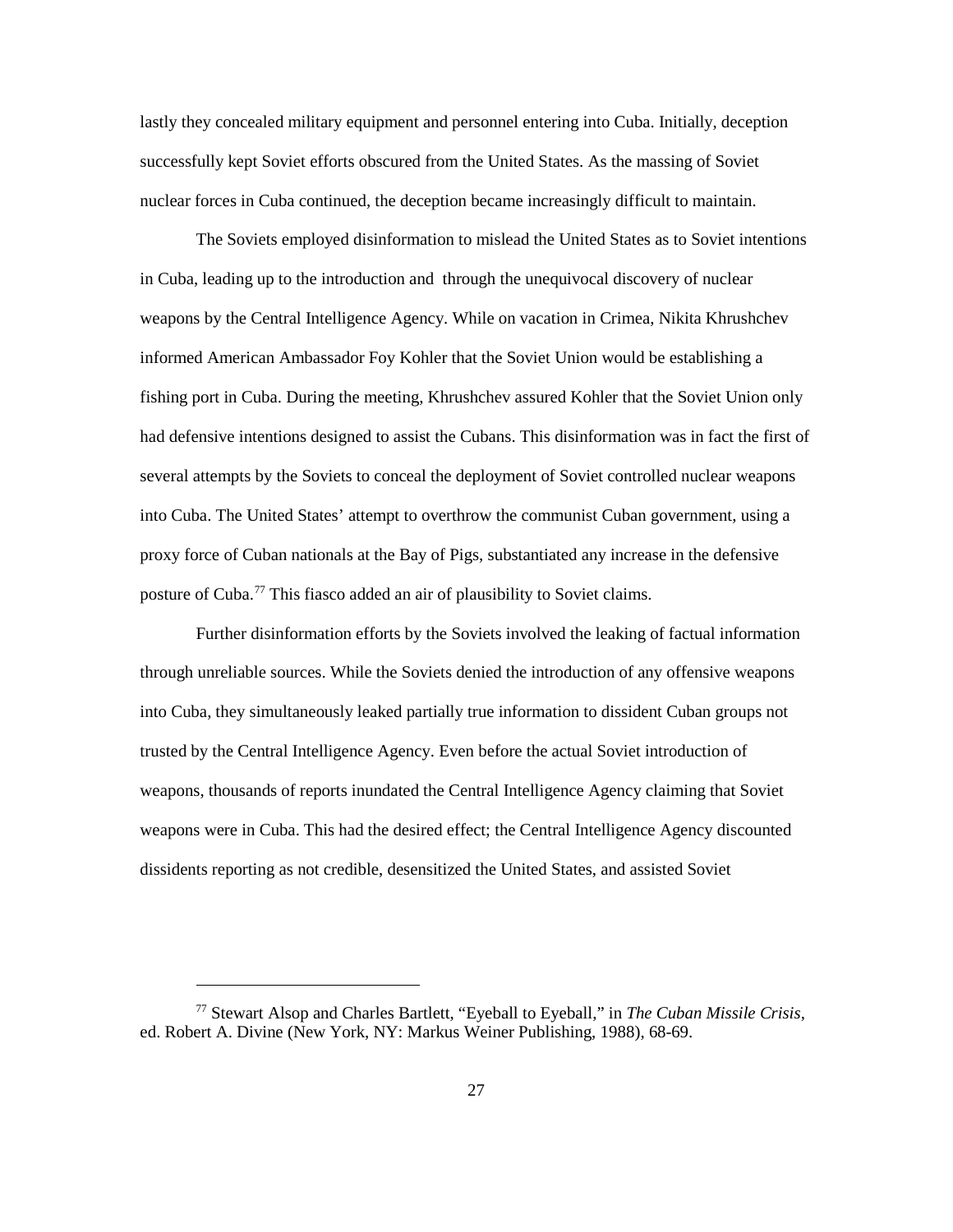lastly they concealed military equipment and personnel entering into Cuba. Initially, deception successfully kept Soviet efforts obscured from the United States. As the massing of Soviet nuclear forces in Cuba continued, the deception became increasingly difficult to maintain.

The Soviets employed disinformation to mislead the United States as to Soviet intentions in Cuba, leading up to the introduction and through the unequivocal discovery of nuclear weapons by the Central Intelligence Agency. While on vacation in Crimea, Nikita Khrushchev informed American Ambassador Foy Kohler that the Soviet Union would be establishing a fishing port in Cuba. During the meeting, Khrushchev assured Kohler that the Soviet Union only had defensive intentions designed to assist the Cubans. This disinformation was in fact the first of several attempts by the Soviets to conceal the deployment of Soviet controlled nuclear weapons into Cuba. The United States' attempt to overthrow the communist Cuban government, using a proxy force of Cuban nationals at the Bay of Pigs, substantiated any increase in the defensive posture of Cuba.[77] This fiasco added an air of plausibility to Soviet claims.

Further disinformation efforts by the Soviets involved the leaking of factual information through unreliable sources. While the Soviets denied the introduction of any offensive weapons into Cuba, they simultaneously leaked partially true information to dissident Cuban groups not trusted by the Central Intelligence Agency. Even before the actual Soviet introduction of weapons, thousands of reports inundated the Central Intelligence Agency claiming that Soviet weapons were in Cuba. This had the desired effect; the Central Intelligence Agency discounted dissidents reporting as not credible, desensitized the United States, and assisted Soviet

---

[77] Stewart Alsop and Charles Bartlett, "Eyeball to Eyeball," in *The Cuban Missile Crisis*, ed. Robert A. Divine (New York, NY: Markus Weiner Publishing, 1988), 68-69.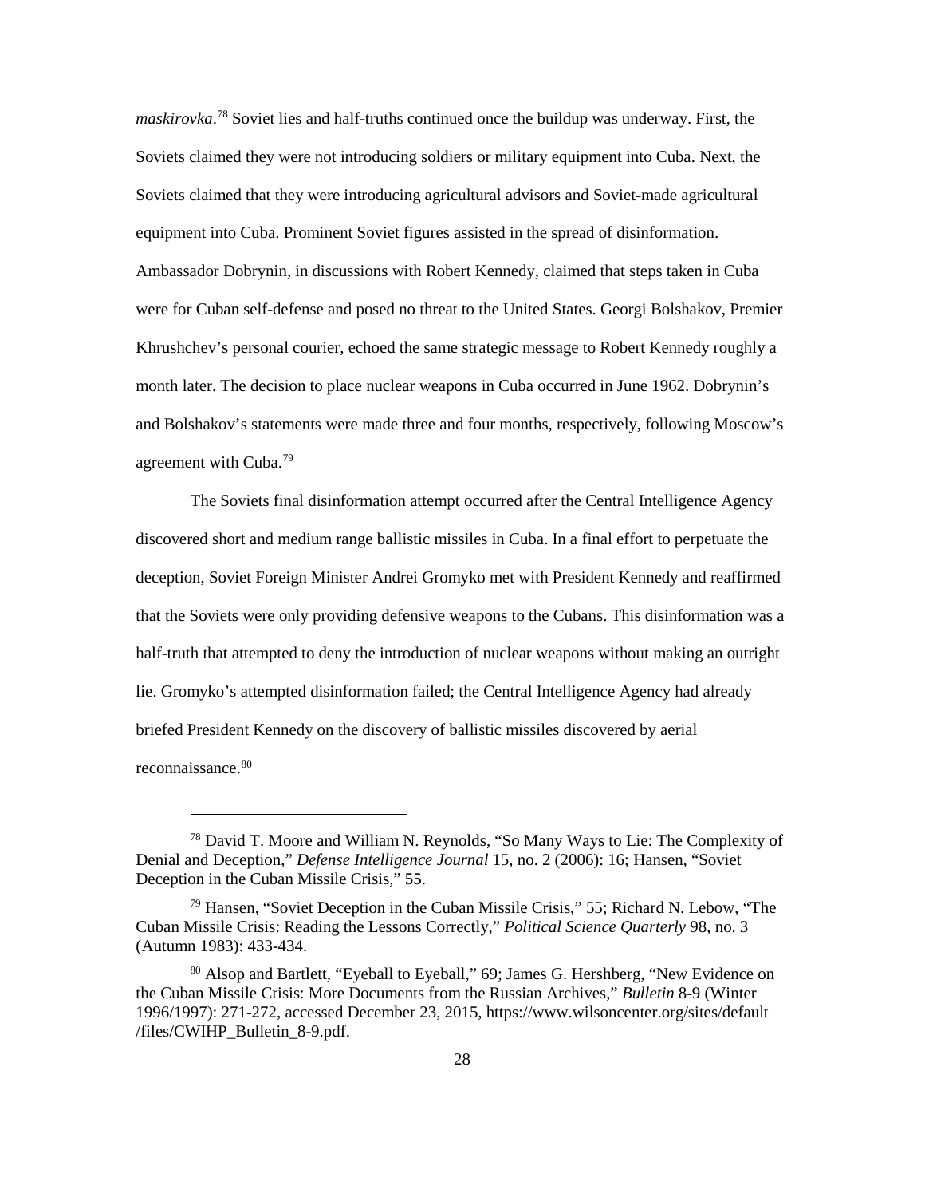*maskirovka*.[78] Soviet lies and half-truths continued once the buildup was underway. First, the Soviets claimed they were not introducing soldiers or military equipment into Cuba. Next, the Soviets claimed that they were introducing agricultural advisors and Soviet-made agricultural equipment into Cuba. Prominent Soviet figures assisted in the spread of disinformation. Ambassador Dobrynin, in discussions with Robert Kennedy, claimed that steps taken in Cuba were for Cuban self-defense and posed no threat to the United States. Georgi Bolshakov, Premier Khrushchev's personal courier, echoed the same strategic message to Robert Kennedy roughly a month later. The decision to place nuclear weapons in Cuba occurred in June 1962. Dobrynin's and Bolshakov's statements were made three and four months, respectively, following Moscow's agreement with Cuba.[79]

The Soviets final disinformation attempt occurred after the Central Intelligence Agency discovered short and medium range ballistic missiles in Cuba. In a final effort to perpetuate the deception, Soviet Foreign Minister Andrei Gromyko met with President Kennedy and reaffirmed that the Soviets were only providing defensive weapons to the Cubans. This disinformation was a half-truth that attempted to deny the introduction of nuclear weapons without making an outright lie. Gromyko's attempted disinformation failed; the Central Intelligence Agency had already briefed President Kennedy on the discovery of ballistic missiles discovered by aerial reconnaissance.[80]

---

[78] David T. Moore and William N. Reynolds, "So Many Ways to Lie: The Complexity of Denial and Deception," *Defense Intelligence Journal* 15, no. 2 (2006): 16; Hansen, "Soviet Deception in the Cuban Missile Crisis," 55.

[79] Hansen, "Soviet Deception in the Cuban Missile Crisis," 55; Richard N. Lebow, "The Cuban Missile Crisis: Reading the Lessons Correctly," *Political Science Quarterly* 98, no. 3 (Autumn 1983): 433-434.

[80] Alsop and Bartlett, "Eyeball to Eyeball," 69; James G. Hershberg, "New Evidence on the Cuban Missile Crisis: More Documents from the Russian Archives," *Bulletin* 8-9 (Winter 1996/1997): 271-272, accessed December 23, 2015, https://www.wilsoncenter.org/sites/default /files/CWIHP_Bulletin_8-9.pdf.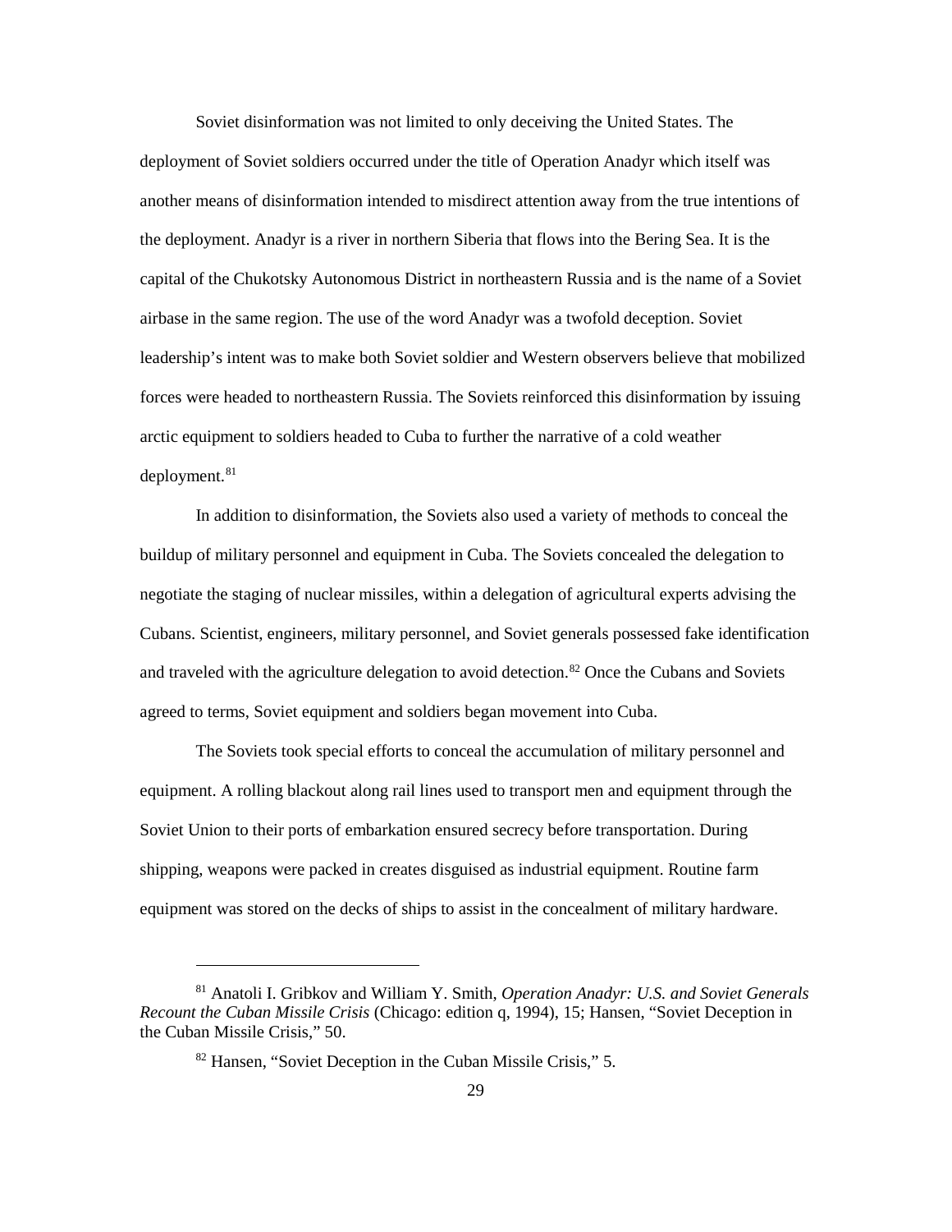Soviet disinformation was not limited to only deceiving the United States. The deployment of Soviet soldiers occurred under the title of Operation Anadyr which itself was another means of disinformation intended to misdirect attention away from the true intentions of the deployment. Anadyr is a river in northern Siberia that flows into the Bering Sea. It is the capital of the Chukotsky Autonomous District in northeastern Russia and is the name of a Soviet airbase in the same region. The use of the word Anadyr was a twofold deception. Soviet leadership's intent was to make both Soviet soldier and Western observers believe that mobilized forces were headed to northeastern Russia. The Soviets reinforced this disinformation by issuing arctic equipment to soldiers headed to Cuba to further the narrative of a cold weather deployment.[81]

In addition to disinformation, the Soviets also used a variety of methods to conceal the buildup of military personnel and equipment in Cuba. The Soviets concealed the delegation to negotiate the staging of nuclear missiles, within a delegation of agricultural experts advising the Cubans. Scientist, engineers, military personnel, and Soviet generals possessed fake identification and traveled with the agriculture delegation to avoid detection.[82] Once the Cubans and Soviets agreed to terms, Soviet equipment and soldiers began movement into Cuba.

The Soviets took special efforts to conceal the accumulation of military personnel and equipment. A rolling blackout along rail lines used to transport men and equipment through the Soviet Union to their ports of embarkation ensured secrecy before transportation. During shipping, weapons were packed in creates disguised as industrial equipment. Routine farm equipment was stored on the decks of ships to assist in the concealment of military hardware.

---

[81] Anatoli I. Gribkov and William Y. Smith, *Operation Anadyr: U.S. and Soviet Generals Recount the Cuban Missile Crisis* (Chicago: edition q, 1994), 15; Hansen, "Soviet Deception in the Cuban Missile Crisis," 50.

[82] Hansen, "Soviet Deception in the Cuban Missile Crisis," 5.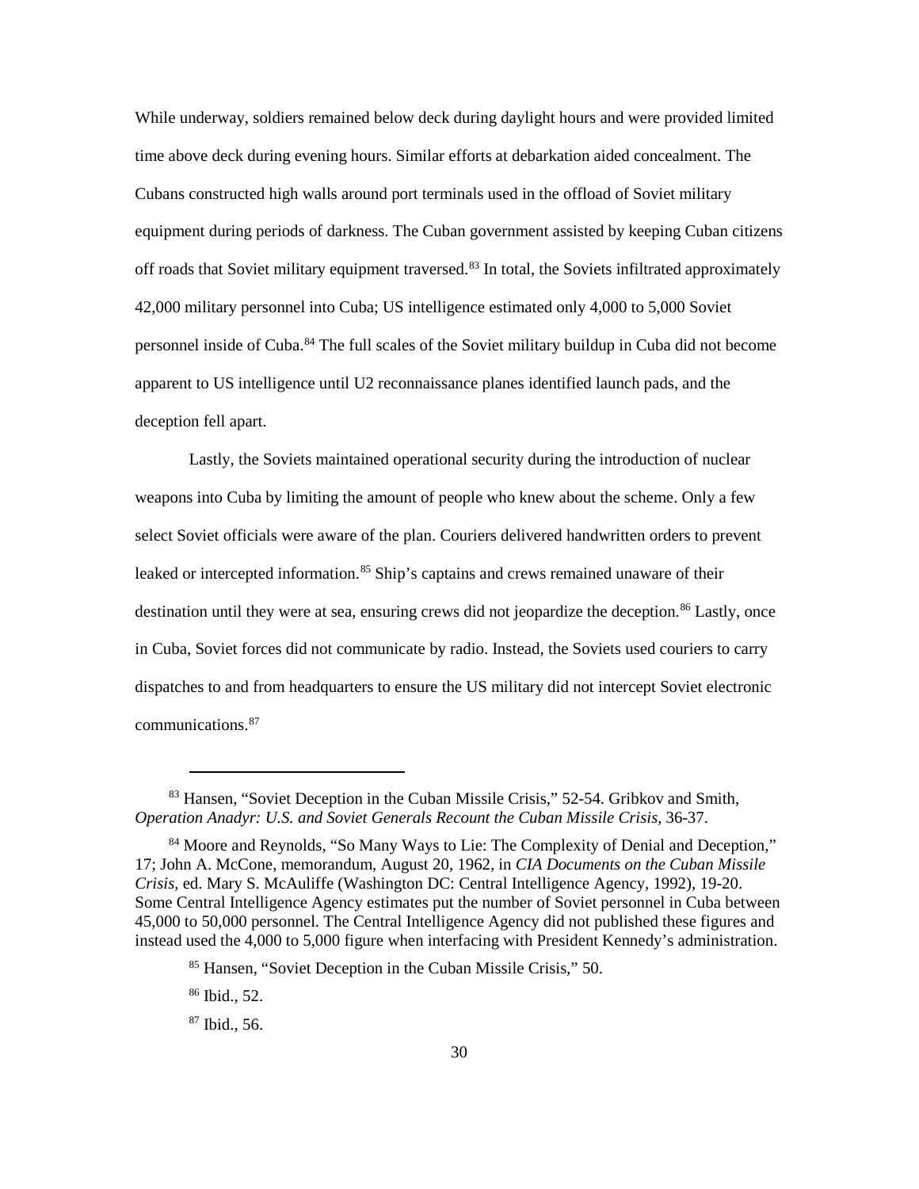While underway, soldiers remained below deck during daylight hours and were provided limited time above deck during evening hours. Similar efforts at debarkation aided concealment. The Cubans constructed high walls around port terminals used in the offload of Soviet military equipment during periods of darkness. The Cuban government assisted by keeping Cuban citizens off roads that Soviet military equipment traversed.[83] In total, the Soviets infiltrated approximately 42,000 military personnel into Cuba; US intelligence estimated only 4,000 to 5,000 Soviet personnel inside of Cuba.[84] The full scales of the Soviet military buildup in Cuba did not become apparent to US intelligence until U2 reconnaissance planes identified launch pads, and the deception fell apart.

Lastly, the Soviets maintained operational security during the introduction of nuclear weapons into Cuba by limiting the amount of people who knew about the scheme. Only a few select Soviet officials were aware of the plan. Couriers delivered handwritten orders to prevent leaked or intercepted information.[85] Ship's captains and crews remained unaware of their destination until they were at sea, ensuring crews did not jeopardize the deception.[86] Lastly, once in Cuba, Soviet forces did not communicate by radio. Instead, the Soviets used couriers to carry dispatches to and from headquarters to ensure the US military did not intercept Soviet electronic communications.[87]

---

[83] Hansen, "Soviet Deception in the Cuban Missile Crisis," 52-54. Gribkov and Smith, *Operation Anadyr: U.S. and Soviet Generals Recount the Cuban Missile Crisis*, 36-37.

[84] Moore and Reynolds, "So Many Ways to Lie: The Complexity of Denial and Deception," 17; John A. McCone, memorandum, August 20, 1962, in *CIA Documents on the Cuban Missile Crisis*, ed. Mary S. McAuliffe (Washington DC: Central Intelligence Agency, 1992), 19-20. Some Central Intelligence Agency estimates put the number of Soviet personnel in Cuba between 45,000 to 50,000 personnel. The Central Intelligence Agency did not published these figures and instead used the 4,000 to 5,000 figure when interfacing with President Kennedy's administration.

[85] Hansen, "Soviet Deception in the Cuban Missile Crisis," 50.

[86] Ibid., 52.

[87] Ibid., 56.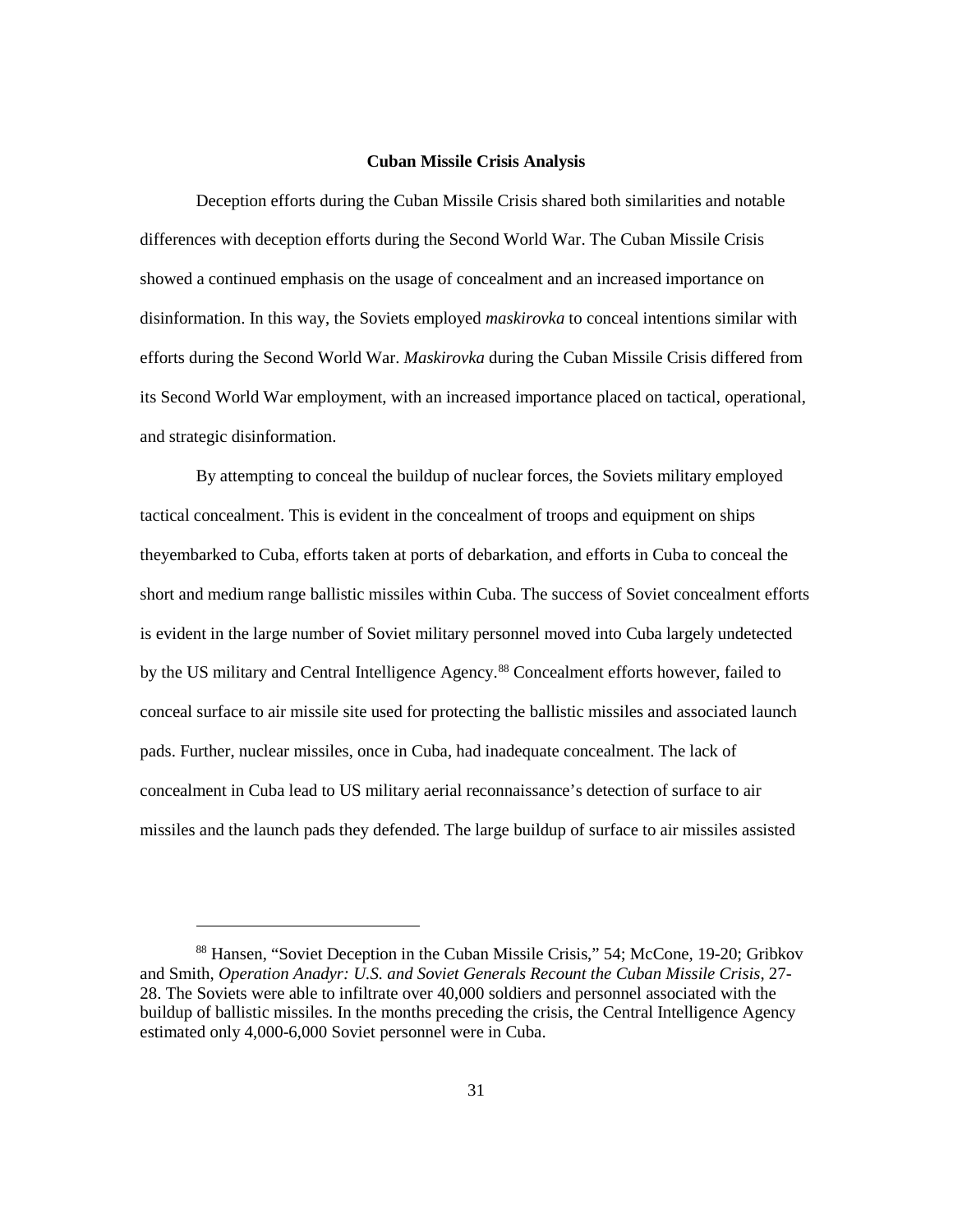## Cuban Missile Crisis Analysis

Deception efforts during the Cuban Missile Crisis shared both similarities and notable differences with deception efforts during the Second World War. The Cuban Missile Crisis showed a continued emphasis on the usage of concealment and an increased importance on disinformation. In this way, the Soviets employed *maskirovka* to conceal intentions similar with efforts during the Second World War. *Maskirovka* during the Cuban Missile Crisis differed from its Second World War employment, with an increased importance placed on tactical, operational, and strategic disinformation.

By attempting to conceal the buildup of nuclear forces, the Soviets military employed tactical concealment. This is evident in the concealment of troops and equipment on ships theyembarked to Cuba, efforts taken at ports of debarkation, and efforts in Cuba to conceal the short and medium range ballistic missiles within Cuba. The success of Soviet concealment efforts is evident in the large number of Soviet military personnel moved into Cuba largely undetected by the US military and Central Intelligence Agency.[88] Concealment efforts however, failed to conceal surface to air missile site used for protecting the ballistic missiles and associated launch pads. Further, nuclear missiles, once in Cuba, had inadequate concealment. The lack of concealment in Cuba lead to US military aerial reconnaissance's detection of surface to air missiles and the launch pads they defended. The large buildup of surface to air missiles assisted

---

[88] Hansen, "Soviet Deception in the Cuban Missile Crisis," 54; McCone, 19-20; Gribkov and Smith, *Operation Anadyr: U.S. and Soviet Generals Recount the Cuban Missile Crisis*, 27-28. The Soviets were able to infiltrate over 40,000 soldiers and personnel associated with the buildup of ballistic missiles. In the months preceding the crisis, the Central Intelligence Agency estimated only 4,000-6,000 Soviet personnel were in Cuba.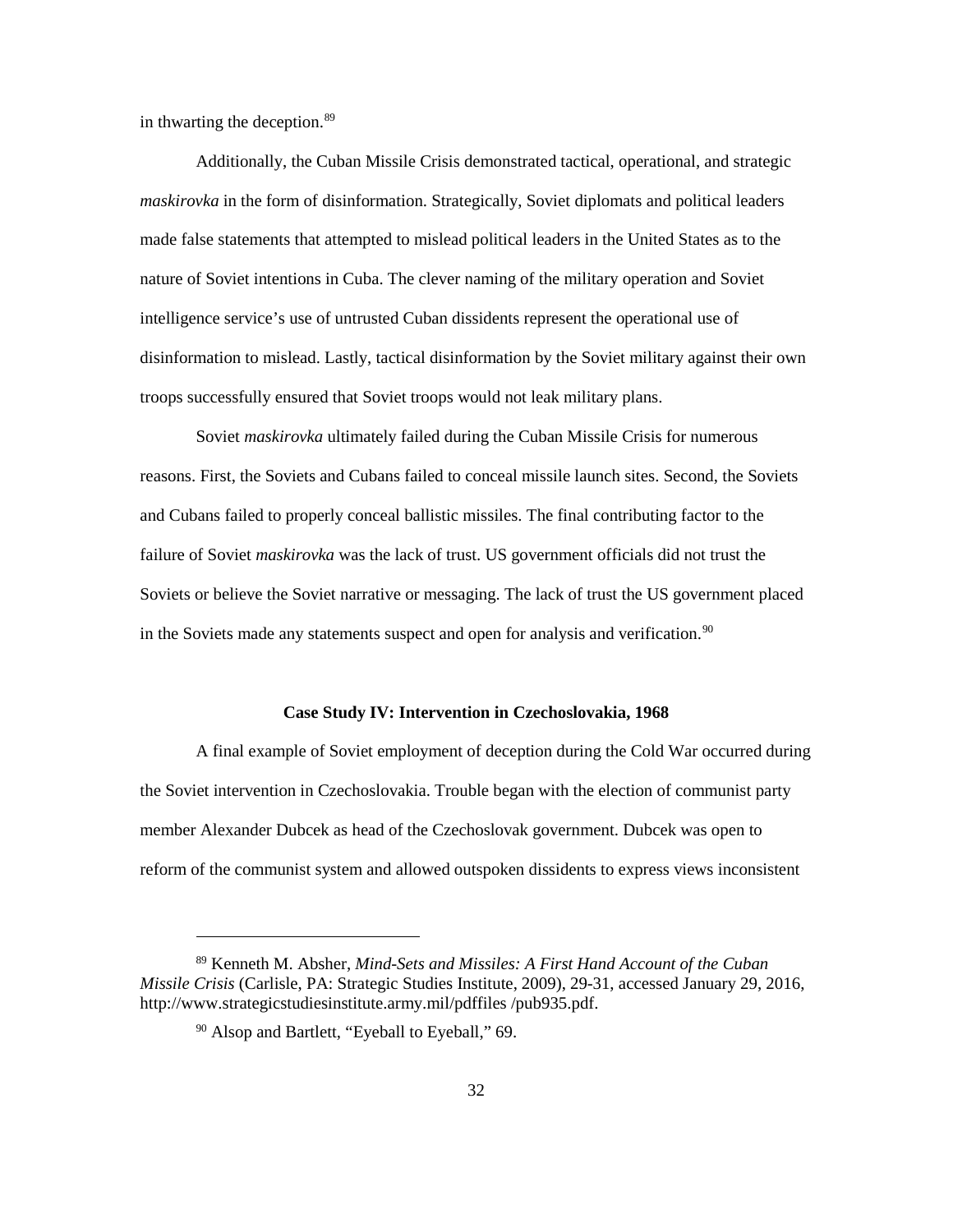in thwarting the deception.[89]

Additionally, the Cuban Missile Crisis demonstrated tactical, operational, and strategic *maskirovka* in the form of disinformation. Strategically, Soviet diplomats and political leaders made false statements that attempted to mislead political leaders in the United States as to the nature of Soviet intentions in Cuba. The clever naming of the military operation and Soviet intelligence service's use of untrusted Cuban dissidents represent the operational use of disinformation to mislead. Lastly, tactical disinformation by the Soviet military against their own troops successfully ensured that Soviet troops would not leak military plans.

Soviet *maskirovka* ultimately failed during the Cuban Missile Crisis for numerous reasons. First, the Soviets and Cubans failed to conceal missile launch sites. Second, the Soviets and Cubans failed to properly conceal ballistic missiles. The final contributing factor to the failure of Soviet *maskirovka* was the lack of trust. US government officials did not trust the Soviets or believe the Soviet narrative or messaging. The lack of trust the US government placed in the Soviets made any statements suspect and open for analysis and verification.[90]

### Case Study IV: Intervention in Czechoslovakia, 1968

A final example of Soviet employment of deception during the Cold War occurred during the Soviet intervention in Czechoslovakia. Trouble began with the election of communist party member Alexander Dubcek as head of the Czechoslovak government. Dubcek was open to reform of the communist system and allowed outspoken dissidents to express views inconsistent

---

[89] Kenneth M. Absher, *Mind-Sets and Missiles: A First Hand Account of the Cuban Missile Crisis* (Carlisle, PA: Strategic Studies Institute, 2009), 29-31, accessed January 29, 2016, http://www.strategicstudiesinstitute.army.mil/pdffiles /pub935.pdf.

[90] Alsop and Bartlett, "Eyeball to Eyeball," 69.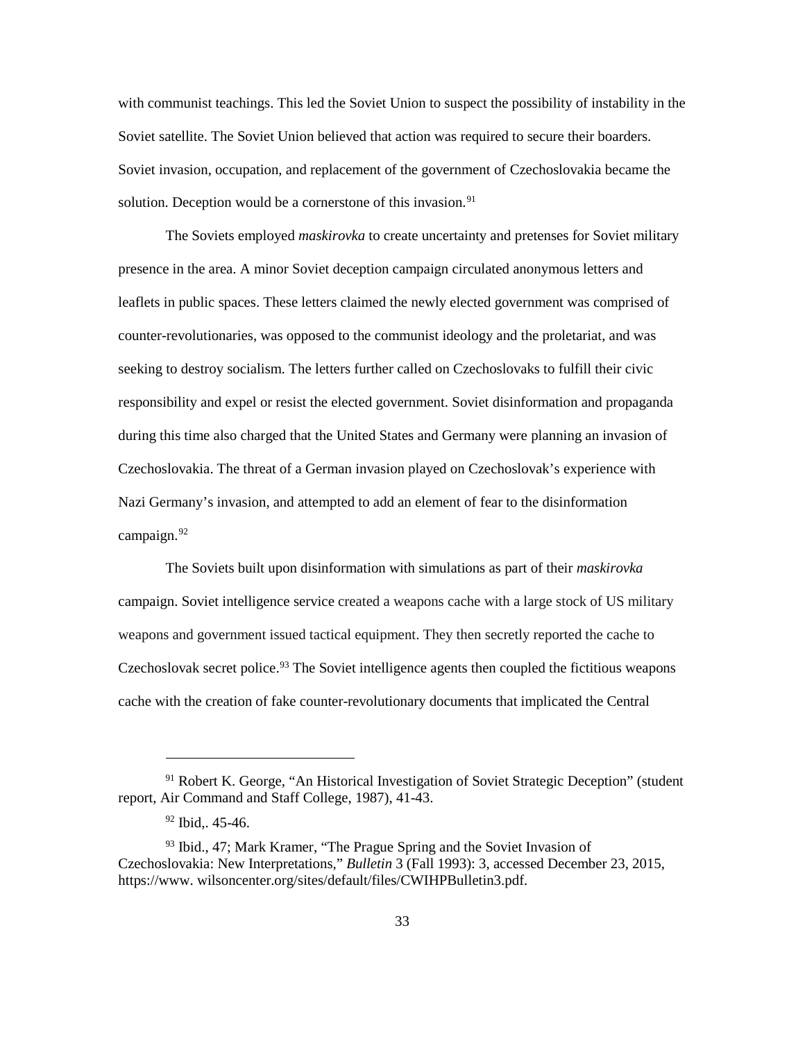with communist teachings. This led the Soviet Union to suspect the possibility of instability in the Soviet satellite. The Soviet Union believed that action was required to secure their boarders. Soviet invasion, occupation, and replacement of the government of Czechoslovakia became the solution. Deception would be a cornerstone of this invasion.[91]

The Soviets employed *maskirovka* to create uncertainty and pretenses for Soviet military presence in the area. A minor Soviet deception campaign circulated anonymous letters and leaflets in public spaces. These letters claimed the newly elected government was comprised of counter-revolutionaries, was opposed to the communist ideology and the proletariat, and was seeking to destroy socialism. The letters further called on Czechoslovaks to fulfill their civic responsibility and expel or resist the elected government. Soviet disinformation and propaganda during this time also charged that the United States and Germany were planning an invasion of Czechoslovakia. The threat of a German invasion played on Czechoslovak's experience with Nazi Germany's invasion, and attempted to add an element of fear to the disinformation campaign.[92]

The Soviets built upon disinformation with simulations as part of their *maskirovka* campaign. Soviet intelligence service created a weapons cache with a large stock of US military weapons and government issued tactical equipment. They then secretly reported the cache to Czechoslovak secret police.[93] The Soviet intelligence agents then coupled the fictitious weapons cache with the creation of fake counter-revolutionary documents that implicated the Central

---

[91] Robert K. George, "An Historical Investigation of Soviet Strategic Deception" (student report, Air Command and Staff College, 1987), 41-43.

[92] Ibid,. 45-46.

[93] Ibid., 47; Mark Kramer, "The Prague Spring and the Soviet Invasion of Czechoslovakia: New Interpretations," *Bulletin* 3 (Fall 1993): 3, accessed December 23, 2015, https://www. wilsoncenter.org/sites/default/files/CWIHPBulletin3.pdf.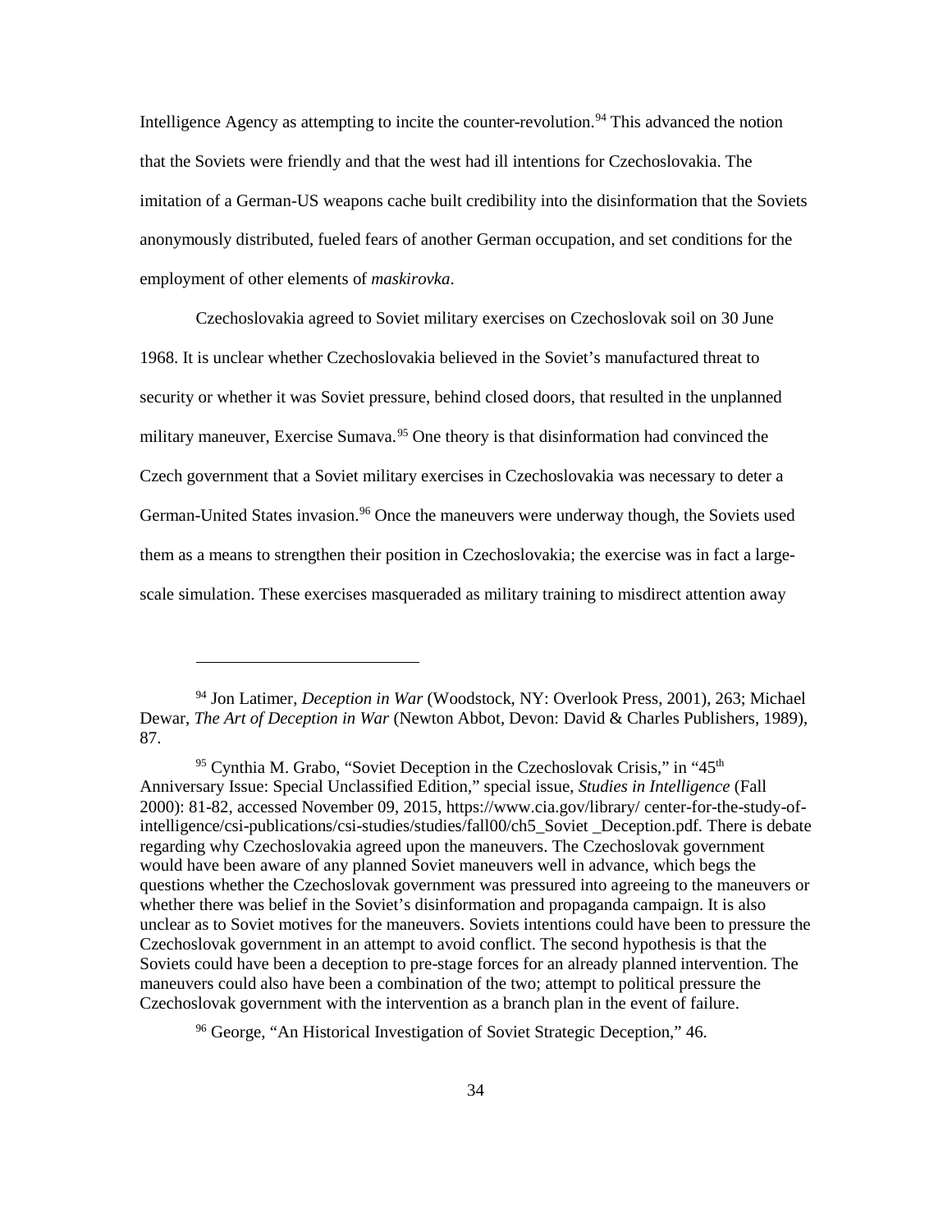Intelligence Agency as attempting to incite the counter-revolution.[94] This advanced the notion that the Soviets were friendly and that the west had ill intentions for Czechoslovakia. The imitation of a German-US weapons cache built credibility into the disinformation that the Soviets anonymously distributed, fueled fears of another German occupation, and set conditions for the employment of other elements of *maskirovka*.

Czechoslovakia agreed to Soviet military exercises on Czechoslovak soil on 30 June 1968. It is unclear whether Czechoslovakia believed in the Soviet's manufactured threat to security or whether it was Soviet pressure, behind closed doors, that resulted in the unplanned military maneuver, Exercise Sumava.[95] One theory is that disinformation had convinced the Czech government that a Soviet military exercises in Czechoslovakia was necessary to deter a German-United States invasion.[96] Once the maneuvers were underway though, the Soviets used them as a means to strengthen their position in Czechoslovakia; the exercise was in fact a large-scale simulation. These exercises masqueraded as military training to misdirect attention away

---

[94] Jon Latimer, *Deception in War* (Woodstock, NY: Overlook Press, 2001), 263; Michael Dewar, *The Art of Deception in War* (Newton Abbot, Devon: David & Charles Publishers, 1989), 87.

[95] Cynthia M. Grabo, "Soviet Deception in the Czechoslovak Crisis," in "45th Anniversary Issue: Special Unclassified Edition," special issue, *Studies in Intelligence* (Fall 2000): 81-82, accessed November 09, 2015, https://www.cia.gov/library/ center-for-the-study-of-intelligence/csi-publications/csi-studies/studies/fall00/ch5_Soviet _Deception.pdf. There is debate regarding why Czechoslovakia agreed upon the maneuvers. The Czechoslovak government would have been aware of any planned Soviet maneuvers well in advance, which begs the questions whether the Czechoslovak government was pressured into agreeing to the maneuvers or whether there was belief in the Soviet's disinformation and propaganda campaign. It is also unclear as to Soviet motives for the maneuvers. Soviets intentions could have been to pressure the Czechoslovak government in an attempt to avoid conflict. The second hypothesis is that the Soviets could have been a deception to pre-stage forces for an already planned intervention. The maneuvers could also have been a combination of the two; attempt to political pressure the Czechoslovak government with the intervention as a branch plan in the event of failure.

[96] George, "An Historical Investigation of Soviet Strategic Deception," 46.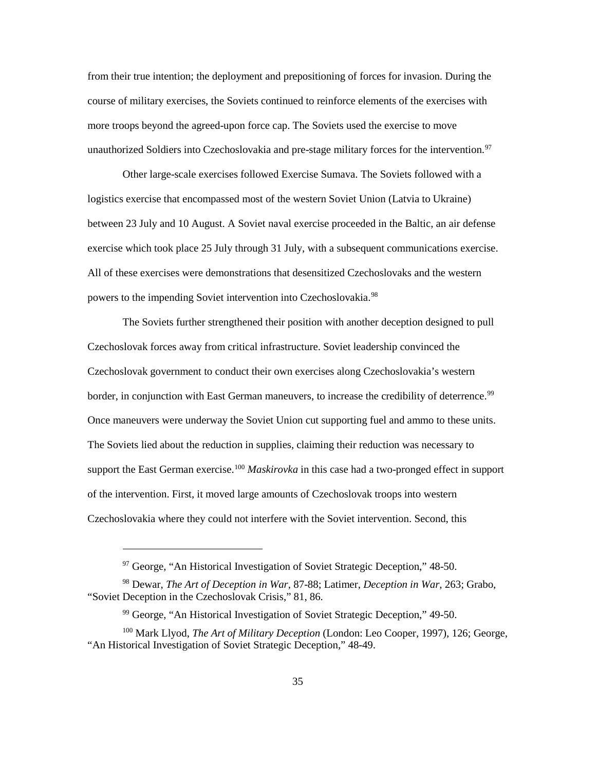from their true intention; the deployment and prepositioning of forces for invasion. During the course of military exercises, the Soviets continued to reinforce elements of the exercises with more troops beyond the agreed-upon force cap. The Soviets used the exercise to move unauthorized Soldiers into Czechoslovakia and pre-stage military forces for the intervention.[97]

Other large-scale exercises followed Exercise Sumava. The Soviets followed with a logistics exercise that encompassed most of the western Soviet Union (Latvia to Ukraine) between 23 July and 10 August. A Soviet naval exercise proceeded in the Baltic, an air defense exercise which took place 25 July through 31 July, with a subsequent communications exercise. All of these exercises were demonstrations that desensitized Czechoslovaks and the western powers to the impending Soviet intervention into Czechoslovakia.[98]

The Soviets further strengthened their position with another deception designed to pull Czechoslovak forces away from critical infrastructure. Soviet leadership convinced the Czechoslovak government to conduct their own exercises along Czechoslovakia's western border, in conjunction with East German maneuvers, to increase the credibility of deterrence.[99] Once maneuvers were underway the Soviet Union cut supporting fuel and ammo to these units. The Soviets lied about the reduction in supplies, claiming their reduction was necessary to support the East German exercise.[100] *Maskirovka* in this case had a two-pronged effect in support of the intervention. First, it moved large amounts of Czechoslovak troops into western Czechoslovakia where they could not interfere with the Soviet intervention. Second, this

---

[97] George, "An Historical Investigation of Soviet Strategic Deception," 48-50.

[98] Dewar, *The Art of Deception in War*, 87-88; Latimer, *Deception in War*, 263; Grabo, "Soviet Deception in the Czechoslovak Crisis," 81, 86.

[99] George, "An Historical Investigation of Soviet Strategic Deception," 49-50.

[100] Mark Llyod, *The Art of Military Deception* (London: Leo Cooper, 1997), 126; George, "An Historical Investigation of Soviet Strategic Deception," 48-49.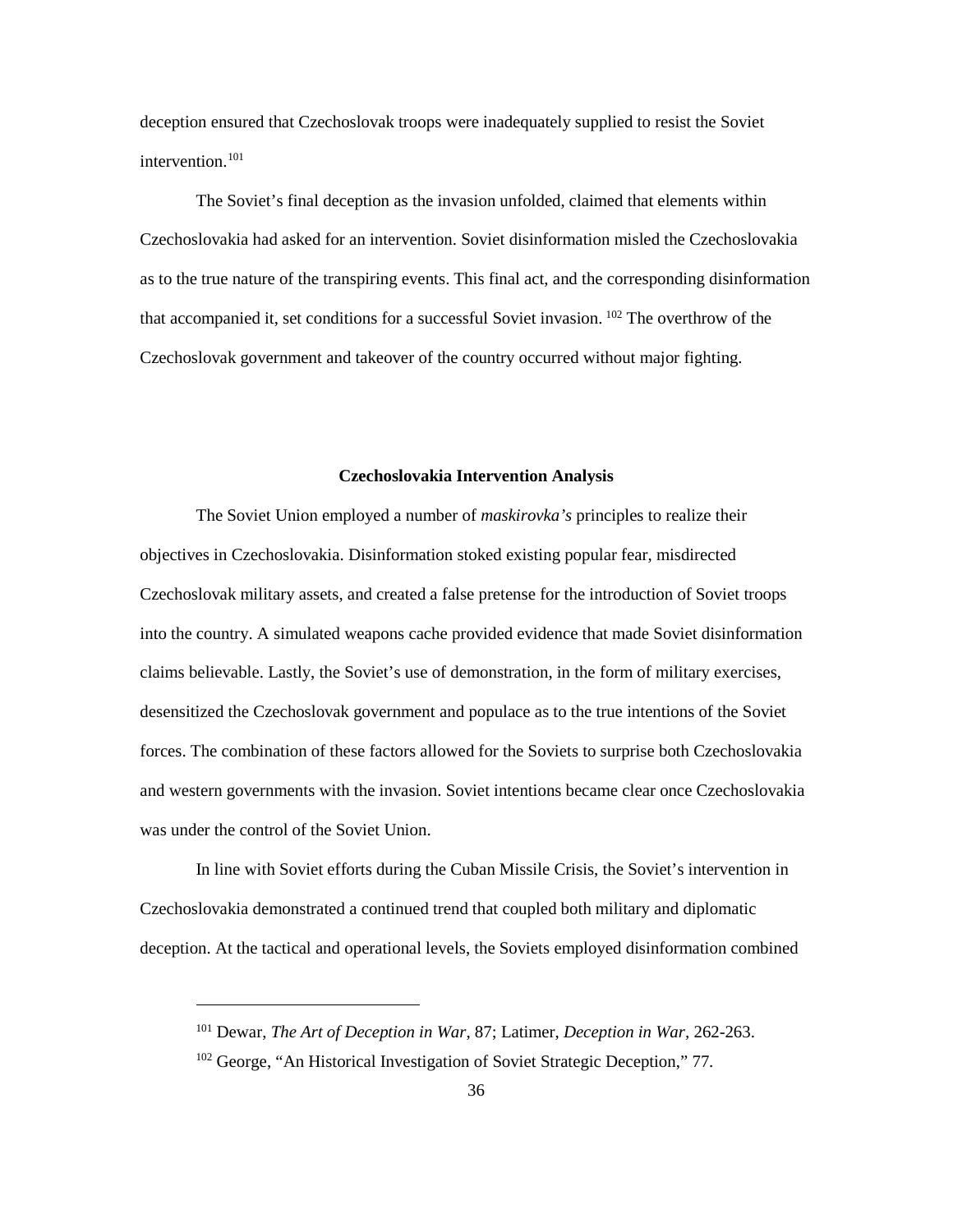deception ensured that Czechoslovak troops were inadequately supplied to resist the Soviet intervention.[101]

The Soviet's final deception as the invasion unfolded, claimed that elements within Czechoslovakia had asked for an intervention. Soviet disinformation misled the Czechoslovakia as to the true nature of the transpiring events. This final act, and the corresponding disinformation that accompanied it, set conditions for a successful Soviet invasion. [102] The overthrow of the Czechoslovak government and takeover of the country occurred without major fighting.

### Czechoslovakia Intervention Analysis

The Soviet Union employed a number of *maskirovka's* principles to realize their objectives in Czechoslovakia. Disinformation stoked existing popular fear, misdirected Czechoslovak military assets, and created a false pretense for the introduction of Soviet troops into the country. A simulated weapons cache provided evidence that made Soviet disinformation claims believable. Lastly, the Soviet's use of demonstration, in the form of military exercises, desensitized the Czechoslovak government and populace as to the true intentions of the Soviet forces. The combination of these factors allowed for the Soviets to surprise both Czechoslovakia and western governments with the invasion. Soviet intentions became clear once Czechoslovakia was under the control of the Soviet Union.

In line with Soviet efforts during the Cuban Missile Crisis, the Soviet's intervention in Czechoslovakia demonstrated a continued trend that coupled both military and diplomatic deception. At the tactical and operational levels, the Soviets employed disinformation combined

---

[101] Dewar, *The Art of Deception in War*, 87; Latimer, *Deception in War*, 262-263.

[102] George, "An Historical Investigation of Soviet Strategic Deception," 77.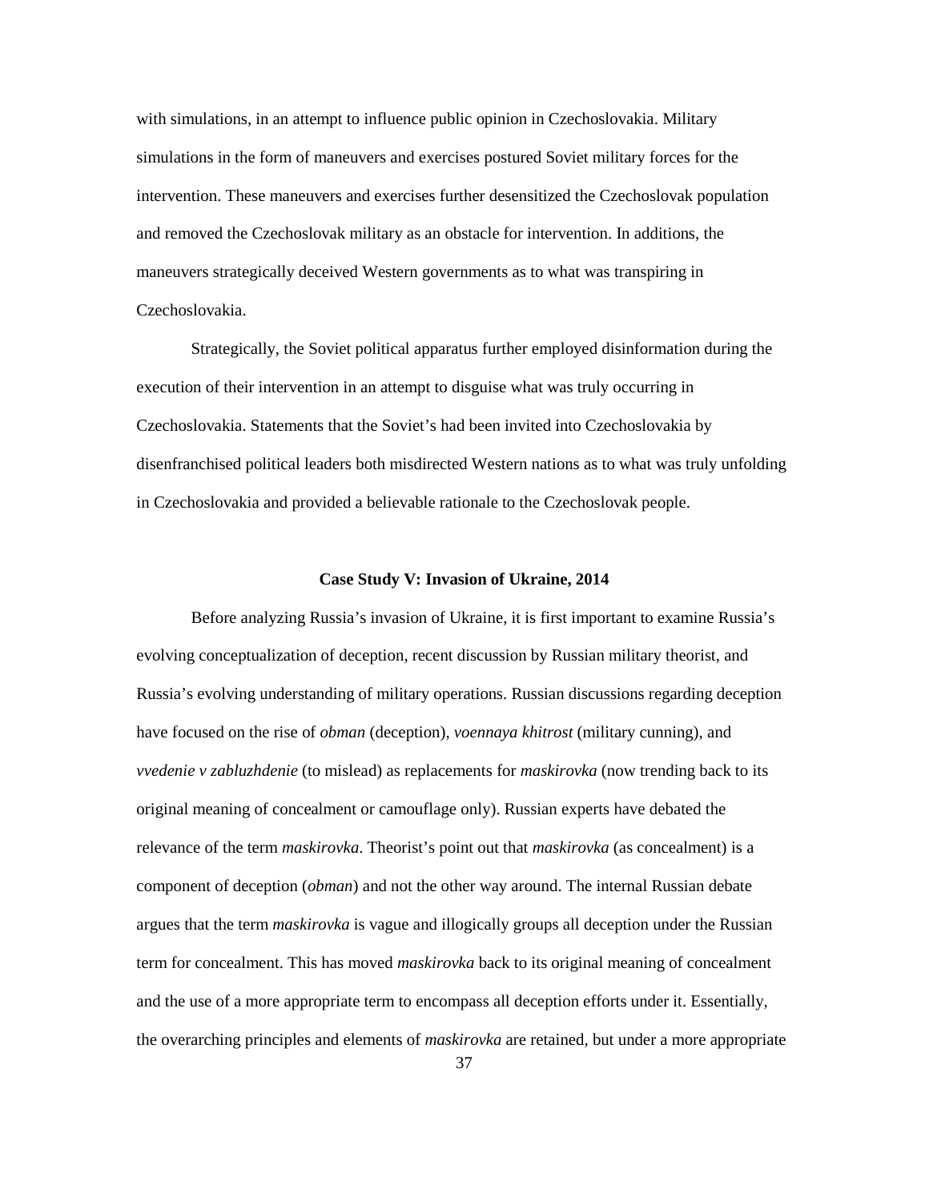with simulations, in an attempt to influence public opinion in Czechoslovakia. Military simulations in the form of maneuvers and exercises postured Soviet military forces for the intervention. These maneuvers and exercises further desensitized the Czechoslovak population and removed the Czechoslovak military as an obstacle for intervention. In additions, the maneuvers strategically deceived Western governments as to what was transpiring in Czechoslovakia.

Strategically, the Soviet political apparatus further employed disinformation during the execution of their intervention in an attempt to disguise what was truly occurring in Czechoslovakia. Statements that the Soviet's had been invited into Czechoslovakia by disenfranchised political leaders both misdirected Western nations as to what was truly unfolding in Czechoslovakia and provided a believable rationale to the Czechoslovak people.

### Case Study V: Invasion of Ukraine, 2014

Before analyzing Russia's invasion of Ukraine, it is first important to examine Russia's evolving conceptualization of deception, recent discussion by Russian military theorist, and Russia's evolving understanding of military operations. Russian discussions regarding deception have focused on the rise of *obman* (deception), *voennaya khitrost* (military cunning), and *vvedenie v zabluzhdenie* (to mislead) as replacements for *maskirovka* (now trending back to its original meaning of concealment or camouflage only). Russian experts have debated the relevance of the term *maskirovka*. Theorist's point out that *maskirovka* (as concealment) is a component of deception (*obman*) and not the other way around. The internal Russian debate argues that the term *maskirovka* is vague and illogically groups all deception under the Russian term for concealment. This has moved *maskirovka* back to its original meaning of concealment and the use of a more appropriate term to encompass all deception efforts under it. Essentially, the overarching principles and elements of *maskirovka* are retained, but under a more appropriate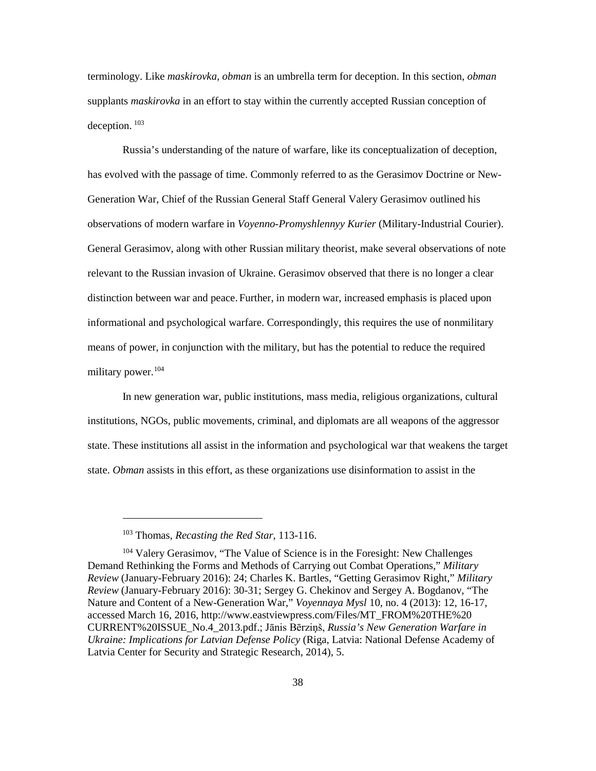terminology. Like *maskirovka*, *obman* is an umbrella term for deception. In this section, *obman* supplants *maskirovka* in an effort to stay within the currently accepted Russian conception of deception. [103]

Russia's understanding of the nature of warfare, like its conceptualization of deception, has evolved with the passage of time. Commonly referred to as the Gerasimov Doctrine or New-Generation War, Chief of the Russian General Staff General Valery Gerasimov outlined his observations of modern warfare in *Voyenno-Promyshlennyy Kurier* (Military-Industrial Courier). General Gerasimov, along with other Russian military theorist, make several observations of note relevant to the Russian invasion of Ukraine. Gerasimov observed that there is no longer a clear distinction between war and peace. Further, in modern war, increased emphasis is placed upon informational and psychological warfare. Correspondingly, this requires the use of nonmilitary means of power, in conjunction with the military, but has the potential to reduce the required military power.[104]

In new generation war, public institutions, mass media, religious organizations, cultural institutions, NGOs, public movements, criminal, and diplomats are all weapons of the aggressor state. These institutions all assist in the information and psychological war that weakens the target state. *Obman* assists in this effort, as these organizations use disinformation to assist in the

---

[103] Thomas, *Recasting the Red Star*, 113-116.

[104] Valery Gerasimov, "The Value of Science is in the Foresight: New Challenges Demand Rethinking the Forms and Methods of Carrying out Combat Operations," *Military Review* (January-February 2016): 24; Charles K. Bartles, "Getting Gerasimov Right," *Military Review* (January-February 2016): 30-31; Sergey G. Chekinov and Sergey A. Bogdanov, "The Nature and Content of a New-Generation War," *Voyennaya Mysl* 10, no. 4 (2013): 12, 16-17, accessed March 16, 2016, http://www.eastviewpress.com/Files/MT_FROM%20THE%20CURRENT%20ISSUE_No.4_2013.pdf.; Jānis Bērziņš, *Russia's New Generation Warfare in Ukraine: Implications for Latvian Defense Policy* (Riga, Latvia: National Defense Academy of Latvia Center for Security and Strategic Research, 2014), 5.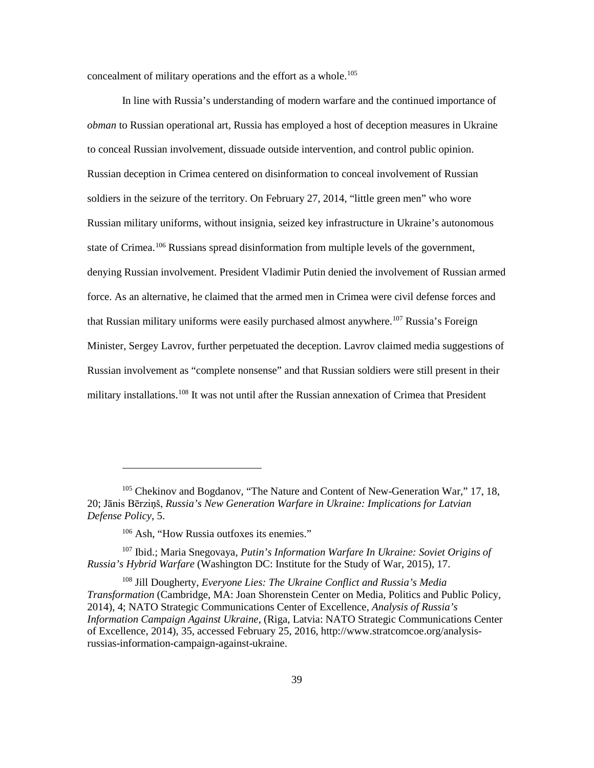concealment of military operations and the effort as a whole.[105]

In line with Russia's understanding of modern warfare and the continued importance of *obman* to Russian operational art, Russia has employed a host of deception measures in Ukraine to conceal Russian involvement, dissuade outside intervention, and control public opinion. Russian deception in Crimea centered on disinformation to conceal involvement of Russian soldiers in the seizure of the territory. On February 27, 2014, "little green men" who wore Russian military uniforms, without insignia, seized key infrastructure in Ukraine's autonomous state of Crimea.[106] Russians spread disinformation from multiple levels of the government, denying Russian involvement. President Vladimir Putin denied the involvement of Russian armed force. As an alternative, he claimed that the armed men in Crimea were civil defense forces and that Russian military uniforms were easily purchased almost anywhere.[107] Russia's Foreign Minister, Sergey Lavrov, further perpetuated the deception. Lavrov claimed media suggestions of Russian involvement as "complete nonsense" and that Russian soldiers were still present in their military installations.[108] It was not until after the Russian annexation of Crimea that President

---

[105] Chekinov and Bogdanov, "The Nature and Content of New-Generation War," 17, 18, 20; Jānis Bērziņš, *Russia's New Generation Warfare in Ukraine: Implications for Latvian Defense Policy*, 5.

[106] Ash, "How Russia outfoxes its enemies."

[107] Ibid.; Maria Snegovaya, *Putin's Information Warfare In Ukraine: Soviet Origins of Russia's Hybrid Warfare* (Washington DC: Institute for the Study of War, 2015), 17.

[108] Jill Dougherty, *Everyone Lies: The Ukraine Conflict and Russia's Media Transformation* (Cambridge, MA: Joan Shorenstein Center on Media, Politics and Public Policy, 2014), 4; NATO Strategic Communications Center of Excellence, *Analysis of Russia's Information Campaign Against Ukraine*, (Riga, Latvia: NATO Strategic Communications Center of Excellence, 2014), 35, accessed February 25, 2016, http://www.stratcomcoe.org/analysis-russias-information-campaign-against-ukraine.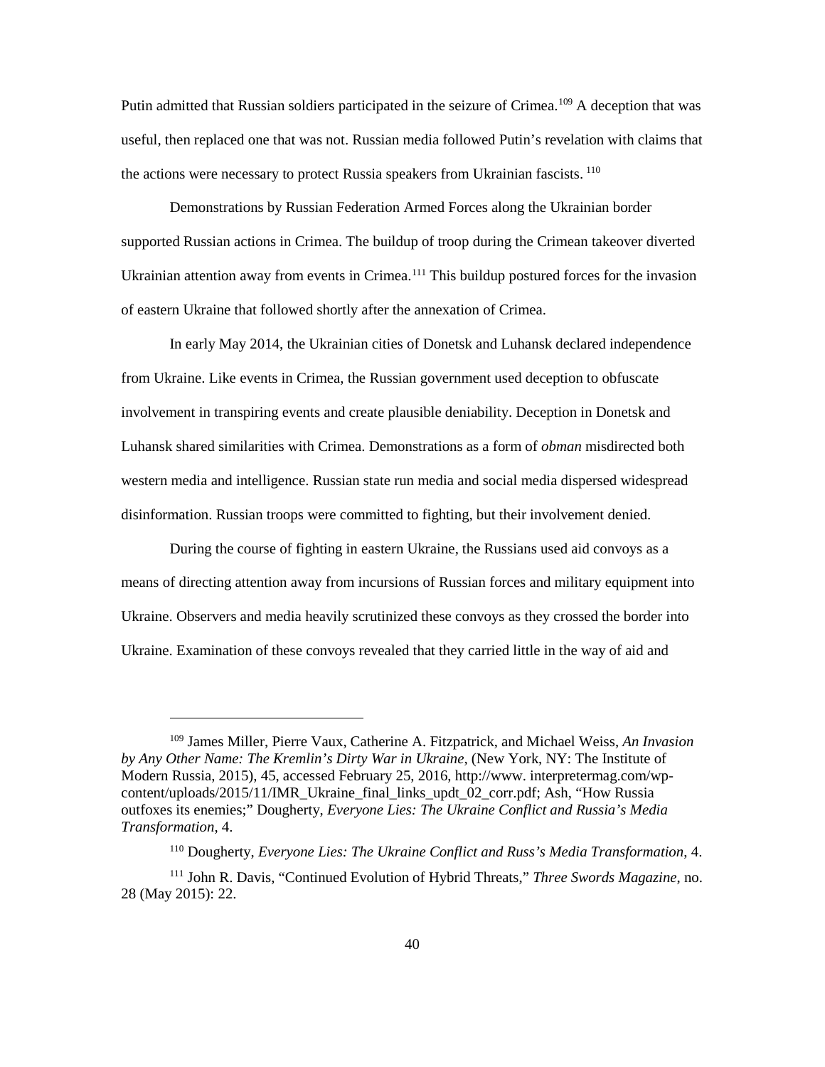Putin admitted that Russian soldiers participated in the seizure of Crimea.[109] A deception that was useful, then replaced one that was not. Russian media followed Putin's revelation with claims that the actions were necessary to protect Russia speakers from Ukrainian fascists. [110]

Demonstrations by Russian Federation Armed Forces along the Ukrainian border supported Russian actions in Crimea. The buildup of troop during the Crimean takeover diverted Ukrainian attention away from events in Crimea.[111] This buildup postured forces for the invasion of eastern Ukraine that followed shortly after the annexation of Crimea.

In early May 2014, the Ukrainian cities of Donetsk and Luhansk declared independence from Ukraine. Like events in Crimea, the Russian government used deception to obfuscate involvement in transpiring events and create plausible deniability. Deception in Donetsk and Luhansk shared similarities with Crimea. Demonstrations as a form of *obman* misdirected both western media and intelligence. Russian state run media and social media dispersed widespread disinformation. Russian troops were committed to fighting, but their involvement denied.

During the course of fighting in eastern Ukraine, the Russians used aid convoys as a means of directing attention away from incursions of Russian forces and military equipment into Ukraine. Observers and media heavily scrutinized these convoys as they crossed the border into Ukraine. Examination of these convoys revealed that they carried little in the way of aid and

---

[109] James Miller, Pierre Vaux, Catherine A. Fitzpatrick, and Michael Weiss, *An Invasion by Any Other Name: The Kremlin's Dirty War in Ukraine*, (New York, NY: The Institute of Modern Russia, 2015), 45, accessed February 25, 2016, http://www. interpretermag.com/wp-content/uploads/2015/11/IMR_Ukraine_final_links_updt_02_corr.pdf; Ash, "How Russia outfoxes its enemies;" Dougherty, *Everyone Lies: The Ukraine Conflict and Russia's Media Transformation*, 4.

[110] Dougherty, *Everyone Lies: The Ukraine Conflict and Russ's Media Transformation*, 4.

[111] John R. Davis, "Continued Evolution of Hybrid Threats," *Three Swords Magazine*, no. 28 (May 2015): 22.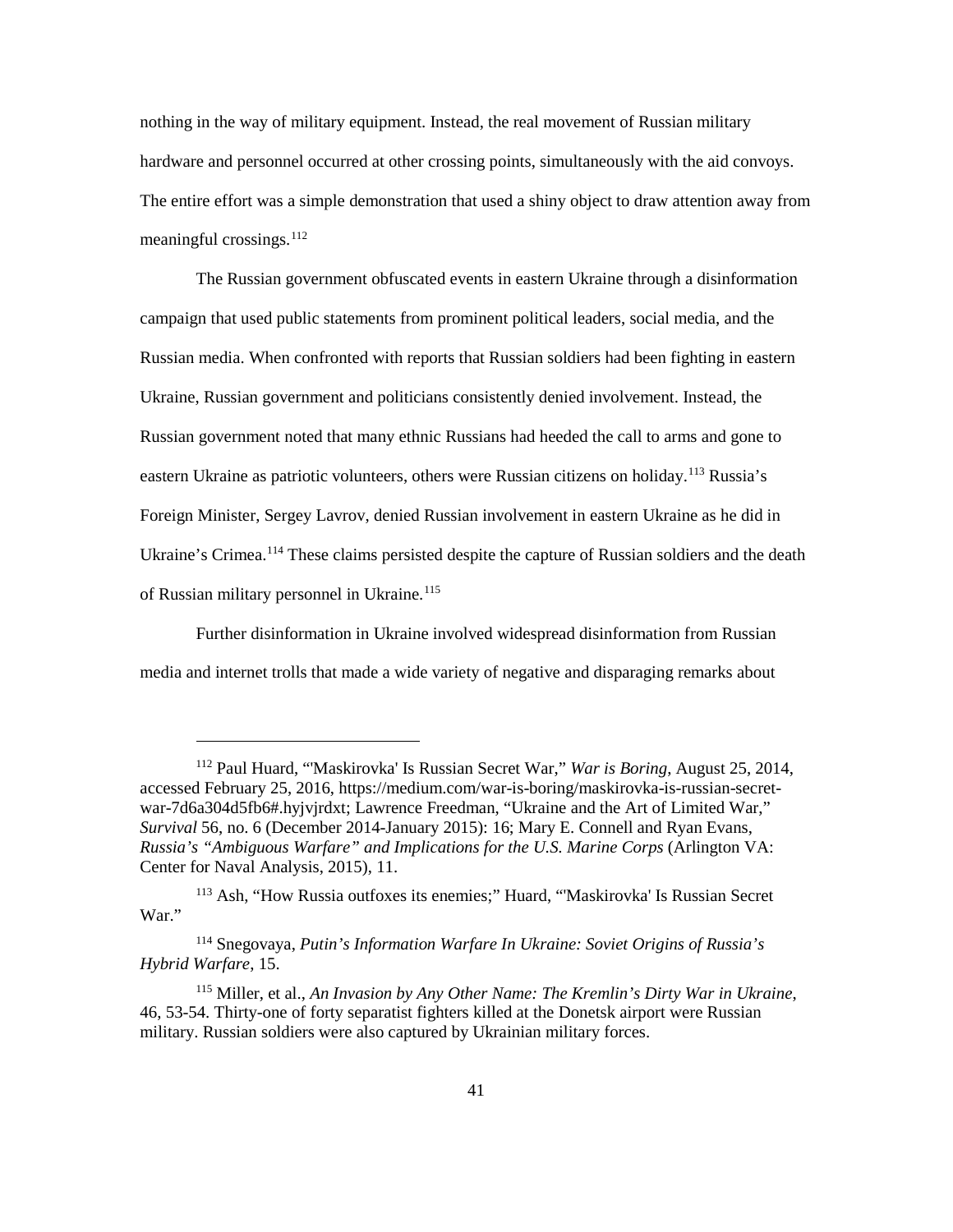nothing in the way of military equipment. Instead, the real movement of Russian military hardware and personnel occurred at other crossing points, simultaneously with the aid convoys. The entire effort was a simple demonstration that used a shiny object to draw attention away from meaningful crossings.[112]

The Russian government obfuscated events in eastern Ukraine through a disinformation campaign that used public statements from prominent political leaders, social media, and the Russian media. When confronted with reports that Russian soldiers had been fighting in eastern Ukraine, Russian government and politicians consistently denied involvement. Instead, the Russian government noted that many ethnic Russians had heeded the call to arms and gone to eastern Ukraine as patriotic volunteers, others were Russian citizens on holiday.[113] Russia's Foreign Minister, Sergey Lavrov, denied Russian involvement in eastern Ukraine as he did in Ukraine's Crimea.[114] These claims persisted despite the capture of Russian soldiers and the death of Russian military personnel in Ukraine.[115]

Further disinformation in Ukraine involved widespread disinformation from Russian media and internet trolls that made a wide variety of negative and disparaging remarks about

---

[112] Paul Huard, "'Maskirovka' Is Russian Secret War," *War is Boring*, August 25, 2014, accessed February 25, 2016, https://medium.com/war-is-boring/maskirovka-is-russian-secret-war-7d6a304d5fb6#.hyjvjrdxt; Lawrence Freedman, "Ukraine and the Art of Limited War," *Survival* 56, no. 6 (December 2014-January 2015): 16; Mary E. Connell and Ryan Evans, *Russia's "Ambiguous Warfare" and Implications for the U.S. Marine Corps* (Arlington VA: Center for Naval Analysis, 2015), 11.

[113] Ash, "How Russia outfoxes its enemies;" Huard, "'Maskirovka' Is Russian Secret War."

[114] Snegovaya, *Putin's Information Warfare In Ukraine: Soviet Origins of Russia's Hybrid Warfare*, 15.

[115] Miller, et al., *An Invasion by Any Other Name: The Kremlin's Dirty War in Ukraine*, 46, 53-54. Thirty-one of forty separatist fighters killed at the Donetsk airport were Russian military. Russian soldiers were also captured by Ukrainian military forces.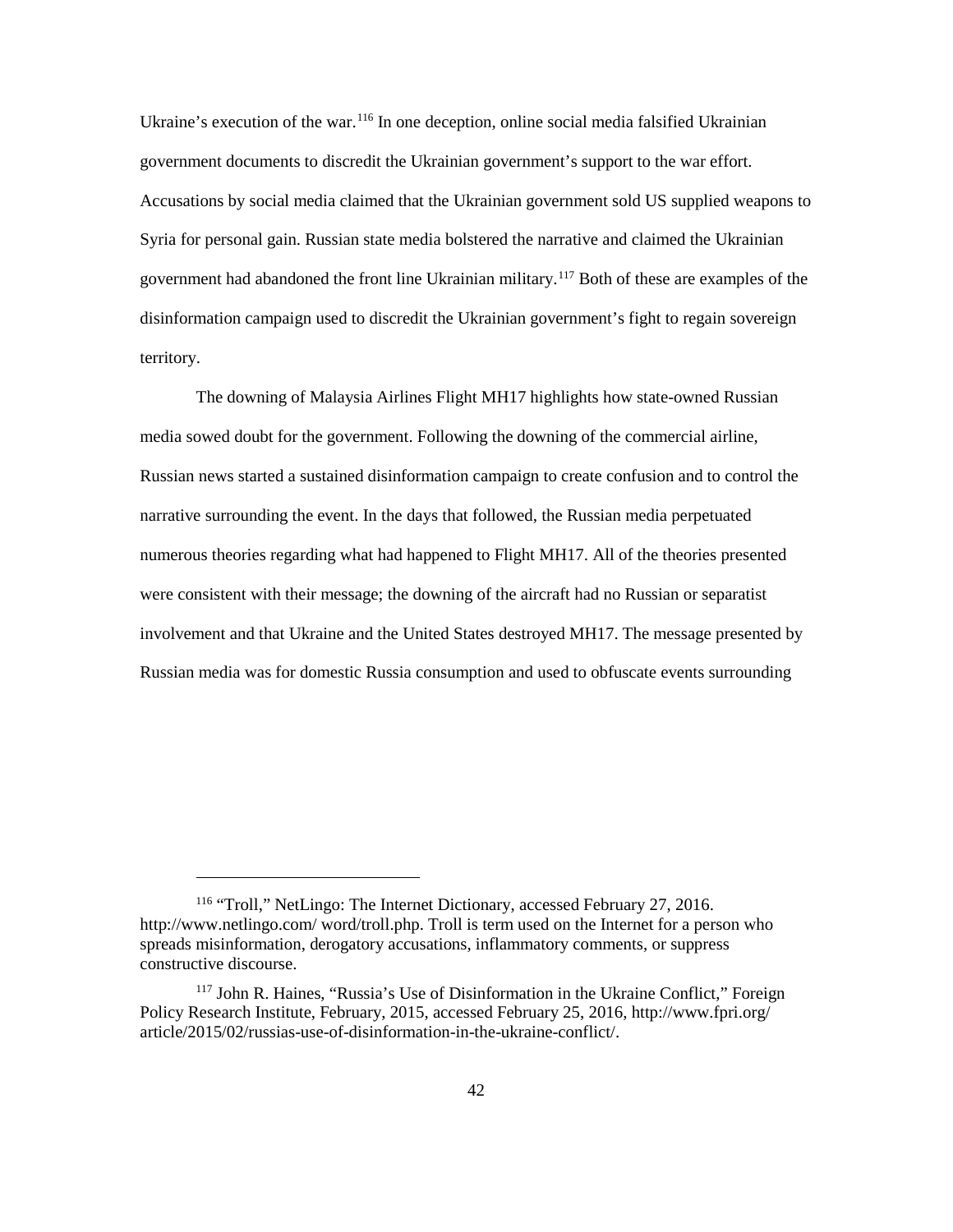Ukraine's execution of the war.[116] In one deception, online social media falsified Ukrainian government documents to discredit the Ukrainian government's support to the war effort. Accusations by social media claimed that the Ukrainian government sold US supplied weapons to Syria for personal gain. Russian state media bolstered the narrative and claimed the Ukrainian government had abandoned the front line Ukrainian military.[117] Both of these are examples of the disinformation campaign used to discredit the Ukrainian government's fight to regain sovereign territory.

The downing of Malaysia Airlines Flight MH17 highlights how state-owned Russian media sowed doubt for the government. Following the downing of the commercial airline, Russian news started a sustained disinformation campaign to create confusion and to control the narrative surrounding the event. In the days that followed, the Russian media perpetuated numerous theories regarding what had happened to Flight MH17. All of the theories presented were consistent with their message; the downing of the aircraft had no Russian or separatist involvement and that Ukraine and the United States destroyed MH17. The message presented by Russian media was for domestic Russia consumption and used to obfuscate events surrounding

---

[116] "Troll," NetLingo: The Internet Dictionary, accessed February 27, 2016. http://www.netlingo.com/ word/troll.php. Troll is term used on the Internet for a person who spreads misinformation, derogatory accusations, inflammatory comments, or suppress constructive discourse.

[117] John R. Haines, "Russia's Use of Disinformation in the Ukraine Conflict," Foreign Policy Research Institute, February, 2015, accessed February 25, 2016, http://www.fpri.org/ article/2015/02/russias-use-of-disinformation-in-the-ukraine-conflict/.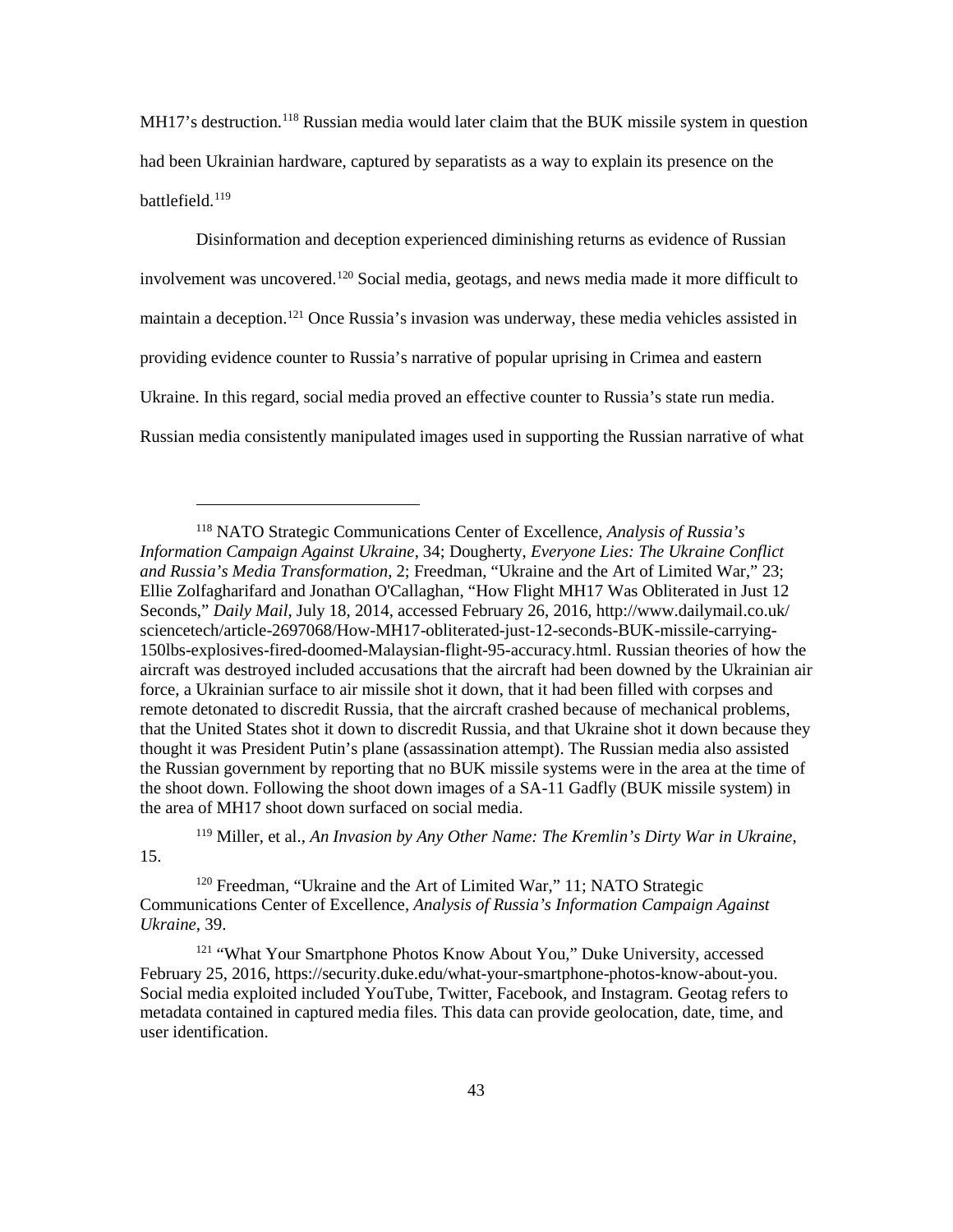MH17's destruction.[118] Russian media would later claim that the BUK missile system in question had been Ukrainian hardware, captured by separatists as a way to explain its presence on the battlefield.[119]

Disinformation and deception experienced diminishing returns as evidence of Russian involvement was uncovered.[120] Social media, geotags, and news media made it more difficult to maintain a deception.[121] Once Russia's invasion was underway, these media vehicles assisted in providing evidence counter to Russia's narrative of popular uprising in Crimea and eastern Ukraine. In this regard, social media proved an effective counter to Russia's state run media. Russian media consistently manipulated images used in supporting the Russian narrative of what

---

[118] NATO Strategic Communications Center of Excellence, *Analysis of Russia's Information Campaign Against Ukraine*, 34; Dougherty, *Everyone Lies: The Ukraine Conflict and Russia's Media Transformation*, 2; Freedman, "Ukraine and the Art of Limited War," 23; Ellie Zolfagharifard and Jonathan O'Callaghan, "How Flight MH17 Was Obliterated in Just 12 Seconds," *Daily Mail*, July 18, 2014, accessed February 26, 2016, http://www.dailymail.co.uk/sciencetech/article-2697068/How-MH17-obliterated-just-12-seconds-BUK-missile-carrying-150lbs-explosives-fired-doomed-Malaysian-flight-95-accuracy.html. Russian theories of how the aircraft was destroyed included accusations that the aircraft had been downed by the Ukrainian air force, a Ukrainian surface to air missile shot it down, that it had been filled with corpses and remote detonated to discredit Russia, that the aircraft crashed because of mechanical problems, that the United States shot it down to discredit Russia, and that Ukraine shot it down because they thought it was President Putin's plane (assassination attempt). The Russian media also assisted the Russian government by reporting that no BUK missile systems were in the area at the time of the shoot down. Following the shoot down images of a SA-11 Gadfly (BUK missile system) in the area of MH17 shoot down surfaced on social media.

[119] Miller, et al., *An Invasion by Any Other Name: The Kremlin's Dirty War in Ukraine*, 15.

[120] Freedman, "Ukraine and the Art of Limited War," 11; NATO Strategic Communications Center of Excellence, *Analysis of Russia's Information Campaign Against Ukraine*, 39.

[121] "What Your Smartphone Photos Know About You," Duke University, accessed February 25, 2016, https://security.duke.edu/what-your-smartphone-photos-know-about-you. Social media exploited included YouTube, Twitter, Facebook, and Instagram. Geotag refers to metadata contained in captured media files. This data can provide geolocation, date, time, and user identification.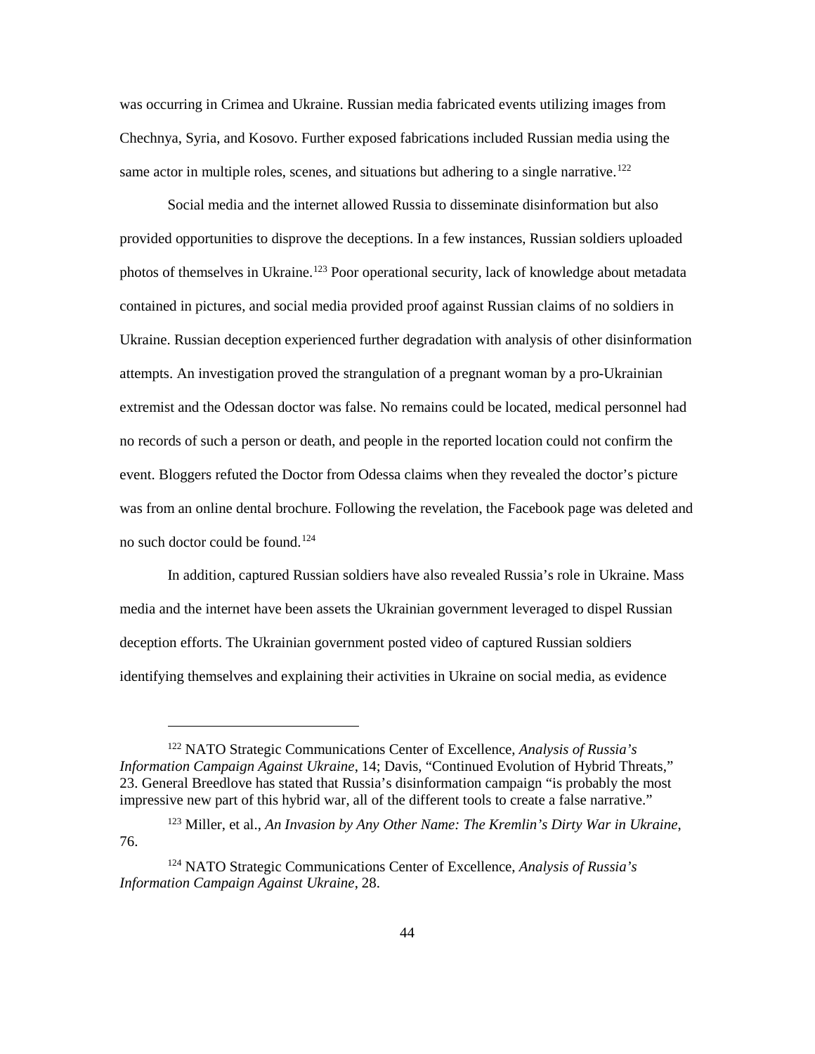was occurring in Crimea and Ukraine. Russian media fabricated events utilizing images from Chechnya, Syria, and Kosovo. Further exposed fabrications included Russian media using the same actor in multiple roles, scenes, and situations but adhering to a single narrative.[122]

Social media and the internet allowed Russia to disseminate disinformation but also provided opportunities to disprove the deceptions. In a few instances, Russian soldiers uploaded photos of themselves in Ukraine.[123] Poor operational security, lack of knowledge about metadata contained in pictures, and social media provided proof against Russian claims of no soldiers in Ukraine. Russian deception experienced further degradation with analysis of other disinformation attempts. An investigation proved the strangulation of a pregnant woman by a pro-Ukrainian extremist and the Odessan doctor was false. No remains could be located, medical personnel had no records of such a person or death, and people in the reported location could not confirm the event. Bloggers refuted the Doctor from Odessa claims when they revealed the doctor's picture was from an online dental brochure. Following the revelation, the Facebook page was deleted and no such doctor could be found.[124]

In addition, captured Russian soldiers have also revealed Russia's role in Ukraine. Mass media and the internet have been assets the Ukrainian government leveraged to dispel Russian deception efforts. The Ukrainian government posted video of captured Russian soldiers identifying themselves and explaining their activities in Ukraine on social media, as evidence

---

[122] NATO Strategic Communications Center of Excellence, *Analysis of Russia's Information Campaign Against Ukraine*, 14; Davis, "Continued Evolution of Hybrid Threats," 23. General Breedlove has stated that Russia's disinformation campaign "is probably the most impressive new part of this hybrid war, all of the different tools to create a false narrative."

[123] Miller, et al., *An Invasion by Any Other Name: The Kremlin's Dirty War in Ukraine*, 76.

[124] NATO Strategic Communications Center of Excellence, *Analysis of Russia's Information Campaign Against Ukraine*, 28.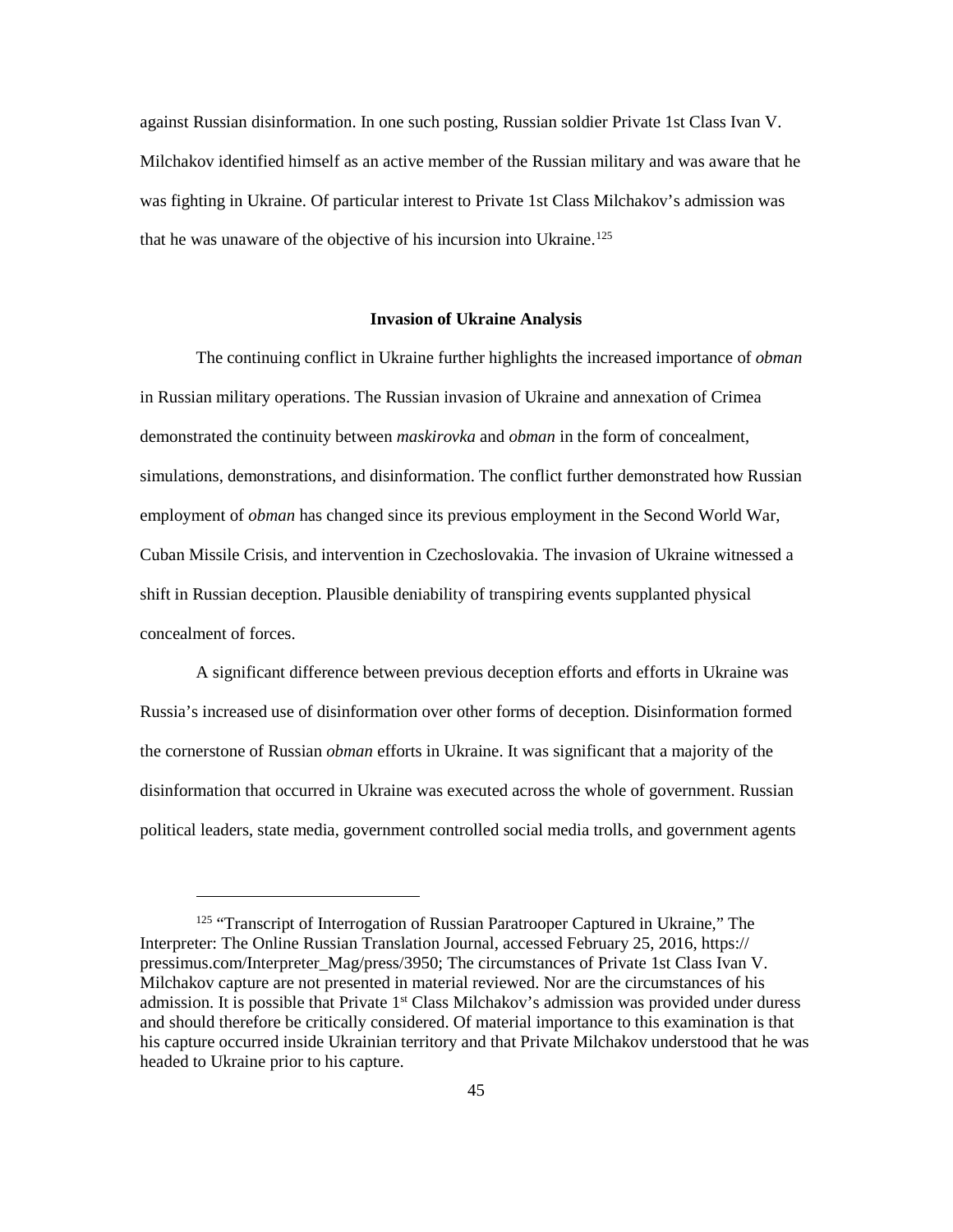against Russian disinformation. In one such posting, Russian soldier Private 1st Class Ivan V. Milchakov identified himself as an active member of the Russian military and was aware that he was fighting in Ukraine. Of particular interest to Private 1st Class Milchakov's admission was that he was unaware of the objective of his incursion into Ukraine.[125]

## Invasion of Ukraine Analysis

The continuing conflict in Ukraine further highlights the increased importance of *obman* in Russian military operations. The Russian invasion of Ukraine and annexation of Crimea demonstrated the continuity between *maskirovka* and *obman* in the form of concealment, simulations, demonstrations, and disinformation. The conflict further demonstrated how Russian employment of *obman* has changed since its previous employment in the Second World War, Cuban Missile Crisis, and intervention in Czechoslovakia. The invasion of Ukraine witnessed a shift in Russian deception. Plausible deniability of transpiring events supplanted physical concealment of forces.

A significant difference between previous deception efforts and efforts in Ukraine was Russia's increased use of disinformation over other forms of deception. Disinformation formed the cornerstone of Russian *obman* efforts in Ukraine. It was significant that a majority of the disinformation that occurred in Ukraine was executed across the whole of government. Russian political leaders, state media, government controlled social media trolls, and government agents

---

[125] "Transcript of Interrogation of Russian Paratrooper Captured in Ukraine," The Interpreter: The Online Russian Translation Journal, accessed February 25, 2016, https://pressimus.com/Interpreter_Mag/press/3950; The circumstances of Private 1st Class Ivan V. Milchakov capture are not presented in material reviewed. Nor are the circumstances of his admission. It is possible that Private 1st Class Milchakov's admission was provided under duress and should therefore be critically considered. Of material importance to this examination is that his capture occurred inside Ukrainian territory and that Private Milchakov understood that he was headed to Ukraine prior to his capture.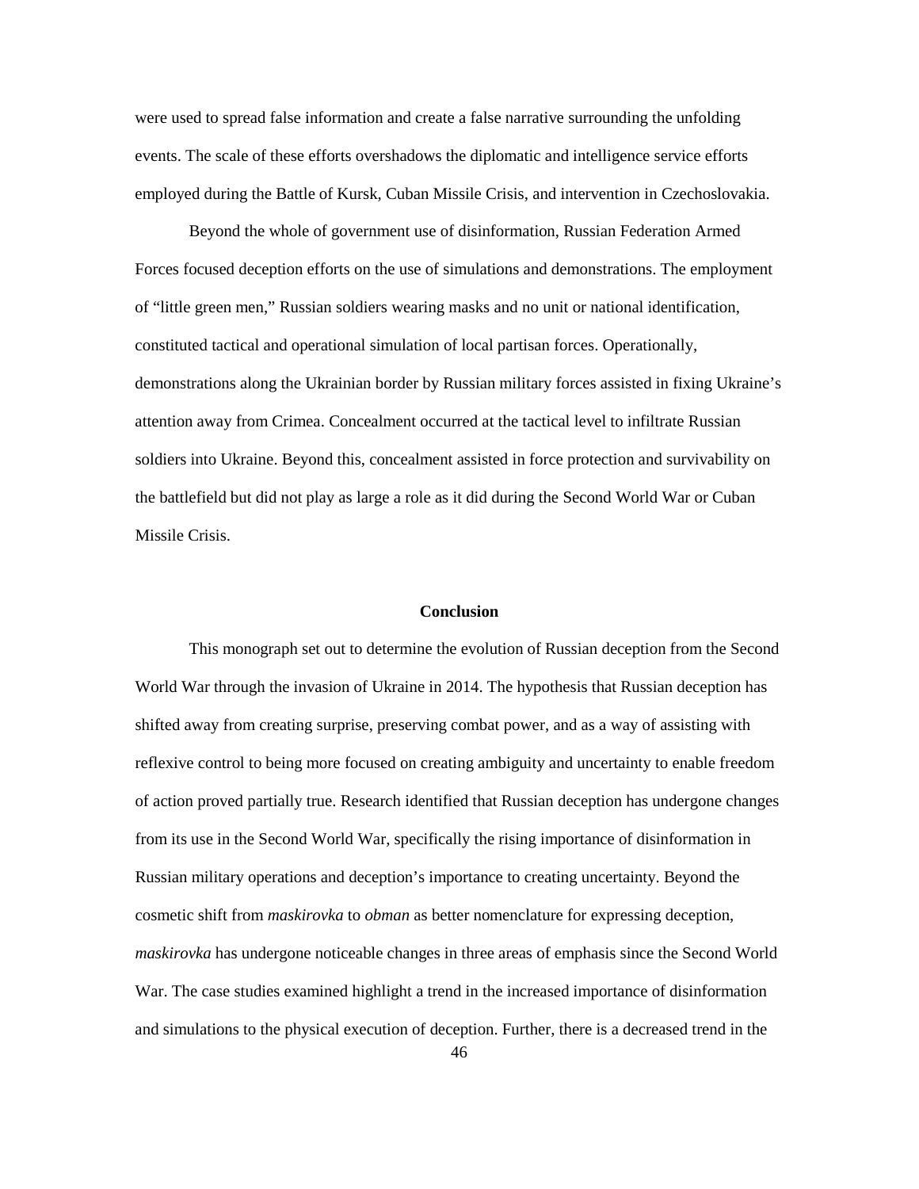were used to spread false information and create a false narrative surrounding the unfolding events. The scale of these efforts overshadows the diplomatic and intelligence service efforts employed during the Battle of Kursk, Cuban Missile Crisis, and intervention in Czechoslovakia.

Beyond the whole of government use of disinformation, Russian Federation Armed Forces focused deception efforts on the use of simulations and demonstrations. The employment of "little green men," Russian soldiers wearing masks and no unit or national identification, constituted tactical and operational simulation of local partisan forces. Operationally, demonstrations along the Ukrainian border by Russian military forces assisted in fixing Ukraine's attention away from Crimea. Concealment occurred at the tactical level to infiltrate Russian soldiers into Ukraine. Beyond this, concealment assisted in force protection and survivability on the battlefield but did not play as large a role as it did during the Second World War or Cuban Missile Crisis.

## Conclusion

This monograph set out to determine the evolution of Russian deception from the Second World War through the invasion of Ukraine in 2014. The hypothesis that Russian deception has shifted away from creating surprise, preserving combat power, and as a way of assisting with reflexive control to being more focused on creating ambiguity and uncertainty to enable freedom of action proved partially true. Research identified that Russian deception has undergone changes from its use in the Second World War, specifically the rising importance of disinformation in Russian military operations and deception's importance to creating uncertainty. Beyond the cosmetic shift from *maskirovka* to *obman* as better nomenclature for expressing deception, *maskirovka* has undergone noticeable changes in three areas of emphasis since the Second World War. The case studies examined highlight a trend in the increased importance of disinformation and simulations to the physical execution of deception. Further, there is a decreased trend in the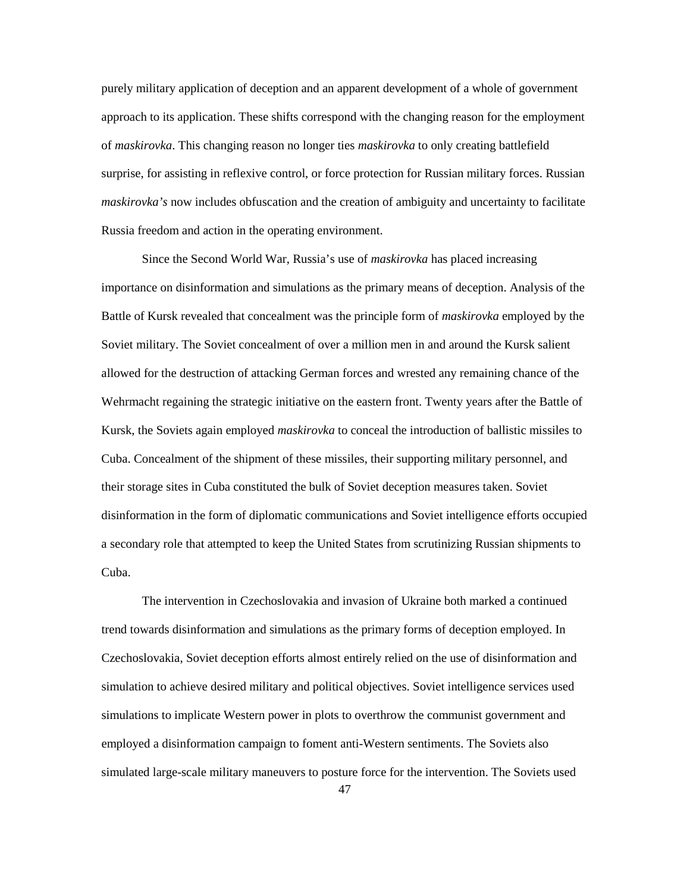purely military application of deception and an apparent development of a whole of government approach to its application. These shifts correspond with the changing reason for the employment of *maskirovka*. This changing reason no longer ties *maskirovka* to only creating battlefield surprise, for assisting in reflexive control, or force protection for Russian military forces. Russian *maskirovka's* now includes obfuscation and the creation of ambiguity and uncertainty to facilitate Russia freedom and action in the operating environment.

Since the Second World War, Russia's use of *maskirovka* has placed increasing importance on disinformation and simulations as the primary means of deception. Analysis of the Battle of Kursk revealed that concealment was the principle form of *maskirovka* employed by the Soviet military. The Soviet concealment of over a million men in and around the Kursk salient allowed for the destruction of attacking German forces and wrested any remaining chance of the Wehrmacht regaining the strategic initiative on the eastern front. Twenty years after the Battle of Kursk, the Soviets again employed *maskirovka* to conceal the introduction of ballistic missiles to Cuba. Concealment of the shipment of these missiles, their supporting military personnel, and their storage sites in Cuba constituted the bulk of Soviet deception measures taken. Soviet disinformation in the form of diplomatic communications and Soviet intelligence efforts occupied a secondary role that attempted to keep the United States from scrutinizing Russian shipments to Cuba.

The intervention in Czechoslovakia and invasion of Ukraine both marked a continued trend towards disinformation and simulations as the primary forms of deception employed. In Czechoslovakia, Soviet deception efforts almost entirely relied on the use of disinformation and simulation to achieve desired military and political objectives. Soviet intelligence services used simulations to implicate Western power in plots to overthrow the communist government and employed a disinformation campaign to foment anti-Western sentiments. The Soviets also simulated large-scale military maneuvers to posture force for the intervention. The Soviets used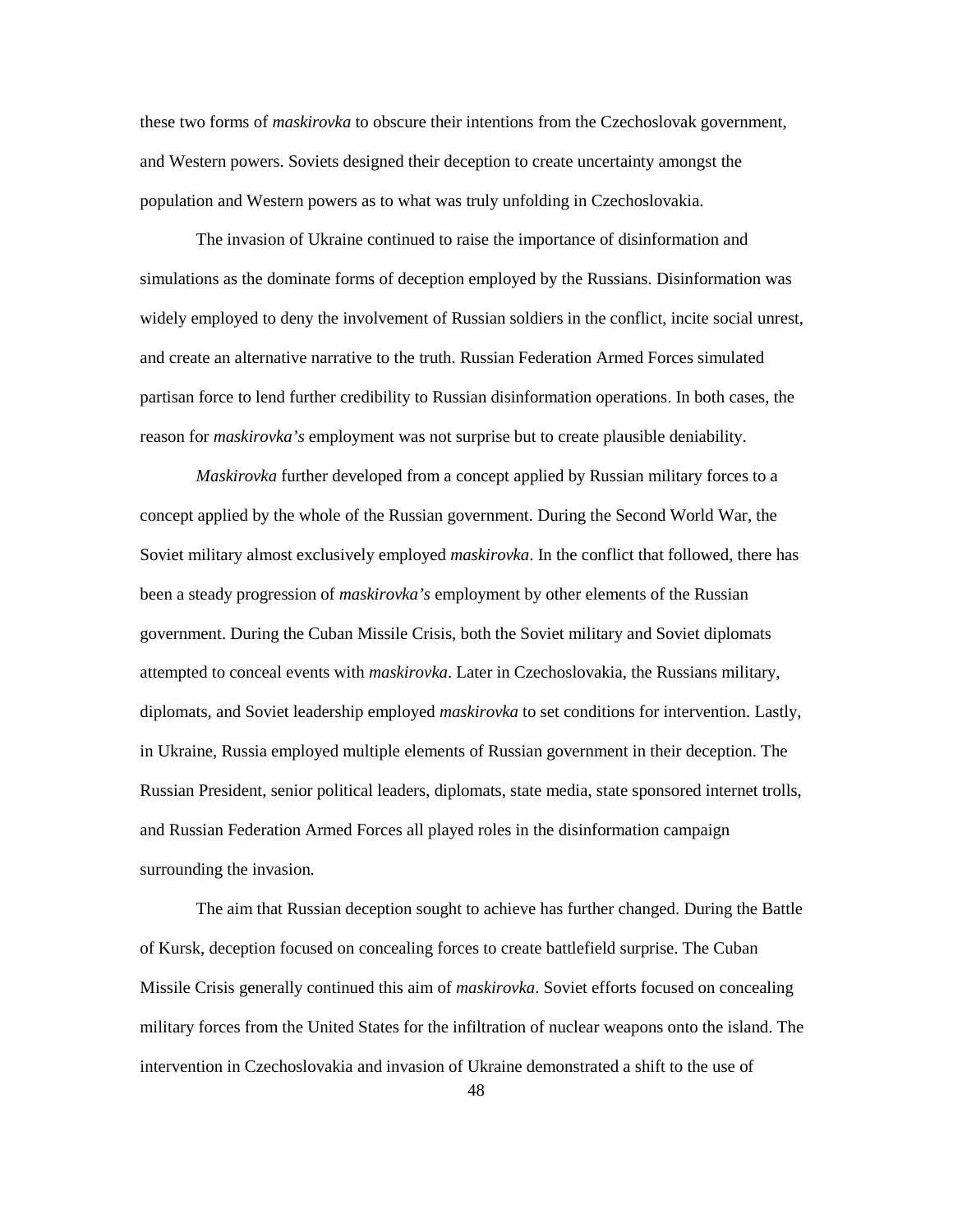these two forms of *maskirovka* to obscure their intentions from the Czechoslovak government, and Western powers. Soviets designed their deception to create uncertainty amongst the population and Western powers as to what was truly unfolding in Czechoslovakia.

The invasion of Ukraine continued to raise the importance of disinformation and simulations as the dominate forms of deception employed by the Russians. Disinformation was widely employed to deny the involvement of Russian soldiers in the conflict, incite social unrest, and create an alternative narrative to the truth. Russian Federation Armed Forces simulated partisan force to lend further credibility to Russian disinformation operations. In both cases, the reason for *maskirovka's* employment was not surprise but to create plausible deniability.

*Maskirovka* further developed from a concept applied by Russian military forces to a concept applied by the whole of the Russian government. During the Second World War, the Soviet military almost exclusively employed *maskirovka*. In the conflict that followed, there has been a steady progression of *maskirovka's* employment by other elements of the Russian government. During the Cuban Missile Crisis, both the Soviet military and Soviet diplomats attempted to conceal events with *maskirovka*. Later in Czechoslovakia, the Russians military, diplomats, and Soviet leadership employed *maskirovka* to set conditions for intervention. Lastly, in Ukraine, Russia employed multiple elements of Russian government in their deception. The Russian President, senior political leaders, diplomats, state media, state sponsored internet trolls, and Russian Federation Armed Forces all played roles in the disinformation campaign surrounding the invasion.

The aim that Russian deception sought to achieve has further changed. During the Battle of Kursk, deception focused on concealing forces to create battlefield surprise. The Cuban Missile Crisis generally continued this aim of *maskirovka*. Soviet efforts focused on concealing military forces from the United States for the infiltration of nuclear weapons onto the island. The intervention in Czechoslovakia and invasion of Ukraine demonstrated a shift to the use of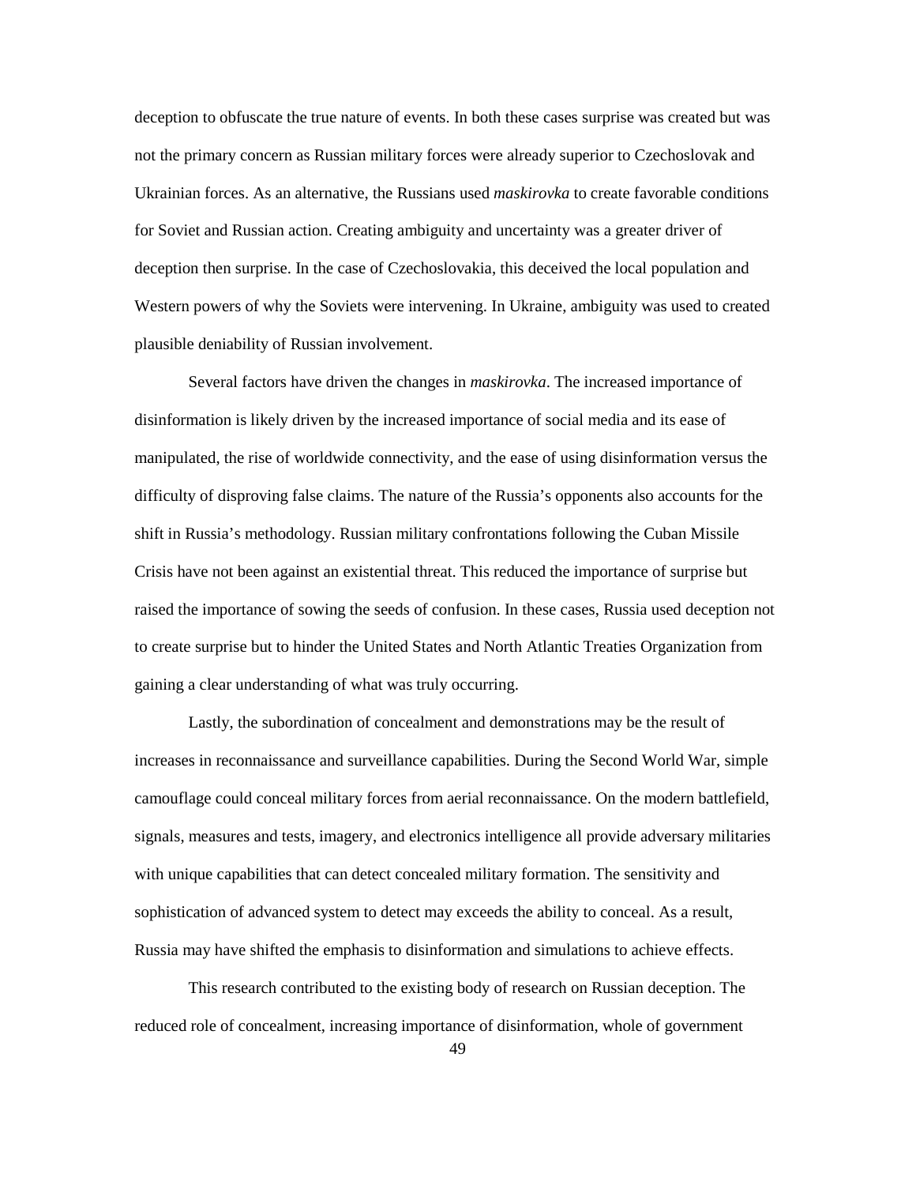deception to obfuscate the true nature of events. In both these cases surprise was created but was not the primary concern as Russian military forces were already superior to Czechoslovak and Ukrainian forces. As an alternative, the Russians used *maskirovka* to create favorable conditions for Soviet and Russian action. Creating ambiguity and uncertainty was a greater driver of deception then surprise. In the case of Czechoslovakia, this deceived the local population and Western powers of why the Soviets were intervening. In Ukraine, ambiguity was used to created plausible deniability of Russian involvement.

Several factors have driven the changes in *maskirovka*. The increased importance of disinformation is likely driven by the increased importance of social media and its ease of manipulated, the rise of worldwide connectivity, and the ease of using disinformation versus the difficulty of disproving false claims. The nature of the Russia's opponents also accounts for the shift in Russia's methodology. Russian military confrontations following the Cuban Missile Crisis have not been against an existential threat. This reduced the importance of surprise but raised the importance of sowing the seeds of confusion. In these cases, Russia used deception not to create surprise but to hinder the United States and North Atlantic Treaties Organization from gaining a clear understanding of what was truly occurring.

Lastly, the subordination of concealment and demonstrations may be the result of increases in reconnaissance and surveillance capabilities. During the Second World War, simple camouflage could conceal military forces from aerial reconnaissance. On the modern battlefield, signals, measures and tests, imagery, and electronics intelligence all provide adversary militaries with unique capabilities that can detect concealed military formation. The sensitivity and sophistication of advanced system to detect may exceeds the ability to conceal. As a result, Russia may have shifted the emphasis to disinformation and simulations to achieve effects.

This research contributed to the existing body of research on Russian deception. The reduced role of concealment, increasing importance of disinformation, whole of government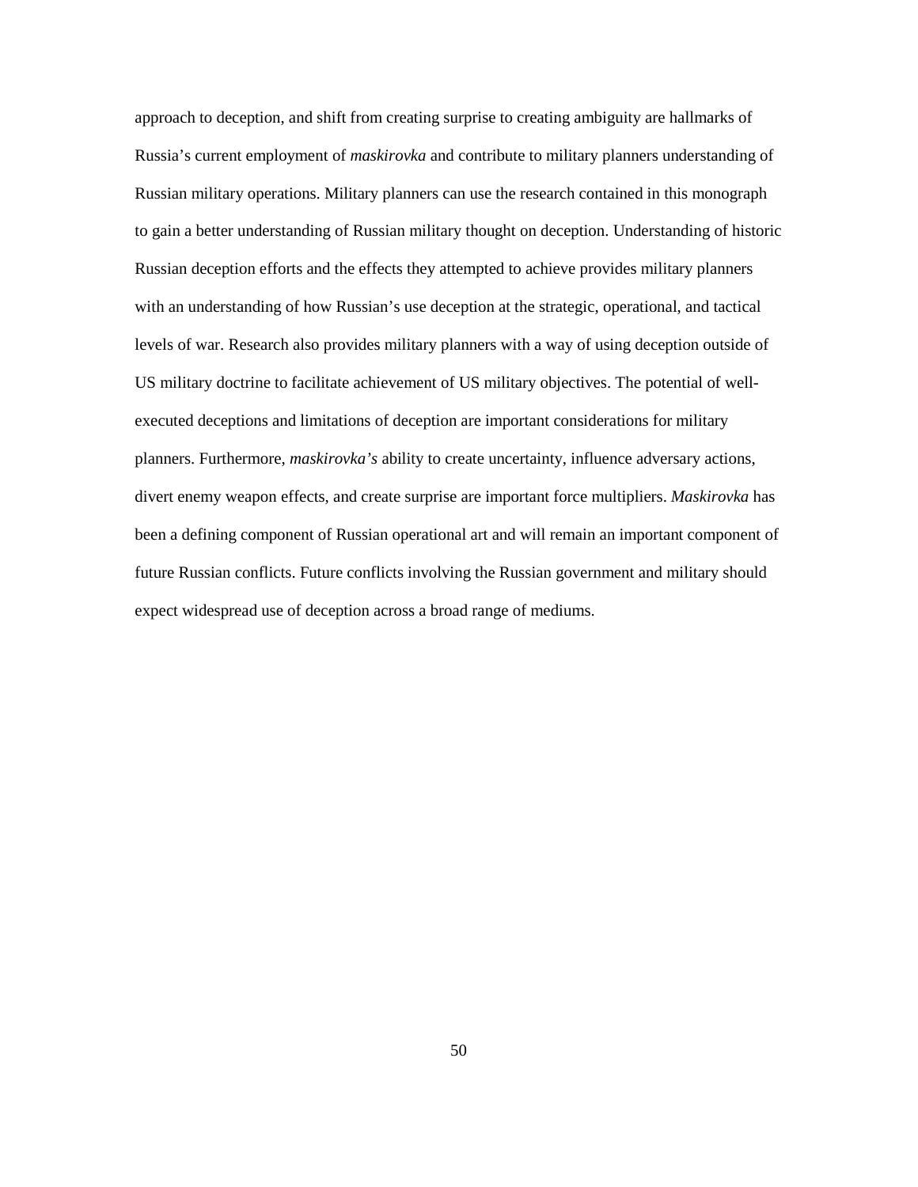approach to deception, and shift from creating surprise to creating ambiguity are hallmarks of Russia's current employment of *maskirovka* and contribute to military planners understanding of Russian military operations. Military planners can use the research contained in this monograph to gain a better understanding of Russian military thought on deception. Understanding of historic Russian deception efforts and the effects they attempted to achieve provides military planners with an understanding of how Russian's use deception at the strategic, operational, and tactical levels of war. Research also provides military planners with a way of using deception outside of US military doctrine to facilitate achievement of US military objectives. The potential of well-executed deceptions and limitations of deception are important considerations for military planners. Furthermore, *maskirovka's* ability to create uncertainty, influence adversary actions, divert enemy weapon effects, and create surprise are important force multipliers. *Maskirovka* has been a defining component of Russian operational art and will remain an important component of future Russian conflicts. Future conflicts involving the Russian government and military should expect widespread use of deception across a broad range of mediums.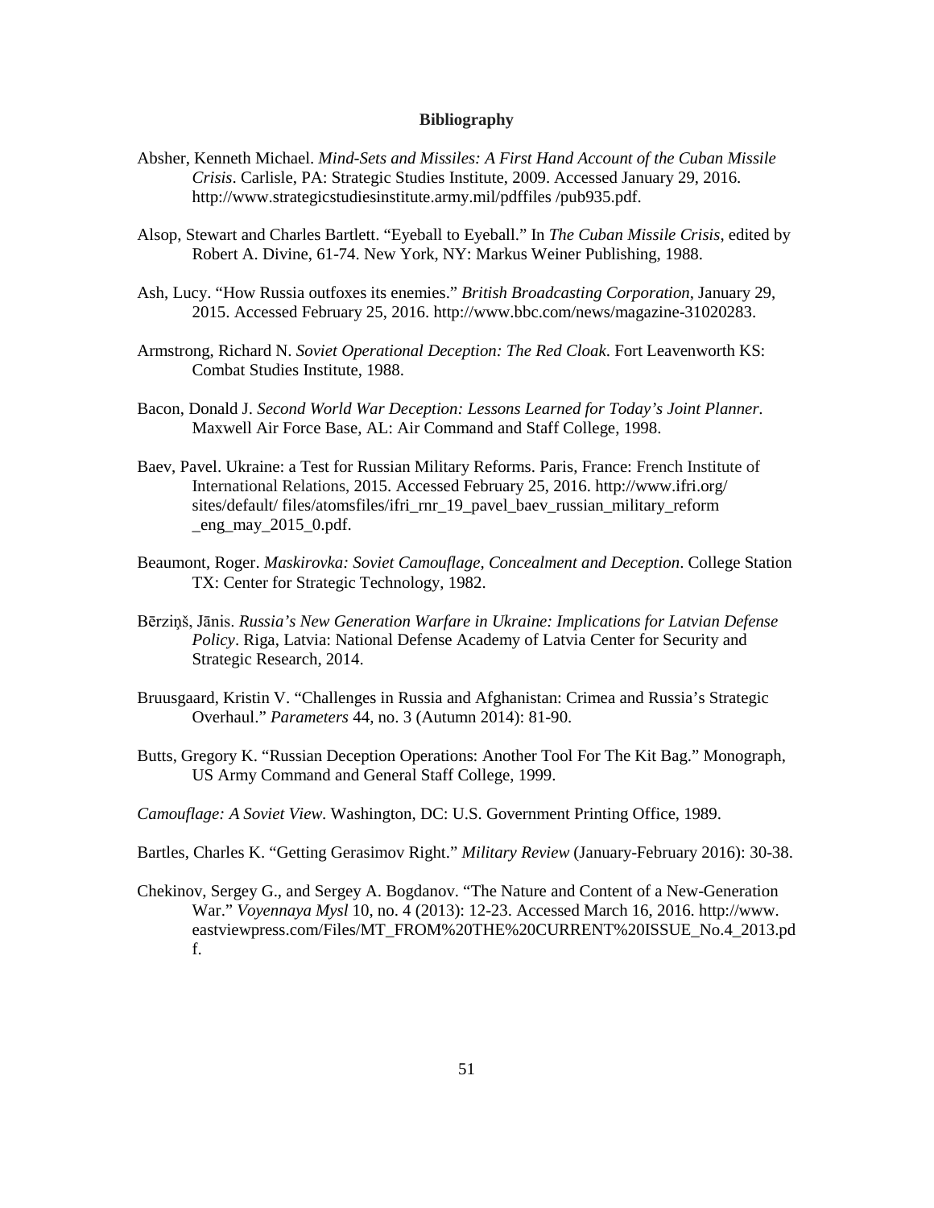# Bibliography

Absher, Kenneth Michael. *Mind-Sets and Missiles: A First Hand Account of the Cuban Missile Crisis*. Carlisle, PA: Strategic Studies Institute, 2009. Accessed January 29, 2016. http://www.strategicstudiesinstitute.army.mil/pdffiles /pub935.pdf.

Alsop, Stewart and Charles Bartlett. "Eyeball to Eyeball." In *The Cuban Missile Crisis*, edited by Robert A. Divine, 61-74. New York, NY: Markus Weiner Publishing, 1988.

Ash, Lucy. "How Russia outfoxes its enemies." *British Broadcasting Corporation*, January 29, 2015. Accessed February 25, 2016. http://www.bbc.com/news/magazine-31020283.

Armstrong, Richard N. *Soviet Operational Deception: The Red Cloak*. Fort Leavenworth KS: Combat Studies Institute, 1988.

Bacon, Donald J. *Second World War Deception: Lessons Learned for Today's Joint Planner*. Maxwell Air Force Base, AL: Air Command and Staff College, 1998.

Baev, Pavel. Ukraine: a Test for Russian Military Reforms. Paris, France: French Institute of International Relations, 2015. Accessed February 25, 2016. http://www.ifri.org/ sites/default/ files/atomsfiles/ifri_rnr_19_pavel_baev_russian_military_reform _eng_may_2015_0.pdf.

Beaumont, Roger. *Maskirovka: Soviet Camouflage, Concealment and Deception*. College Station TX: Center for Strategic Technology, 1982.

Bērziņš, Jānis. *Russia's New Generation Warfare in Ukraine: Implications for Latvian Defense Policy*. Riga, Latvia: National Defense Academy of Latvia Center for Security and Strategic Research, 2014.

Bruusgaard, Kristin V. "Challenges in Russia and Afghanistan: Crimea and Russia's Strategic Overhaul." *Parameters* 44, no. 3 (Autumn 2014): 81-90.

Butts, Gregory K. "Russian Deception Operations: Another Tool For The Kit Bag." Monograph, US Army Command and General Staff College, 1999.

*Camouflage: A Soviet View*. Washington, DC: U.S. Government Printing Office, 1989.

Bartles, Charles K. "Getting Gerasimov Right." *Military Review* (January-February 2016): 30-38.

Chekinov, Sergey G., and Sergey A. Bogdanov. "The Nature and Content of a New-Generation War." *Voyennaya Mysl* 10, no. 4 (2013): 12-23. Accessed March 16, 2016. http://www. eastviewpress.com/Files/MT_FROM%20THE%20CURRENT%20ISSUE_No.4_2013.pdf.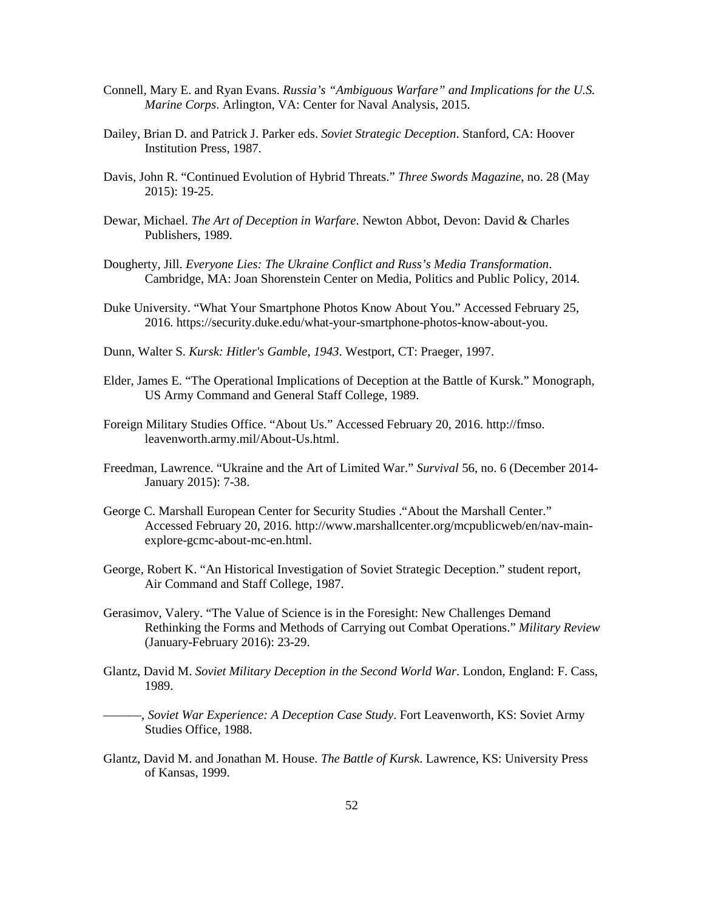Connell, Mary E. and Ryan Evans. *Russia's "Ambiguous Warfare" and Implications for the U.S. Marine Corps*. Arlington, VA: Center for Naval Analysis, 2015.

Dailey, Brian D. and Patrick J. Parker eds. *Soviet Strategic Deception*. Stanford, CA: Hoover Institution Press, 1987.

Davis, John R. "Continued Evolution of Hybrid Threats." *Three Swords Magazine*, no. 28 (May 2015): 19-25.

Dewar, Michael. *The Art of Deception in Warfare*. Newton Abbot, Devon: David & Charles Publishers, 1989.

Dougherty, Jill. *Everyone Lies: The Ukraine Conflict and Russ's Media Transformation*. Cambridge, MA: Joan Shorenstein Center on Media, Politics and Public Policy, 2014.

Duke University. "What Your Smartphone Photos Know About You." Accessed February 25, 2016. https://security.duke.edu/what-your-smartphone-photos-know-about-you.

Dunn, Walter S. *Kursk: Hitler's Gamble, 1943*. Westport, CT: Praeger, 1997.

Elder, James E. "The Operational Implications of Deception at the Battle of Kursk." Monograph, US Army Command and General Staff College, 1989.

Foreign Military Studies Office. "About Us." Accessed February 20, 2016. http://fmso.leavenworth.army.mil/About-Us.html.

Freedman, Lawrence. "Ukraine and the Art of Limited War." *Survival* 56, no. 6 (December 2014-January 2015): 7-38.

George C. Marshall European Center for Security Studies ."About the Marshall Center." Accessed February 20, 2016. http://www.marshallcenter.org/mcpublicweb/en/nav-main-explore-gcmc-about-mc-en.html.

George, Robert K. "An Historical Investigation of Soviet Strategic Deception." student report, Air Command and Staff College, 1987.

Gerasimov, Valery. "The Value of Science is in the Foresight: New Challenges Demand Rethinking the Forms and Methods of Carrying out Combat Operations." *Military Review* (January-February 2016): 23-29.

Glantz, David M. *Soviet Military Deception in the Second World War*. London, England: F. Cass, 1989.

———, *Soviet War Experience: A Deception Case Study*. Fort Leavenworth, KS: Soviet Army Studies Office, 1988.

Glantz, David M. and Jonathan M. House. *The Battle of Kursk*. Lawrence, KS: University Press of Kansas, 1999.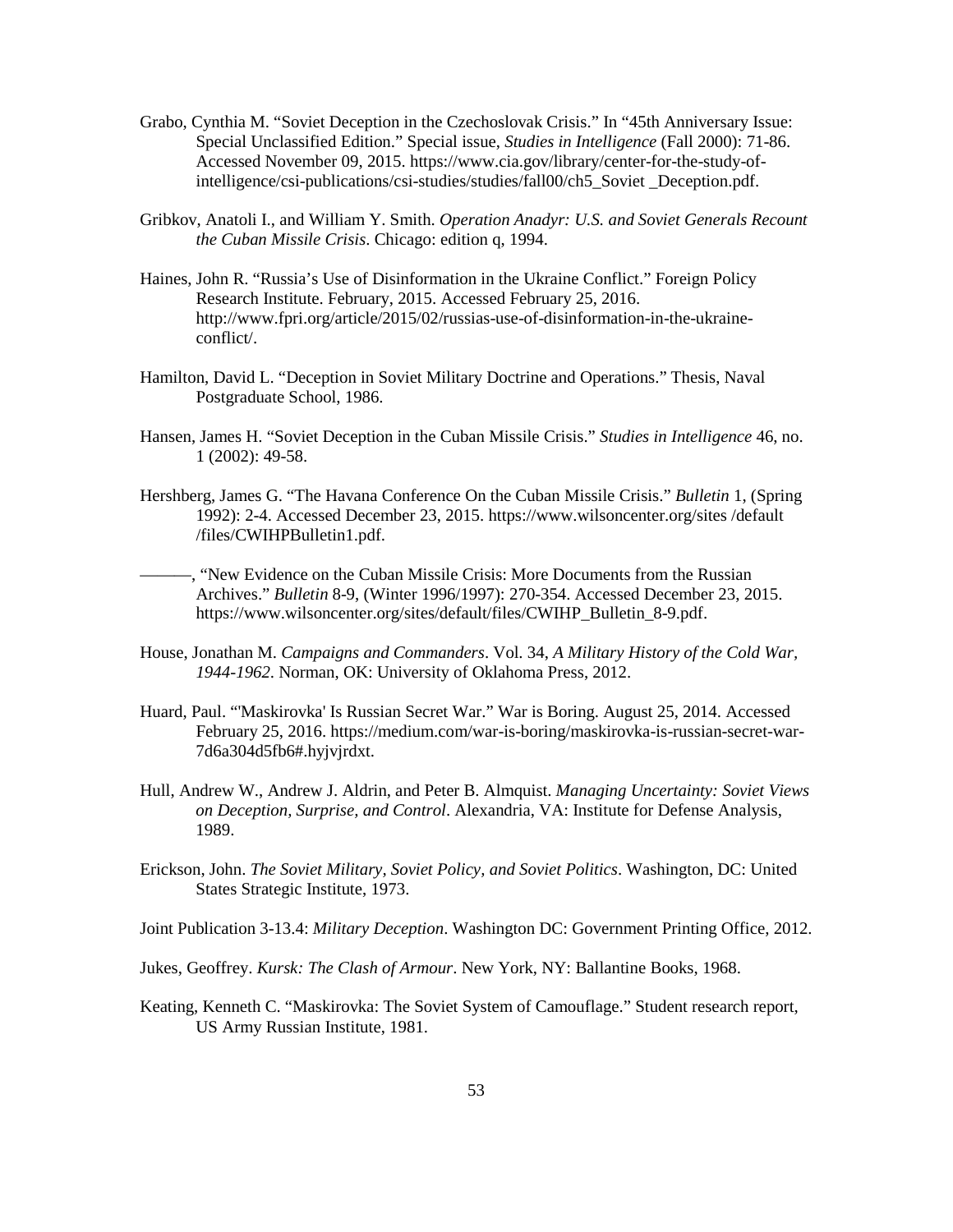Grabo, Cynthia M. "Soviet Deception in the Czechoslovak Crisis." In "45th Anniversary Issue: Special Unclassified Edition." Special issue, *Studies in Intelligence* (Fall 2000): 71-86. Accessed November 09, 2015. https://www.cia.gov/library/center-for-the-study-of-intelligence/csi-publications/csi-studies/studies/fall00/ch5_Soviet _Deception.pdf.

Gribkov, Anatoli I., and William Y. Smith. *Operation Anadyr: U.S. and Soviet Generals Recount the Cuban Missile Crisis*. Chicago: edition q, 1994.

Haines, John R. "Russia's Use of Disinformation in the Ukraine Conflict." Foreign Policy Research Institute. February, 2015. Accessed February 25, 2016. http://www.fpri.org/article/2015/02/russias-use-of-disinformation-in-the-ukraine-conflict/.

Hamilton, David L. "Deception in Soviet Military Doctrine and Operations." Thesis, Naval Postgraduate School, 1986.

Hansen, James H. "Soviet Deception in the Cuban Missile Crisis." *Studies in Intelligence* 46, no. 1 (2002): 49-58.

Hershberg, James G. "The Havana Conference On the Cuban Missile Crisis." *Bulletin* 1, (Spring 1992): 2-4. Accessed December 23, 2015. https://www.wilsoncenter.org/sites /default /files/CWIHPBulletin1.pdf.

———, "New Evidence on the Cuban Missile Crisis: More Documents from the Russian Archives." *Bulletin* 8-9, (Winter 1996/1997): 270-354. Accessed December 23, 2015. https://www.wilsoncenter.org/sites/default/files/CWIHP_Bulletin_8-9.pdf.

House, Jonathan M. *Campaigns and Commanders*. Vol. 34, *A Military History of the Cold War, 1944-1962*. Norman, OK: University of Oklahoma Press, 2012.

Huard, Paul. "'Maskirovka' Is Russian Secret War." War is Boring. August 25, 2014. Accessed February 25, 2016. https://medium.com/war-is-boring/maskirovka-is-russian-secret-war-7d6a304d5fb6#.hyjvjrdxt.

Hull, Andrew W., Andrew J. Aldrin, and Peter B. Almquist. *Managing Uncertainty: Soviet Views on Deception, Surprise, and Control*. Alexandria, VA: Institute for Defense Analysis, 1989.

Erickson, John. *The Soviet Military, Soviet Policy, and Soviet Politics*. Washington, DC: United States Strategic Institute, 1973.

Joint Publication 3-13.4: *Military Deception*. Washington DC: Government Printing Office, 2012.

Jukes, Geoffrey. *Kursk: The Clash of Armour*. New York, NY: Ballantine Books, 1968.

Keating, Kenneth C. "Maskirovka: The Soviet System of Camouflage." Student research report, US Army Russian Institute, 1981.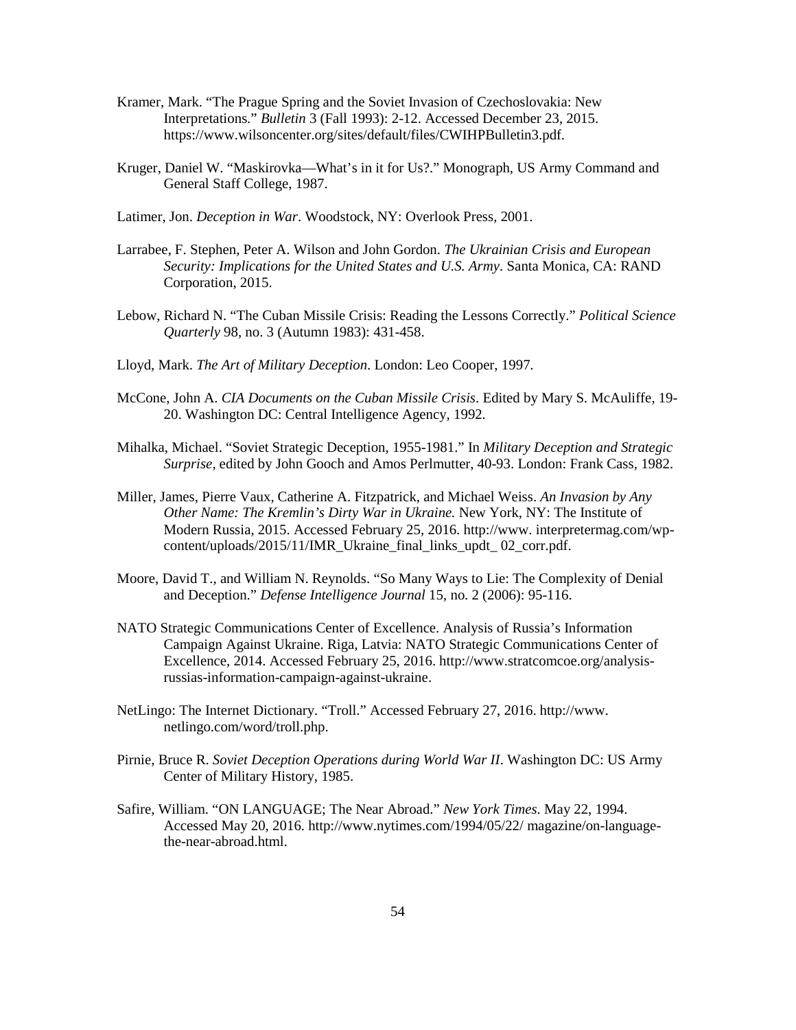Kramer, Mark. "The Prague Spring and the Soviet Invasion of Czechoslovakia: New Interpretations." *Bulletin* 3 (Fall 1993): 2-12. Accessed December 23, 2015. https://www.wilsoncenter.org/sites/default/files/CWIHPBulletin3.pdf.

Kruger, Daniel W. "Maskirovka—What's in it for Us?." Monograph, US Army Command and General Staff College, 1987.

Latimer, Jon. *Deception in War*. Woodstock, NY: Overlook Press, 2001.

Larrabee, F. Stephen, Peter A. Wilson and John Gordon. *The Ukrainian Crisis and European Security: Implications for the United States and U.S. Army*. Santa Monica, CA: RAND Corporation, 2015.

Lebow, Richard N. "The Cuban Missile Crisis: Reading the Lessons Correctly." *Political Science Quarterly* 98, no. 3 (Autumn 1983): 431-458.

Lloyd, Mark. *The Art of Military Deception*. London: Leo Cooper, 1997.

McCone, John A. *CIA Documents on the Cuban Missile Crisis*. Edited by Mary S. McAuliffe, 19-20. Washington DC: Central Intelligence Agency, 1992.

Mihalka, Michael. "Soviet Strategic Deception, 1955-1981." In *Military Deception and Strategic Surprise*, edited by John Gooch and Amos Perlmutter, 40-93. London: Frank Cass, 1982.

Miller, James, Pierre Vaux, Catherine A. Fitzpatrick, and Michael Weiss. *An Invasion by Any Other Name: The Kremlin's Dirty War in Ukraine.* New York, NY: The Institute of Modern Russia, 2015. Accessed February 25, 2016. http://www. interpretermag.com/wp-content/uploads/2015/11/IMR_Ukraine_final_links_updt_ 02_corr.pdf.

Moore, David T., and William N. Reynolds. "So Many Ways to Lie: The Complexity of Denial and Deception." *Defense Intelligence Journal* 15, no. 2 (2006): 95-116.

NATO Strategic Communications Center of Excellence. Analysis of Russia's Information Campaign Against Ukraine. Riga, Latvia: NATO Strategic Communications Center of Excellence, 2014. Accessed February 25, 2016. http://www.stratcomcoe.org/analysis-russias-information-campaign-against-ukraine.

NetLingo: The Internet Dictionary. "Troll." Accessed February 27, 2016. http://www. netlingo.com/word/troll.php.

Pirnie, Bruce R. *Soviet Deception Operations during World War II*. Washington DC: US Army Center of Military History, 1985.

Safire, William. "ON LANGUAGE; The Near Abroad." *New York Times*. May 22, 1994. Accessed May 20, 2016. http://www.nytimes.com/1994/05/22/ magazine/on-language-the-near-abroad.html.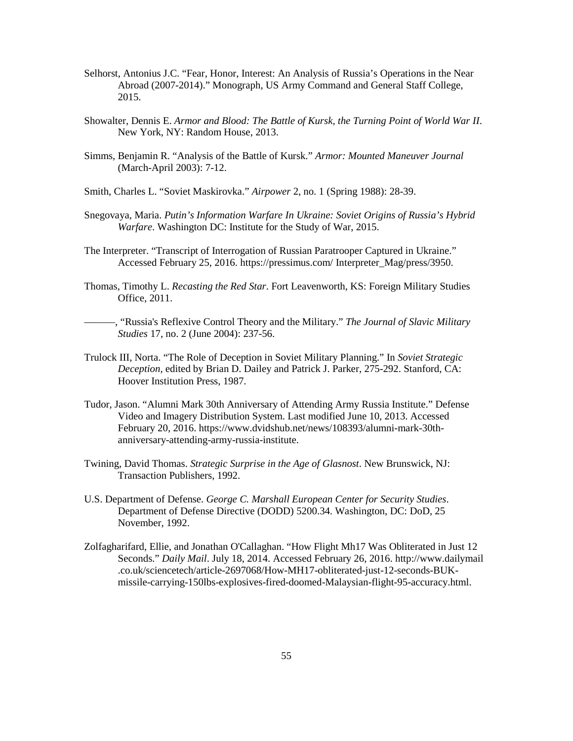Selhorst, Antonius J.C. “Fear, Honor, Interest: An Analysis of Russia’s Operations in the Near Abroad (2007-2014).” Monograph, US Army Command and General Staff College, 2015.

Showalter, Dennis E. *Armor and Blood: The Battle of Kursk, the Turning Point of World War II*. New York, NY: Random House, 2013.

Simms, Benjamin R. “Analysis of the Battle of Kursk.” *Armor: Mounted Maneuver Journal* (March-April 2003): 7-12.

Smith, Charles L. “Soviet Maskirovka.” *Airpower* 2, no. 1 (Spring 1988): 28-39.

Snegovaya, Maria. *Putin’s Information Warfare In Ukraine: Soviet Origins of Russia’s Hybrid Warfare*. Washington DC: Institute for the Study of War, 2015.

The Interpreter. “Transcript of Interrogation of Russian Paratrooper Captured in Ukraine.” Accessed February 25, 2016. https://pressimus.com/ Interpreter_Mag/press/3950.

Thomas, Timothy L. *Recasting the Red Star*. Fort Leavenworth, KS: Foreign Military Studies Office, 2011.

———, “Russia's Reflexive Control Theory and the Military.” *The Journal of Slavic Military Studies* 17, no. 2 (June 2004): 237-56.

Trulock III, Norta. “The Role of Deception in Soviet Military Planning.” In *Soviet Strategic Deception*, edited by Brian D. Dailey and Patrick J. Parker, 275-292. Stanford, CA: Hoover Institution Press, 1987.

Tudor, Jason. “Alumni Mark 30th Anniversary of Attending Army Russia Institute.” Defense Video and Imagery Distribution System. Last modified June 10, 2013. Accessed February 20, 2016. https://www.dvidshub.net/news/108393/alumni-mark-30th-anniversary-attending-army-russia-institute.

Twining, David Thomas. *Strategic Surprise in the Age of Glasnost*. New Brunswick, NJ: Transaction Publishers, 1992.

U.S. Department of Defense. *George C. Marshall European Center for Security Studies*. Department of Defense Directive (DODD) 5200.34. Washington, DC: DoD, 25 November, 1992.

Zolfagharifard, Ellie, and Jonathan O'Callaghan. “How Flight Mh17 Was Obliterated in Just 12 Seconds.” *Daily Mail*. July 18, 2014. Accessed February 26, 2016. http://www.dailymail.co.uk/sciencetech/article-2697068/How-MH17-obliterated-just-12-seconds-BUK-missile-carrying-150lbs-explosives-fired-doomed-Malaysian-flight-95-accuracy.html.